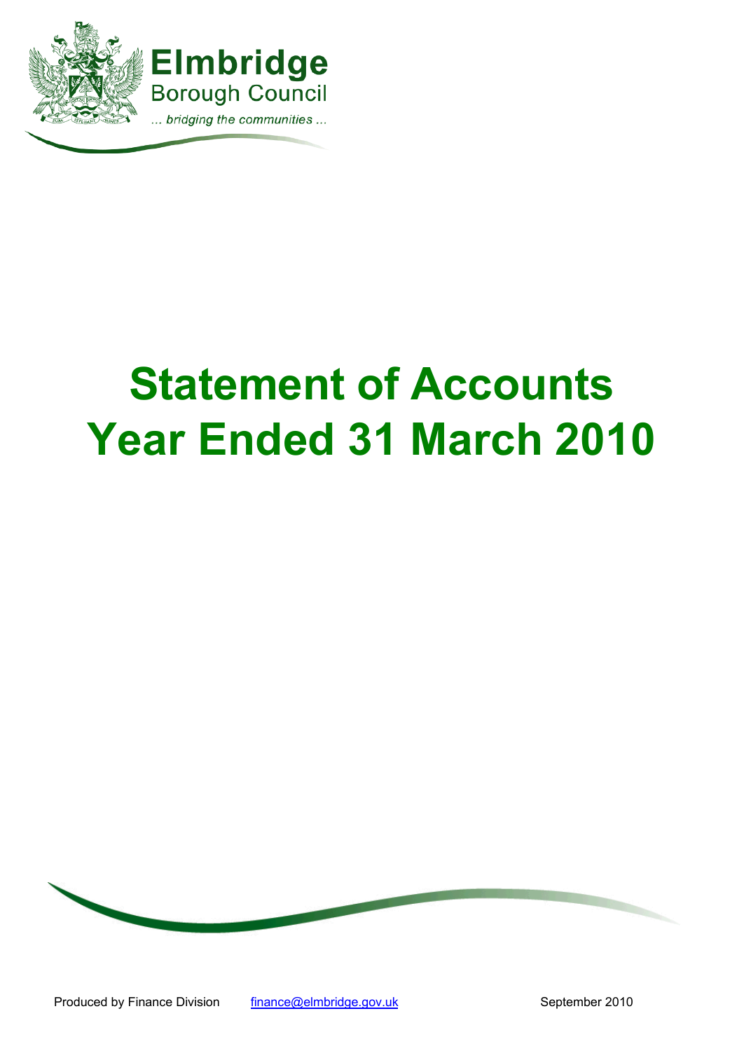**Elmbridge**
Borough Council
*... bridging the communities ...*

# Statement of Accounts Year Ended 31 March 2010

Produced by Finance Division finance@elmbridge.gov.uk September 2010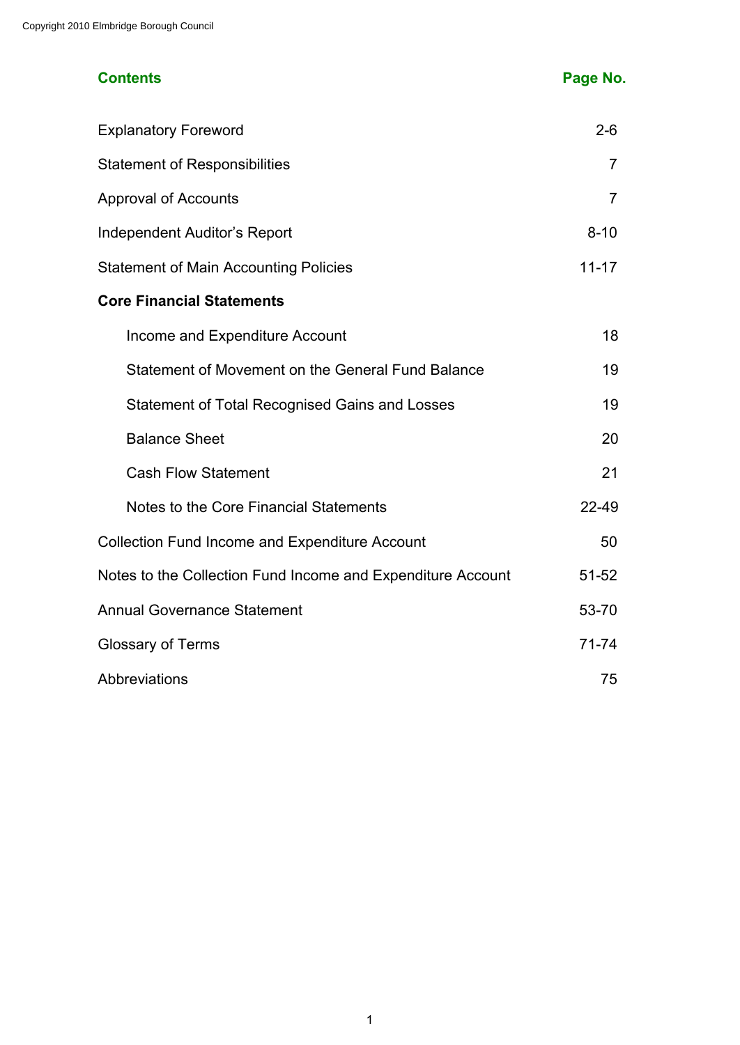Copyright 2010 Elmbridge Borough Council

| **Contents** | **Page No.** |
|---|---|
| Explanatory Foreword | 2-6 |
| Statement of Responsibilities | 7 |
| Approval of Accounts | 7 |
| Independent Auditor's Report | 8-10 |
| Statement of Main Accounting Policies | 11-17 |
| **Core Financial Statements** | |
| Income and Expenditure Account | 18 |
| Statement of Movement on the General Fund Balance | 19 |
| Statement of Total Recognised Gains and Losses | 19 |
| Balance Sheet | 20 |
| Cash Flow Statement | 21 |
| Notes to the Core Financial Statements | 22-49 |
| Collection Fund Income and Expenditure Account | 50 |
| Notes to the Collection Fund Income and Expenditure Account | 51-52 |
| Annual Governance Statement | 53-70 |
| Glossary of Terms | 71-74 |
| Abbreviations | 75 |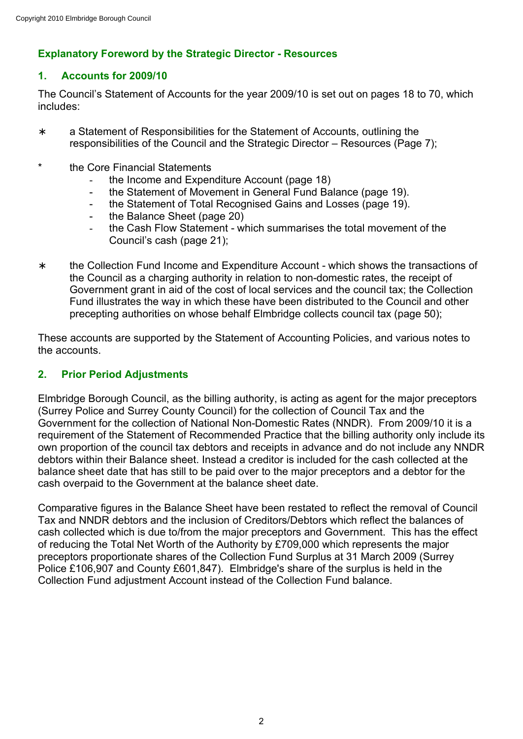## Explanatory Foreword by the Strategic Director - Resources

### 1. Accounts for 2009/10

The Council's Statement of Accounts for the year 2009/10 is set out on pages 18 to 70, which includes:

- a Statement of Responsibilities for the Statement of Accounts, outlining the responsibilities of the Council and the Strategic Director – Resources (Page 7);
- the Core Financial Statements
  - the Income and Expenditure Account (page 18)
  - the Statement of Movement in General Fund Balance (page 19).
  - the Statement of Total Recognised Gains and Losses (page 19).
  - the Balance Sheet (page 20)
  - the Cash Flow Statement - which summarises the total movement of the Council's cash (page 21);
- the Collection Fund Income and Expenditure Account - which shows the transactions of the Council as a charging authority in relation to non-domestic rates, the receipt of Government grant in aid of the cost of local services and the council tax; the Collection Fund illustrates the way in which these have been distributed to the Council and other precepting authorities on whose behalf Elmbridge collects council tax (page 50);

These accounts are supported by the Statement of Accounting Policies, and various notes to the accounts.

### 2. Prior Period Adjustments

Elmbridge Borough Council, as the billing authority, is acting as agent for the major preceptors (Surrey Police and Surrey County Council) for the collection of Council Tax and the Government for the collection of National Non-Domestic Rates (NNDR). From 2009/10 it is a requirement of the Statement of Recommended Practice that the billing authority only include its own proportion of the council tax debtors and receipts in advance and do not include any NNDR debtors within their Balance sheet. Instead a creditor is included for the cash collected at the balance sheet date that has still to be paid over to the major preceptors and a debtor for the cash overpaid to the Government at the balance sheet date.

Comparative figures in the Balance Sheet have been restated to reflect the removal of Council Tax and NNDR debtors and the inclusion of Creditors/Debtors which reflect the balances of cash collected which is due to/from the major preceptors and Government. This has the effect of reducing the Total Net Worth of the Authority by £709,000 which represents the major preceptors proportionate shares of the Collection Fund Surplus at 31 March 2009 (Surrey Police £106,907 and County £601,847). Elmbridge's share of the surplus is held in the Collection Fund adjustment Account instead of the Collection Fund balance.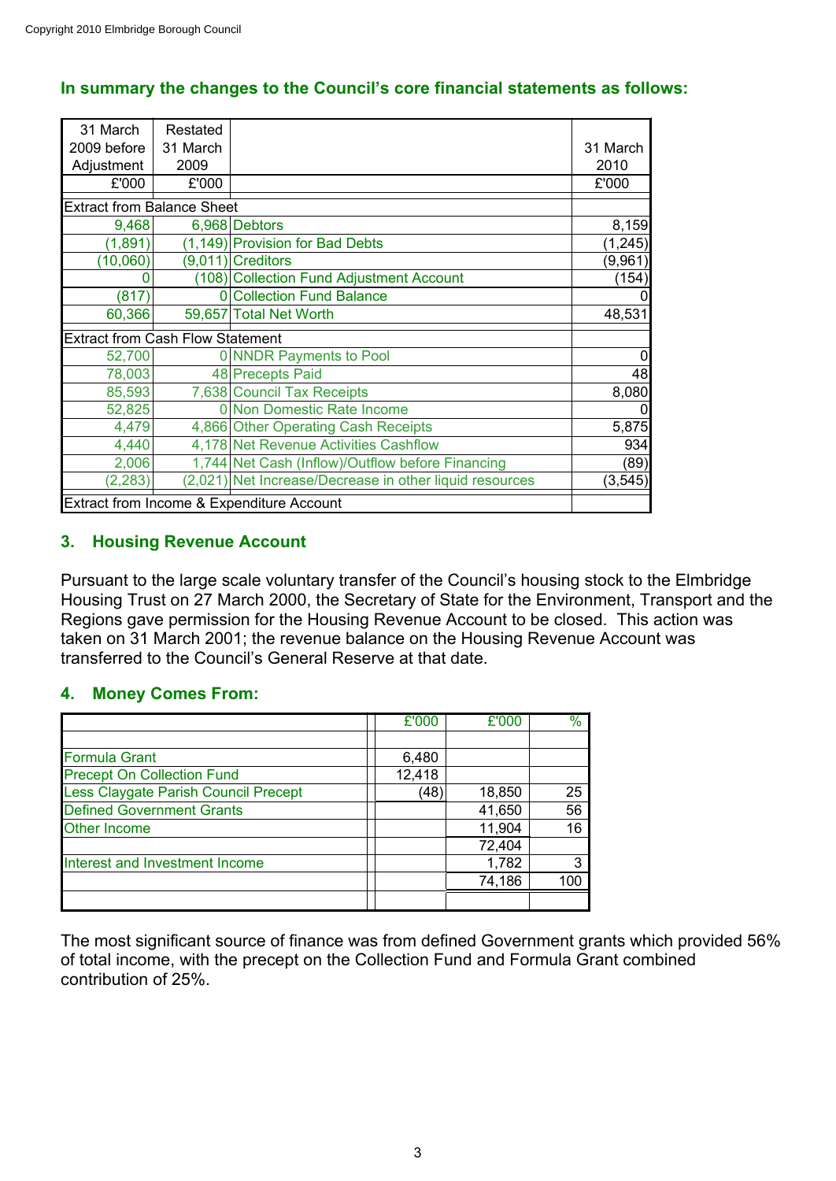**In summary the changes to the Council's core financial statements as follows:**

| 31 March 2009 before Adjustment | Restated 31 March 2009 | | 31 March 2010 |
|---|---|---|---|
| £'000 | £'000 | | £'000 |
| Extract from Balance Sheet | | | |
| 9,468 | 6,968 | Debtors | 8,159 |
| (1,891) | (1,149) | Provision for Bad Debts | (1,245) |
| (10,060) | (9,011) | Creditors | (9,961) |
| 0 | (108) | Collection Fund Adjustment Account | (154) |
| (817) | 0 | Collection Fund Balance | 0 |
| 60,366 | 59,657 | Total Net Worth | 48,531 |
| Extract from Cash Flow Statement | | | |
| 52,700 | 0 | NNDR Payments to Pool | 0 |
| 78,003 | 48 | Precepts Paid | 48 |
| 85,593 | 7,638 | Council Tax Receipts | 8,080 |
| 52,825 | 0 | Non Domestic Rate Income | 0 |
| 4,479 | 4,866 | Other Operating Cash Receipts | 5,875 |
| 4,440 | 4,178 | Net Revenue Activities Cashflow | 934 |
| 2,006 | 1,744 | Net Cash (Inflow)/Outflow before Financing | (89) |
| (2,283) | (2,021) | Net Increase/Decrease in other liquid resources | (3,545) |
| Extract from Income & Expenditure Account | | | |

## 3. Housing Revenue Account

Pursuant to the large scale voluntary transfer of the Council's housing stock to the Elmbridge Housing Trust on 27 March 2000, the Secretary of State for the Environment, Transport and the Regions gave permission for the Housing Revenue Account to be closed. This action was taken on 31 March 2001; the revenue balance on the Housing Revenue Account was transferred to the Council's General Reserve at that date.

## 4. Money Comes From:

| | £'000 | £'000 | % |
|---|---|---|---|
| Formula Grant | 6,480 | | |
| Precept On Collection Fund | 12,418 | | |
| Less Claygate Parish Council Precept | (48) | 18,850 | 25 |
| Defined Government Grants | | 41,650 | 56 |
| Other Income | | 11,904 | 16 |
| | | 72,404 | |
| Interest and Investment Income | | 1,782 | 3 |
| | | 74,186 | 100 |

The most significant source of finance was from defined Government grants which provided 56% of total income, with the precept on the Collection Fund and Formula Grant combined contribution of 25%.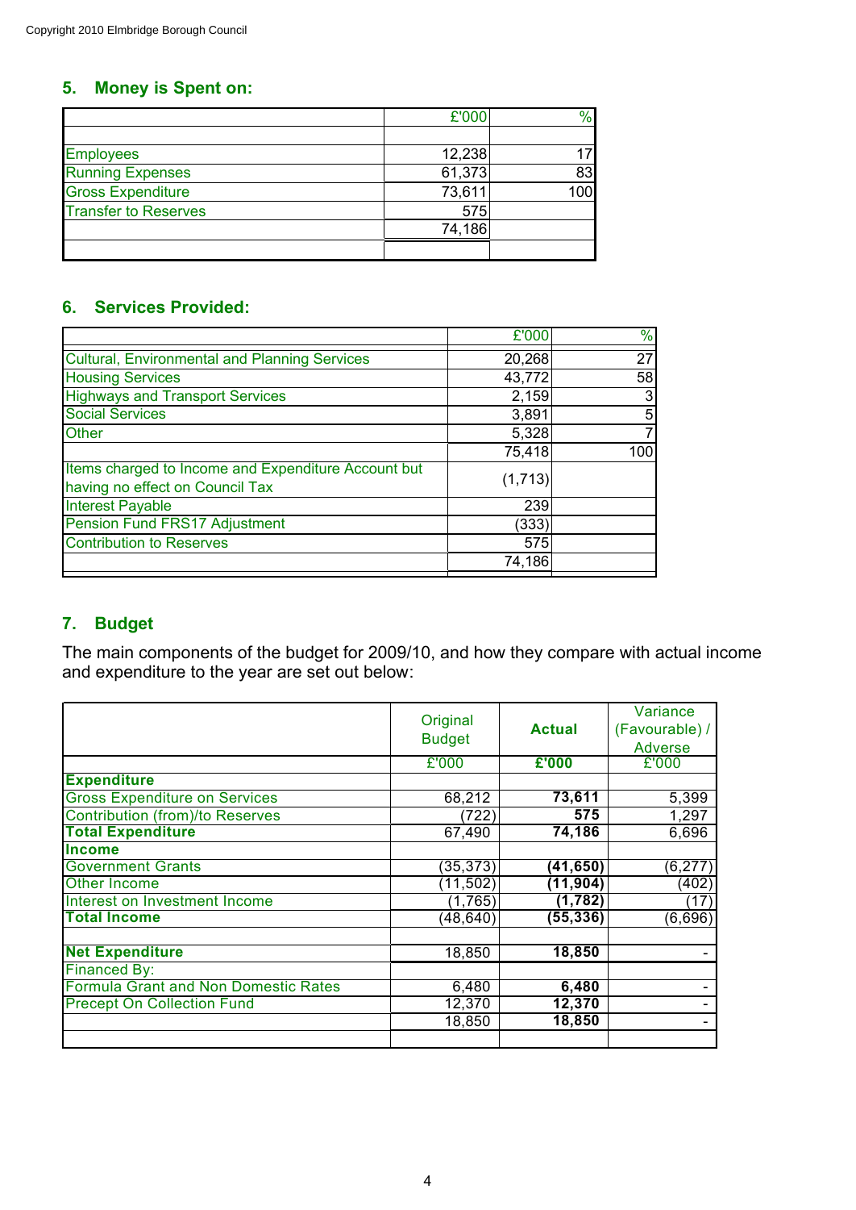## 5. Money is Spent on:

| | £'000 | % |
|---|---|---|
| Employees | 12,238 | 17 |
| Running Expenses | 61,373 | 83 |
| Gross Expenditure | 73,611 | 100 |
| Transfer to Reserves | 575 | |
| | 74,186 | |

## 6. Services Provided:

| | £'000 | % |
|---|---|---|
| Cultural, Environmental and Planning Services | 20,268 | 27 |
| Housing Services | 43,772 | 58 |
| Highways and Transport Services | 2,159 | 3 |
| Social Services | 3,891 | 5 |
| Other | 5,328 | 7 |
| | 75,418 | 100 |
| Items charged to Income and Expenditure Account but having no effect on Council Tax | (1,713) | |
| Interest Payable | 239 | |
| Pension Fund FRS17 Adjustment | (333) | |
| Contribution to Reserves | 575 | |
| | 74,186 | |

## 7. Budget

The main components of the budget for 2009/10, and how they compare with actual income and expenditure to the year are set out below:

| | Original Budget | **Actual** | Variance (Favourable) / Adverse |
|---|---|---|---|
| | £'000 | **£'000** | £'000 |
| **Expenditure** | | | |
| Gross Expenditure on Services | 68,212 | **73,611** | 5,399 |
| Contribution (from)/to Reserves | (722) | **575** | 1,297 |
| **Total Expenditure** | 67,490 | **74,186** | 6,696 |
| **Income** | | | |
| Government Grants | (35,373) | **(41,650)** | (6,277) |
| Other Income | (11,502) | **(11,904)** | (402) |
| Interest on Investment Income | (1,765) | **(1,782)** | (17) |
| **Total Income** | (48,640) | **(55,336)** | (6,696) |
| | | | |
| **Net Expenditure** | 18,850 | **18,850** | - |
| Financed By: | | | |
| Formula Grant and Non Domestic Rates | 6,480 | **6,480** | - |
| Precept On Collection Fund | 12,370 | **12,370** | - |
| | 18,850 | **18,850** | - |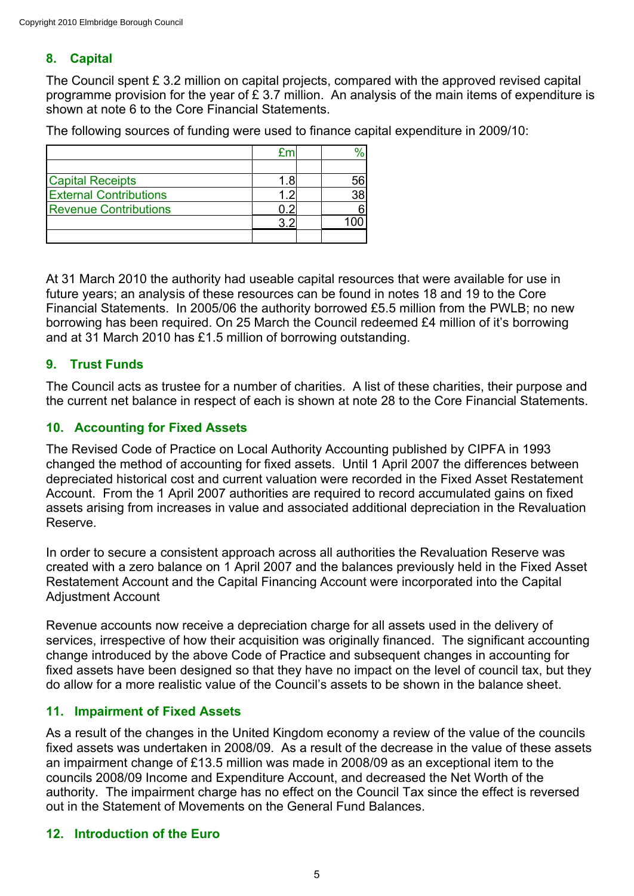## 8. Capital

The Council spent £ 3.2 million on capital projects, compared with the approved revised capital programme provision for the year of £ 3.7 million. An analysis of the main items of expenditure is shown at note 6 to the Core Financial Statements.

The following sources of funding were used to finance capital expenditure in 2009/10:

| | £m | | % |
|---|---|---|---|
| | | | |
| Capital Receipts | 1.8 | | 56 |
| External Contributions | 1.2 | | 38 |
| Revenue Contributions | 0.2 | | 6 |
| | 3.2 | | 100 |
| | | | |

At 31 March 2010 the authority had useable capital resources that were available for use in future years; an analysis of these resources can be found in notes 18 and 19 to the Core Financial Statements. In 2005/06 the authority borrowed £5.5 million from the PWLB; no new borrowing has been required. On 25 March the Council redeemed £4 million of it's borrowing and at 31 March 2010 has £1.5 million of borrowing outstanding.

## 9. Trust Funds

The Council acts as trustee for a number of charities. A list of these charities, their purpose and the current net balance in respect of each is shown at note 28 to the Core Financial Statements.

## 10. Accounting for Fixed Assets

The Revised Code of Practice on Local Authority Accounting published by CIPFA in 1993 changed the method of accounting for fixed assets. Until 1 April 2007 the differences between depreciated historical cost and current valuation were recorded in the Fixed Asset Restatement Account. From the 1 April 2007 authorities are required to record accumulated gains on fixed assets arising from increases in value and associated additional depreciation in the Revaluation Reserve.

In order to secure a consistent approach across all authorities the Revaluation Reserve was created with a zero balance on 1 April 2007 and the balances previously held in the Fixed Asset Restatement Account and the Capital Financing Account were incorporated into the Capital Adjustment Account

Revenue accounts now receive a depreciation charge for all assets used in the delivery of services, irrespective of how their acquisition was originally financed. The significant accounting change introduced by the above Code of Practice and subsequent changes in accounting for fixed assets have been designed so that they have no impact on the level of council tax, but they do allow for a more realistic value of the Council's assets to be shown in the balance sheet.

## 11. Impairment of Fixed Assets

As a result of the changes in the United Kingdom economy a review of the value of the councils fixed assets was undertaken in 2008/09. As a result of the decrease in the value of these assets an impairment change of £13.5 million was made in 2008/09 as an exceptional item to the councils 2008/09 Income and Expenditure Account, and decreased the Net Worth of the authority. The impairment charge has no effect on the Council Tax since the effect is reversed out in the Statement of Movements on the General Fund Balances.

## 12. Introduction of the Euro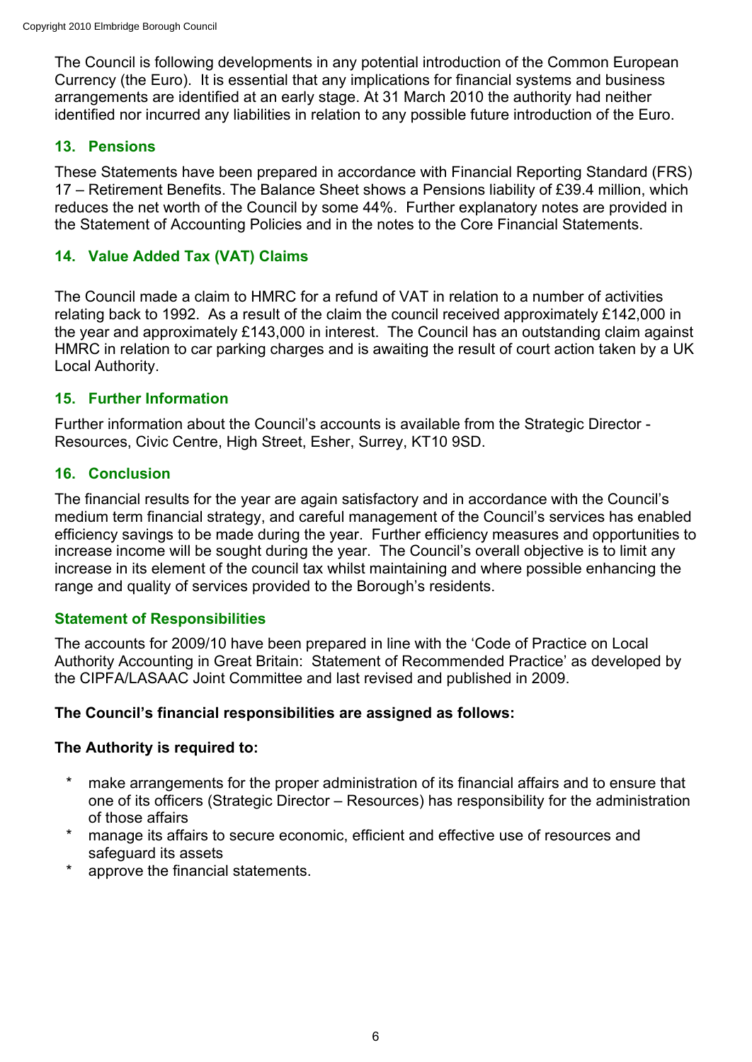The Council is following developments in any potential introduction of the Common European Currency (the Euro). It is essential that any implications for financial systems and business arrangements are identified at an early stage. At 31 March 2010 the authority had neither identified nor incurred any liabilities in relation to any possible future introduction of the Euro.

## 13. Pensions

These Statements have been prepared in accordance with Financial Reporting Standard (FRS) 17 – Retirement Benefits. The Balance Sheet shows a Pensions liability of £39.4 million, which reduces the net worth of the Council by some 44%. Further explanatory notes are provided in the Statement of Accounting Policies and in the notes to the Core Financial Statements.

## 14. Value Added Tax (VAT) Claims

The Council made a claim to HMRC for a refund of VAT in relation to a number of activities relating back to 1992. As a result of the claim the council received approximately £142,000 in the year and approximately £143,000 in interest. The Council has an outstanding claim against HMRC in relation to car parking charges and is awaiting the result of court action taken by a UK Local Authority.

## 15. Further Information

Further information about the Council's accounts is available from the Strategic Director - Resources, Civic Centre, High Street, Esher, Surrey, KT10 9SD.

## 16. Conclusion

The financial results for the year are again satisfactory and in accordance with the Council's medium term financial strategy, and careful management of the Council's services has enabled efficiency savings to be made during the year. Further efficiency measures and opportunities to increase income will be sought during the year. The Council's overall objective is to limit any increase in its element of the council tax whilst maintaining and where possible enhancing the range and quality of services provided to the Borough's residents.

## Statement of Responsibilities

The accounts for 2009/10 have been prepared in line with the 'Code of Practice on Local Authority Accounting in Great Britain: Statement of Recommended Practice' as developed by the CIPFA/LASAAC Joint Committee and last revised and published in 2009.

**The Council's financial responsibilities are assigned as follows:**

**The Authority is required to:**

* make arrangements for the proper administration of its financial affairs and to ensure that one of its officers (Strategic Director – Resources) has responsibility for the administration of those affairs
* manage its affairs to secure economic, efficient and effective use of resources and safeguard its assets
* approve the financial statements.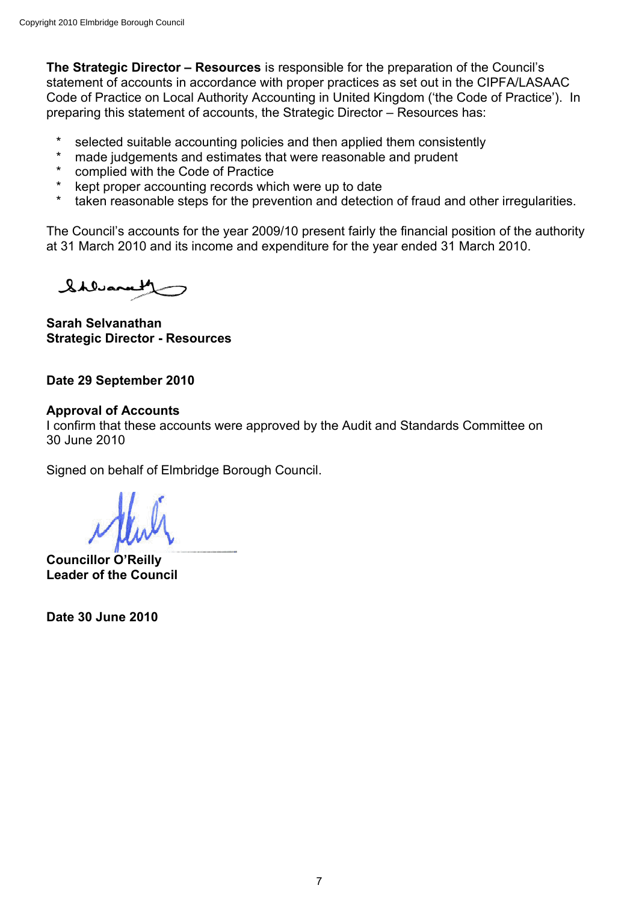**The Strategic Director – Resources** is responsible for the preparation of the Council's statement of accounts in accordance with proper practices as set out in the CIPFA/LASAAC Code of Practice on Local Authority Accounting in United Kingdom ('the Code of Practice'). In preparing this statement of accounts, the Strategic Director – Resources has:

* selected suitable accounting policies and then applied them consistently
* made judgements and estimates that were reasonable and prudent
* complied with the Code of Practice
* kept proper accounting records which were up to date
* taken reasonable steps for the prevention and detection of fraud and other irregularities.

The Council's accounts for the year 2009/10 present fairly the financial position of the authority at 31 March 2010 and its income and expenditure for the year ended 31 March 2010.

**Sarah Selvanathan**
**Strategic Director - Resources**

**Date 29 September 2010**

**Approval of Accounts**

I confirm that these accounts were approved by the Audit and Standards Committee on 30 June 2010

Signed on behalf of Elmbridge Borough Council.

**Councillor O'Reilly**
**Leader of the Council**

**Date 30 June 2010**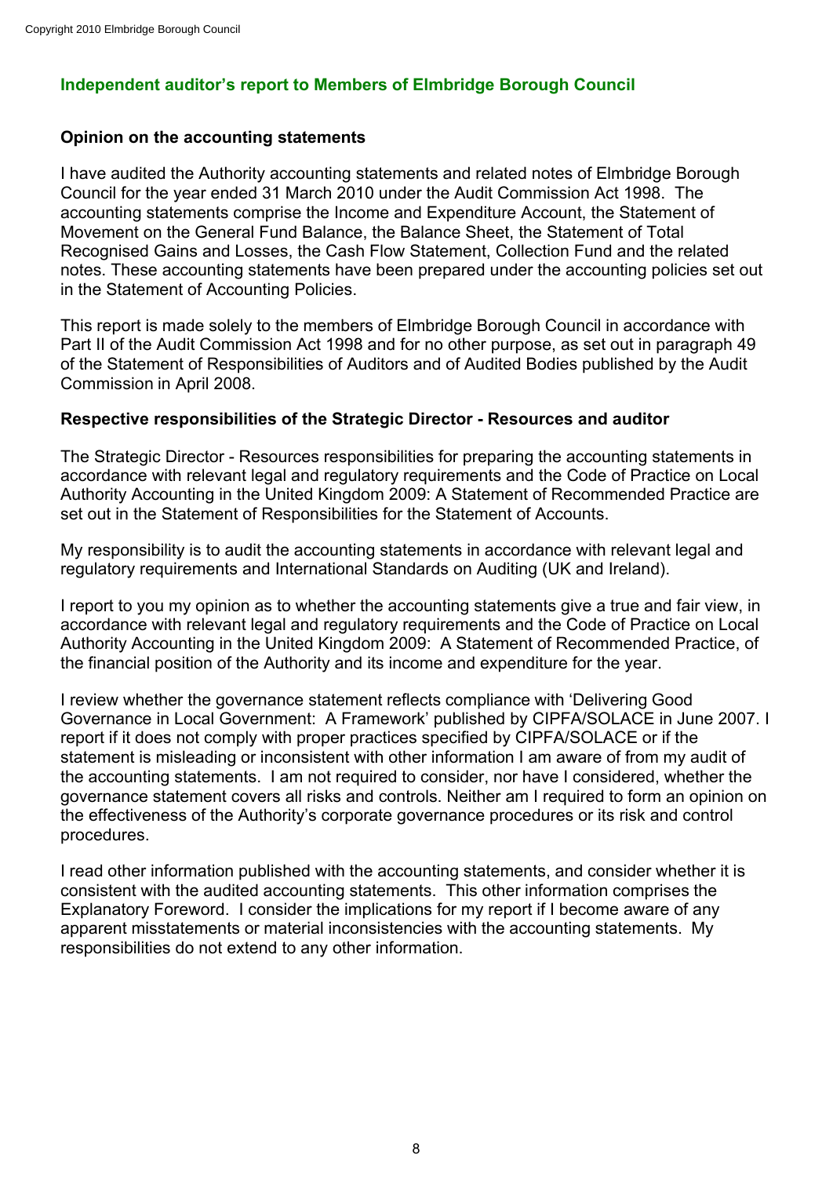## Independent auditor's report to Members of Elmbridge Borough Council

### Opinion on the accounting statements

I have audited the Authority accounting statements and related notes of Elmbridge Borough Council for the year ended 31 March 2010 under the Audit Commission Act 1998. The accounting statements comprise the Income and Expenditure Account, the Statement of Movement on the General Fund Balance, the Balance Sheet, the Statement of Total Recognised Gains and Losses, the Cash Flow Statement, Collection Fund and the related notes. These accounting statements have been prepared under the accounting policies set out in the Statement of Accounting Policies.

This report is made solely to the members of Elmbridge Borough Council in accordance with Part II of the Audit Commission Act 1998 and for no other purpose, as set out in paragraph 49 of the Statement of Responsibilities of Auditors and of Audited Bodies published by the Audit Commission in April 2008.

### Respective responsibilities of the Strategic Director - Resources and auditor

The Strategic Director - Resources responsibilities for preparing the accounting statements in accordance with relevant legal and regulatory requirements and the Code of Practice on Local Authority Accounting in the United Kingdom 2009: A Statement of Recommended Practice are set out in the Statement of Responsibilities for the Statement of Accounts.

My responsibility is to audit the accounting statements in accordance with relevant legal and regulatory requirements and International Standards on Auditing (UK and Ireland).

I report to you my opinion as to whether the accounting statements give a true and fair view, in accordance with relevant legal and regulatory requirements and the Code of Practice on Local Authority Accounting in the United Kingdom 2009: A Statement of Recommended Practice, of the financial position of the Authority and its income and expenditure for the year.

I review whether the governance statement reflects compliance with 'Delivering Good Governance in Local Government: A Framework' published by CIPFA/SOLACE in June 2007. I report if it does not comply with proper practices specified by CIPFA/SOLACE or if the statement is misleading or inconsistent with other information I am aware of from my audit of the accounting statements. I am not required to consider, nor have I considered, whether the governance statement covers all risks and controls. Neither am I required to form an opinion on the effectiveness of the Authority's corporate governance procedures or its risk and control procedures.

I read other information published with the accounting statements, and consider whether it is consistent with the audited accounting statements. This other information comprises the Explanatory Foreword. I consider the implications for my report if I become aware of any apparent misstatements or material inconsistencies with the accounting statements. My responsibilities do not extend to any other information.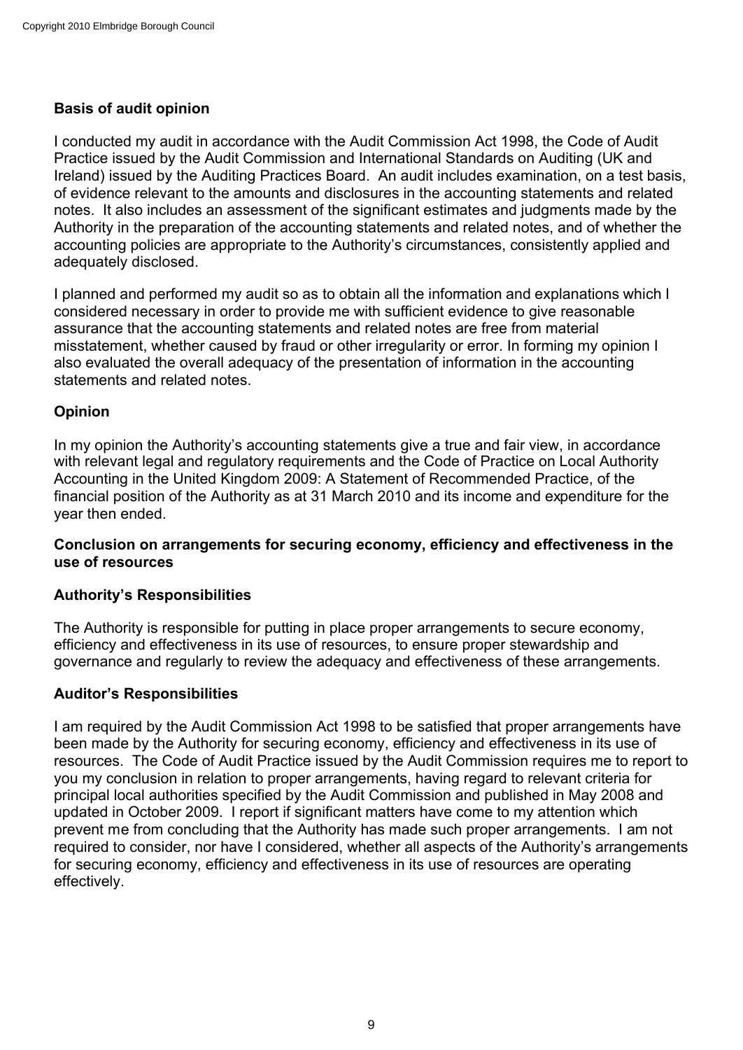**Basis of audit opinion**

I conducted my audit in accordance with the Audit Commission Act 1998, the Code of Audit Practice issued by the Audit Commission and International Standards on Auditing (UK and Ireland) issued by the Auditing Practices Board. An audit includes examination, on a test basis, of evidence relevant to the amounts and disclosures in the accounting statements and related notes. It also includes an assessment of the significant estimates and judgments made by the Authority in the preparation of the accounting statements and related notes, and of whether the accounting policies are appropriate to the Authority's circumstances, consistently applied and adequately disclosed.

I planned and performed my audit so as to obtain all the information and explanations which I considered necessary in order to provide me with sufficient evidence to give reasonable assurance that the accounting statements and related notes are free from material misstatement, whether caused by fraud or other irregularity or error. In forming my opinion I also evaluated the overall adequacy of the presentation of information in the accounting statements and related notes.

**Opinion**

In my opinion the Authority's accounting statements give a true and fair view, in accordance with relevant legal and regulatory requirements and the Code of Practice on Local Authority Accounting in the United Kingdom 2009: A Statement of Recommended Practice, of the financial position of the Authority as at 31 March 2010 and its income and expenditure for the year then ended.

**Conclusion on arrangements for securing economy, efficiency and effectiveness in the use of resources**

**Authority's Responsibilities**

The Authority is responsible for putting in place proper arrangements to secure economy, efficiency and effectiveness in its use of resources, to ensure proper stewardship and governance and regularly to review the adequacy and effectiveness of these arrangements.

**Auditor's Responsibilities**

I am required by the Audit Commission Act 1998 to be satisfied that proper arrangements have been made by the Authority for securing economy, efficiency and effectiveness in its use of resources. The Code of Audit Practice issued by the Audit Commission requires me to report to you my conclusion in relation to proper arrangements, having regard to relevant criteria for principal local authorities specified by the Audit Commission and published in May 2008 and updated in October 2009. I report if significant matters have come to my attention which prevent me from concluding that the Authority has made such proper arrangements. I am not required to consider, nor have I considered, whether all aspects of the Authority's arrangements for securing economy, efficiency and effectiveness in its use of resources are operating effectively.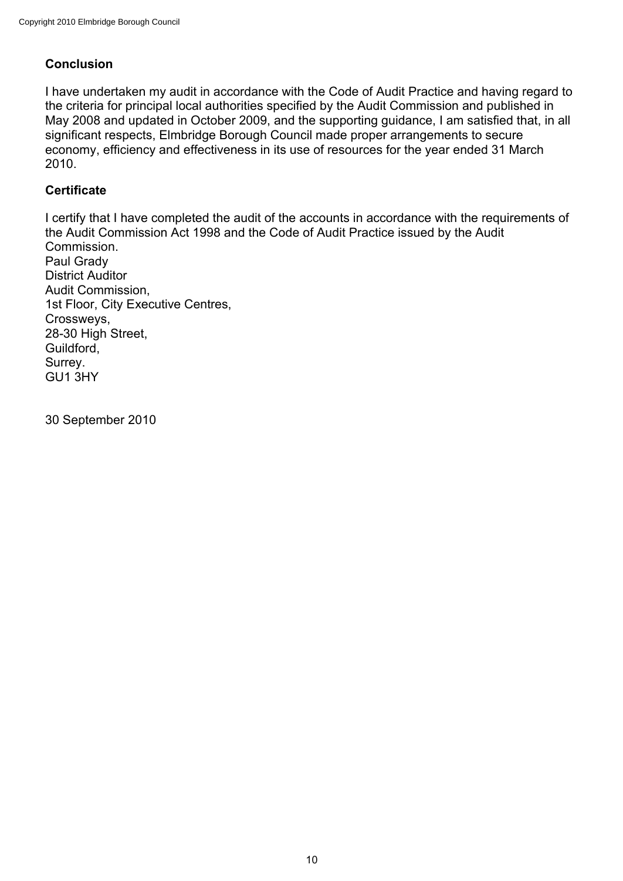## Conclusion

I have undertaken my audit in accordance with the Code of Audit Practice and having regard to the criteria for principal local authorities specified by the Audit Commission and published in May 2008 and updated in October 2009, and the supporting guidance, I am satisfied that, in all significant respects, Elmbridge Borough Council made proper arrangements to secure economy, efficiency and effectiveness in its use of resources for the year ended 31 March 2010.

## Certificate

I certify that I have completed the audit of the accounts in accordance with the requirements of the Audit Commission Act 1998 and the Code of Audit Practice issued by the Audit Commission.
Paul Grady
District Auditor
Audit Commission,
1st Floor, City Executive Centres,
Crossweys,
28-30 High Street,
Guildford,
Surrey.
GU1 3HY

30 September 2010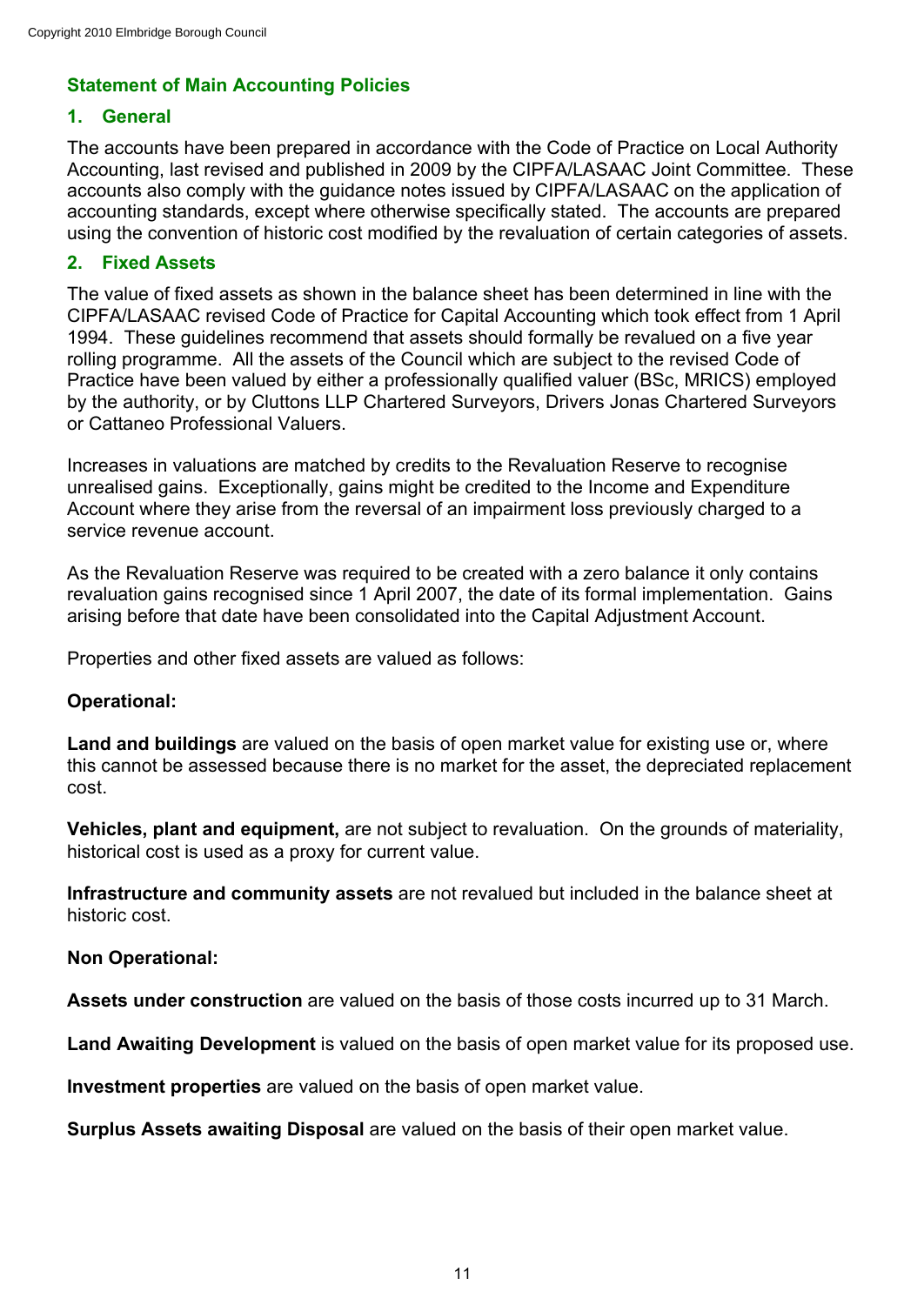## Statement of Main Accounting Policies

### 1. General

The accounts have been prepared in accordance with the Code of Practice on Local Authority Accounting, last revised and published in 2009 by the CIPFA/LASAAC Joint Committee. These accounts also comply with the guidance notes issued by CIPFA/LASAAC on the application of accounting standards, except where otherwise specifically stated. The accounts are prepared using the convention of historic cost modified by the revaluation of certain categories of assets.

### 2. Fixed Assets

The value of fixed assets as shown in the balance sheet has been determined in line with the CIPFA/LASAAC revised Code of Practice for Capital Accounting which took effect from 1 April 1994. These guidelines recommend that assets should formally be revalued on a five year rolling programme. All the assets of the Council which are subject to the revised Code of Practice have been valued by either a professionally qualified valuer (BSc, MRICS) employed by the authority, or by Cluttons LLP Chartered Surveyors, Drivers Jonas Chartered Surveyors or Cattaneo Professional Valuers.

Increases in valuations are matched by credits to the Revaluation Reserve to recognise unrealised gains. Exceptionally, gains might be credited to the Income and Expenditure Account where they arise from the reversal of an impairment loss previously charged to a service revenue account.

As the Revaluation Reserve was required to be created with a zero balance it only contains revaluation gains recognised since 1 April 2007, the date of its formal implementation. Gains arising before that date have been consolidated into the Capital Adjustment Account.

Properties and other fixed assets are valued as follows:

**Operational:**

**Land and buildings** are valued on the basis of open market value for existing use or, where this cannot be assessed because there is no market for the asset, the depreciated replacement cost.

**Vehicles, plant and equipment,** are not subject to revaluation. On the grounds of materiality, historical cost is used as a proxy for current value.

**Infrastructure and community assets** are not revalued but included in the balance sheet at historic cost.

**Non Operational:**

**Assets under construction** are valued on the basis of those costs incurred up to 31 March.

**Land Awaiting Development** is valued on the basis of open market value for its proposed use.

**Investment properties** are valued on the basis of open market value.

**Surplus Assets awaiting Disposal** are valued on the basis of their open market value.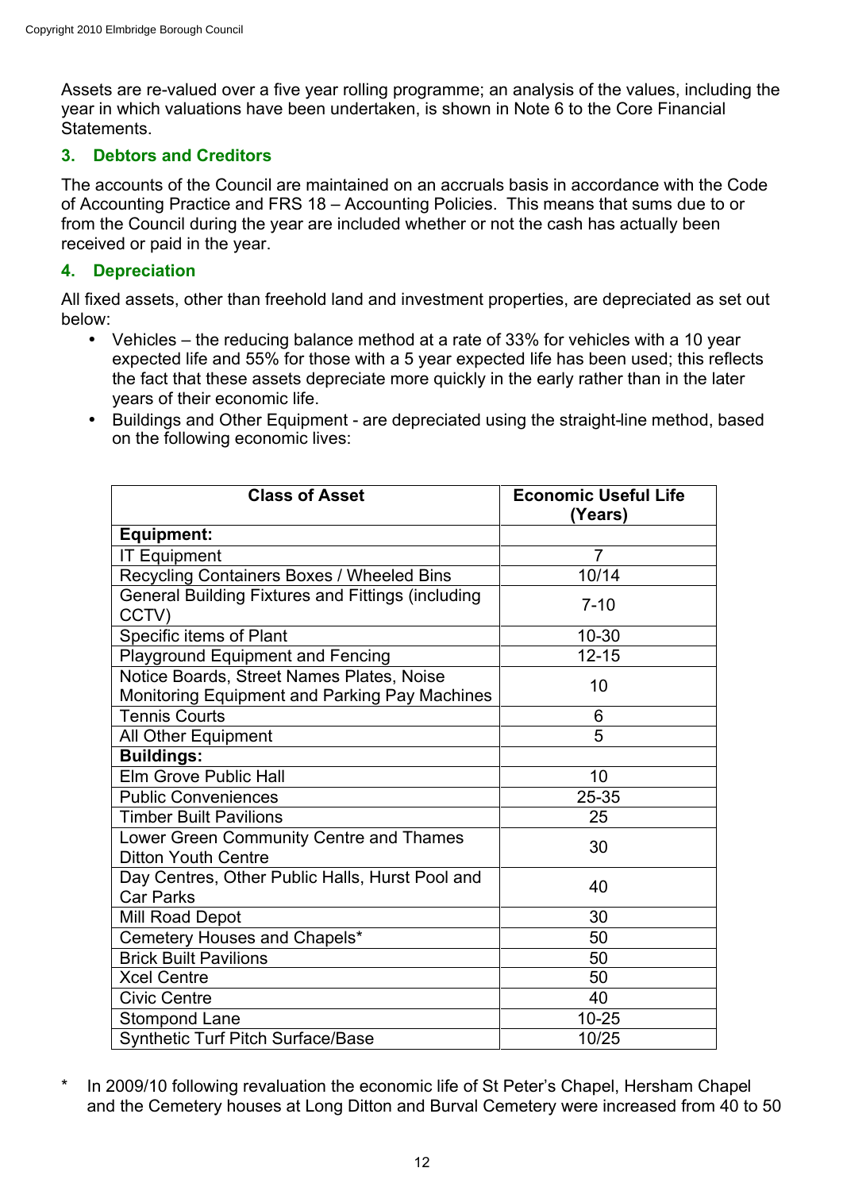Assets are re-valued over a five year rolling programme; an analysis of the values, including the year in which valuations have been undertaken, is shown in Note 6 to the Core Financial Statements.

### 3. Debtors and Creditors

The accounts of the Council are maintained on an accruals basis in accordance with the Code of Accounting Practice and FRS 18 – Accounting Policies. This means that sums due to or from the Council during the year are included whether or not the cash has actually been received or paid in the year.

### 4. Depreciation

All fixed assets, other than freehold land and investment properties, are depreciated as set out below:

- Vehicles – the reducing balance method at a rate of 33% for vehicles with a 10 year expected life and 55% for those with a 5 year expected life has been used; this reflects the fact that these assets depreciate more quickly in the early rather than in the later years of their economic life.
- Buildings and Other Equipment - are depreciated using the straight-line method, based on the following economic lives:

| Class of Asset | Economic Useful Life (Years) |
|---|---|
| **Equipment:** | |
| IT Equipment | 7 |
| Recycling Containers Boxes / Wheeled Bins | 10/14 |
| General Building Fixtures and Fittings (including CCTV) | 7-10 |
| Specific items of Plant | 10-30 |
| Playground Equipment and Fencing | 12-15 |
| Notice Boards, Street Names Plates, Noise Monitoring Equipment and Parking Pay Machines | 10 |
| Tennis Courts | 6 |
| All Other Equipment | 5 |
| **Buildings:** | |
| Elm Grove Public Hall | 10 |
| Public Conveniences | 25-35 |
| Timber Built Pavilions | 25 |
| Lower Green Community Centre and Thames Ditton Youth Centre | 30 |
| Day Centres, Other Public Halls, Hurst Pool and Car Parks | 40 |
| Mill Road Depot | 30 |
| Cemetery Houses and Chapels* | 50 |
| Brick Built Pavilions | 50 |
| Xcel Centre | 50 |
| Civic Centre | 40 |
| Stompond Lane | 10-25 |
| Synthetic Turf Pitch Surface/Base | 10/25 |

\* In 2009/10 following revaluation the economic life of St Peter's Chapel, Hersham Chapel and the Cemetery houses at Long Ditton and Burval Cemetery were increased from 40 to 50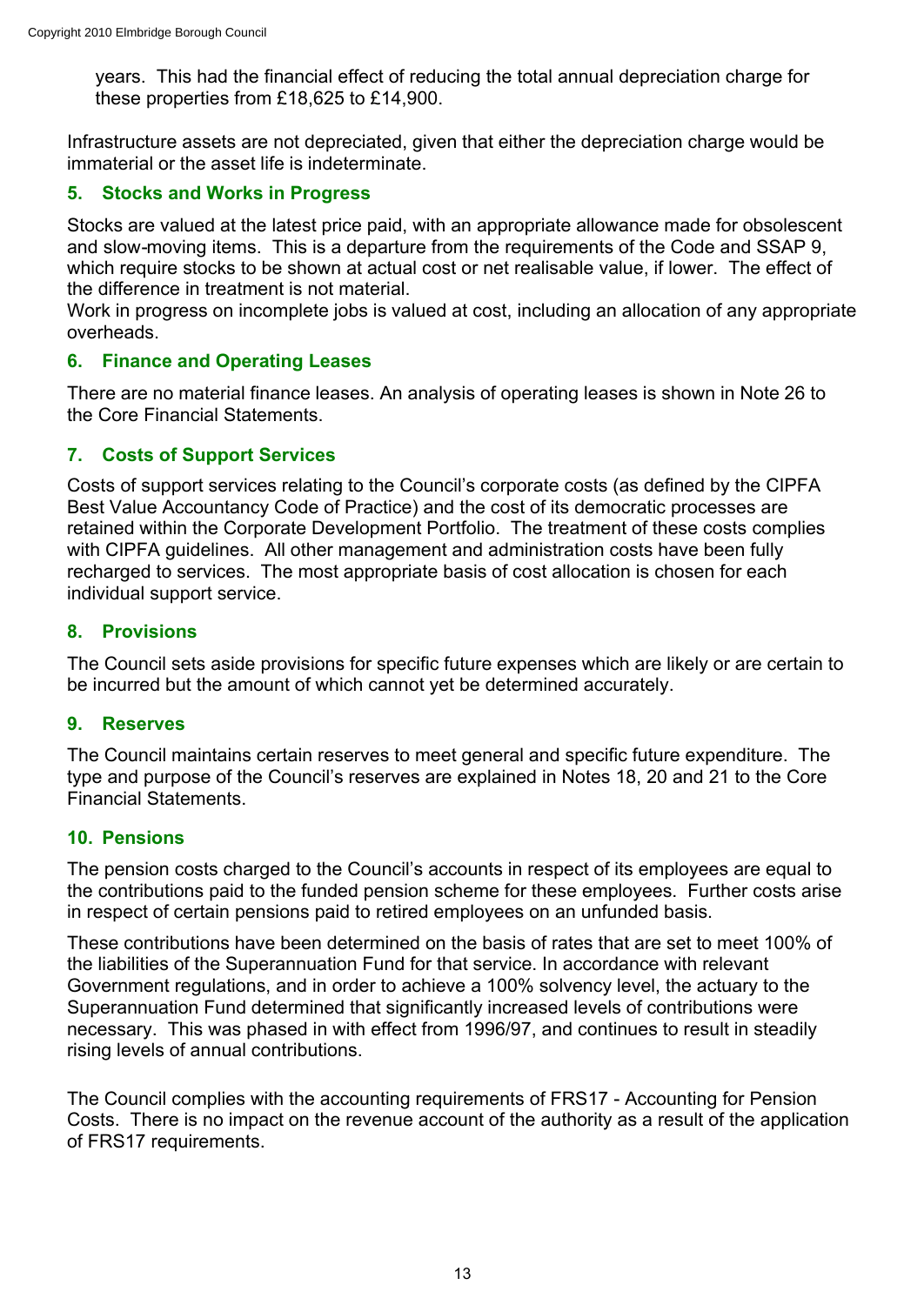years. This had the financial effect of reducing the total annual depreciation charge for these properties from £18,625 to £14,900.

Infrastructure assets are not depreciated, given that either the depreciation charge would be immaterial or the asset life is indeterminate.

### 5. Stocks and Works in Progress

Stocks are valued at the latest price paid, with an appropriate allowance made for obsolescent and slow-moving items. This is a departure from the requirements of the Code and SSAP 9, which require stocks to be shown at actual cost or net realisable value, if lower. The effect of the difference in treatment is not material.
Work in progress on incomplete jobs is valued at cost, including an allocation of any appropriate overheads.

### 6. Finance and Operating Leases

There are no material finance leases. An analysis of operating leases is shown in Note 26 to the Core Financial Statements.

### 7. Costs of Support Services

Costs of support services relating to the Council's corporate costs (as defined by the CIPFA Best Value Accountancy Code of Practice) and the cost of its democratic processes are retained within the Corporate Development Portfolio. The treatment of these costs complies with CIPFA guidelines. All other management and administration costs have been fully recharged to services. The most appropriate basis of cost allocation is chosen for each individual support service.

### 8. Provisions

The Council sets aside provisions for specific future expenses which are likely or are certain to be incurred but the amount of which cannot yet be determined accurately.

### 9. Reserves

The Council maintains certain reserves to meet general and specific future expenditure. The type and purpose of the Council's reserves are explained in Notes 18, 20 and 21 to the Core Financial Statements.

### 10. Pensions

The pension costs charged to the Council's accounts in respect of its employees are equal to the contributions paid to the funded pension scheme for these employees. Further costs arise in respect of certain pensions paid to retired employees on an unfunded basis.

These contributions have been determined on the basis of rates that are set to meet 100% of the liabilities of the Superannuation Fund for that service. In accordance with relevant Government regulations, and in order to achieve a 100% solvency level, the actuary to the Superannuation Fund determined that significantly increased levels of contributions were necessary. This was phased in with effect from 1996/97, and continues to result in steadily rising levels of annual contributions.

The Council complies with the accounting requirements of FRS17 - Accounting for Pension Costs. There is no impact on the revenue account of the authority as a result of the application of FRS17 requirements.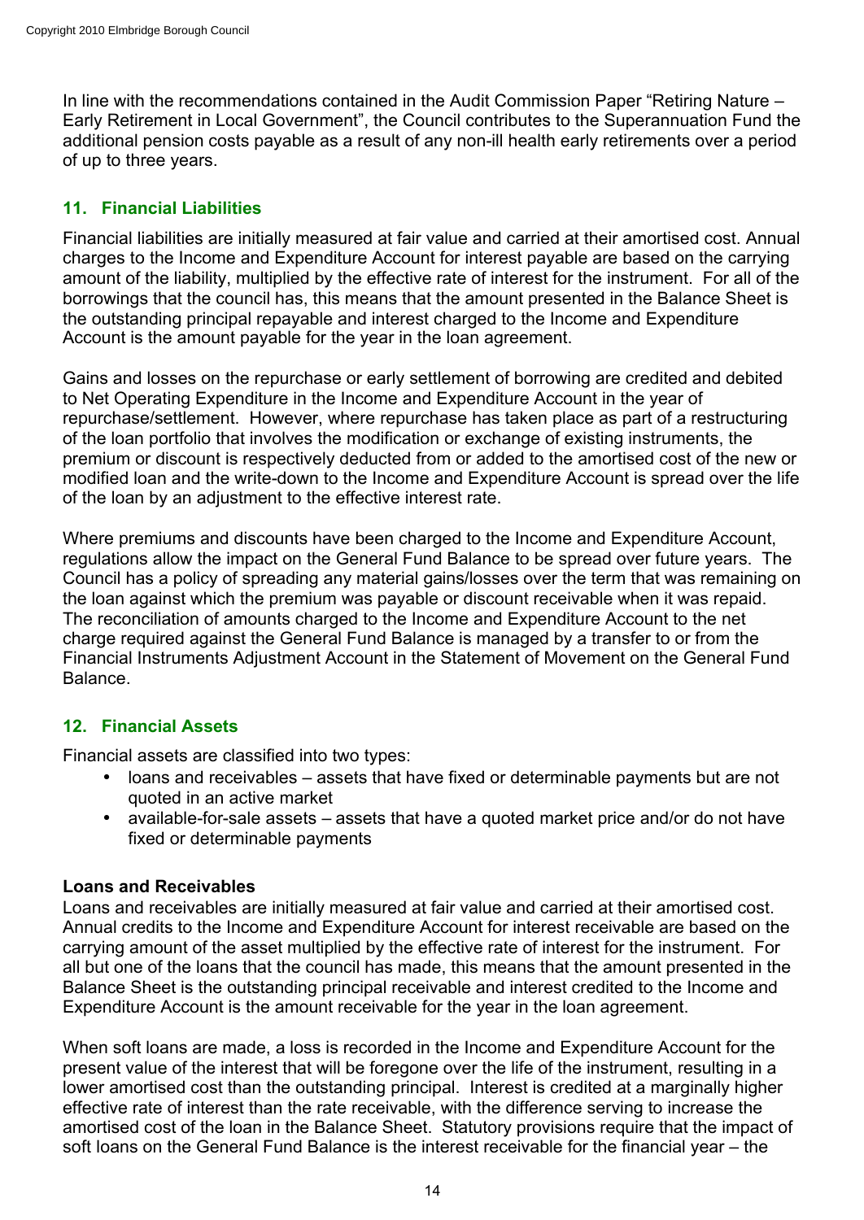In line with the recommendations contained in the Audit Commission Paper "Retiring Nature – Early Retirement in Local Government", the Council contributes to the Superannuation Fund the additional pension costs payable as a result of any non-ill health early retirements over a period of up to three years.

## 11. Financial Liabilities

Financial liabilities are initially measured at fair value and carried at their amortised cost. Annual charges to the Income and Expenditure Account for interest payable are based on the carrying amount of the liability, multiplied by the effective rate of interest for the instrument. For all of the borrowings that the council has, this means that the amount presented in the Balance Sheet is the outstanding principal repayable and interest charged to the Income and Expenditure Account is the amount payable for the year in the loan agreement.

Gains and losses on the repurchase or early settlement of borrowing are credited and debited to Net Operating Expenditure in the Income and Expenditure Account in the year of repurchase/settlement. However, where repurchase has taken place as part of a restructuring of the loan portfolio that involves the modification or exchange of existing instruments, the premium or discount is respectively deducted from or added to the amortised cost of the new or modified loan and the write-down to the Income and Expenditure Account is spread over the life of the loan by an adjustment to the effective interest rate.

Where premiums and discounts have been charged to the Income and Expenditure Account, regulations allow the impact on the General Fund Balance to be spread over future years. The Council has a policy of spreading any material gains/losses over the term that was remaining on the loan against which the premium was payable or discount receivable when it was repaid. The reconciliation of amounts charged to the Income and Expenditure Account to the net charge required against the General Fund Balance is managed by a transfer to or from the Financial Instruments Adjustment Account in the Statement of Movement on the General Fund Balance.

## 12. Financial Assets

Financial assets are classified into two types:

- loans and receivables – assets that have fixed or determinable payments but are not quoted in an active market
- available-for-sale assets – assets that have a quoted market price and/or do not have fixed or determinable payments

**Loans and Receivables**

Loans and receivables are initially measured at fair value and carried at their amortised cost. Annual credits to the Income and Expenditure Account for interest receivable are based on the carrying amount of the asset multiplied by the effective rate of interest for the instrument. For all but one of the loans that the council has made, this means that the amount presented in the Balance Sheet is the outstanding principal receivable and interest credited to the Income and Expenditure Account is the amount receivable for the year in the loan agreement.

When soft loans are made, a loss is recorded in the Income and Expenditure Account for the present value of the interest that will be foregone over the life of the instrument, resulting in a lower amortised cost than the outstanding principal. Interest is credited at a marginally higher effective rate of interest than the rate receivable, with the difference serving to increase the amortised cost of the loan in the Balance Sheet. Statutory provisions require that the impact of soft loans on the General Fund Balance is the interest receivable for the financial year – the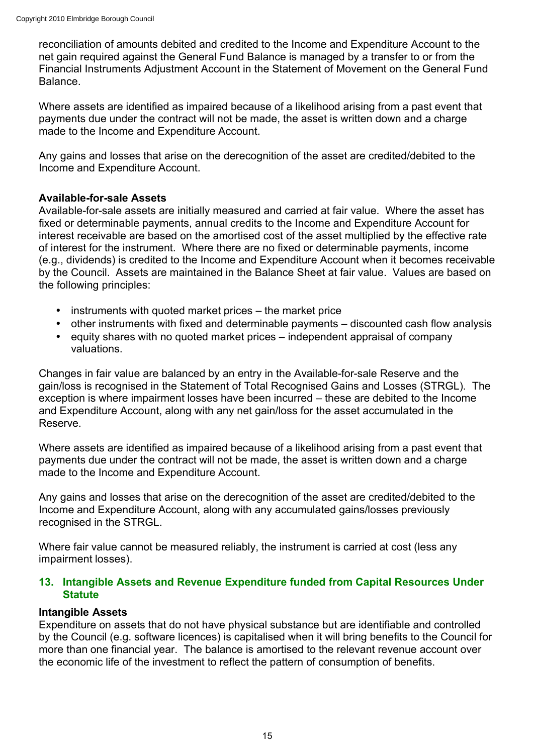reconciliation of amounts debited and credited to the Income and Expenditure Account to the net gain required against the General Fund Balance is managed by a transfer to or from the Financial Instruments Adjustment Account in the Statement of Movement on the General Fund Balance.

Where assets are identified as impaired because of a likelihood arising from a past event that payments due under the contract will not be made, the asset is written down and a charge made to the Income and Expenditure Account.

Any gains and losses that arise on the derecognition of the asset are credited/debited to the Income and Expenditure Account.

**Available-for-sale Assets**

Available-for-sale assets are initially measured and carried at fair value. Where the asset has fixed or determinable payments, annual credits to the Income and Expenditure Account for interest receivable are based on the amortised cost of the asset multiplied by the effective rate of interest for the instrument. Where there are no fixed or determinable payments, income (e.g., dividends) is credited to the Income and Expenditure Account when it becomes receivable by the Council. Assets are maintained in the Balance Sheet at fair value. Values are based on the following principles:

- instruments with quoted market prices – the market price
- other instruments with fixed and determinable payments – discounted cash flow analysis
- equity shares with no quoted market prices – independent appraisal of company valuations.

Changes in fair value are balanced by an entry in the Available-for-sale Reserve and the gain/loss is recognised in the Statement of Total Recognised Gains and Losses (STRGL). The exception is where impairment losses have been incurred – these are debited to the Income and Expenditure Account, along with any net gain/loss for the asset accumulated in the Reserve.

Where assets are identified as impaired because of a likelihood arising from a past event that payments due under the contract will not be made, the asset is written down and a charge made to the Income and Expenditure Account.

Any gains and losses that arise on the derecognition of the asset are credited/debited to the Income and Expenditure Account, along with any accumulated gains/losses previously recognised in the STRGL.

Where fair value cannot be measured reliably, the instrument is carried at cost (less any impairment losses).

## 13. Intangible Assets and Revenue Expenditure funded from Capital Resources Under Statute

**Intangible Assets**

Expenditure on assets that do not have physical substance but are identifiable and controlled by the Council (e.g. software licences) is capitalised when it will bring benefits to the Council for more than one financial year. The balance is amortised to the relevant revenue account over the economic life of the investment to reflect the pattern of consumption of benefits.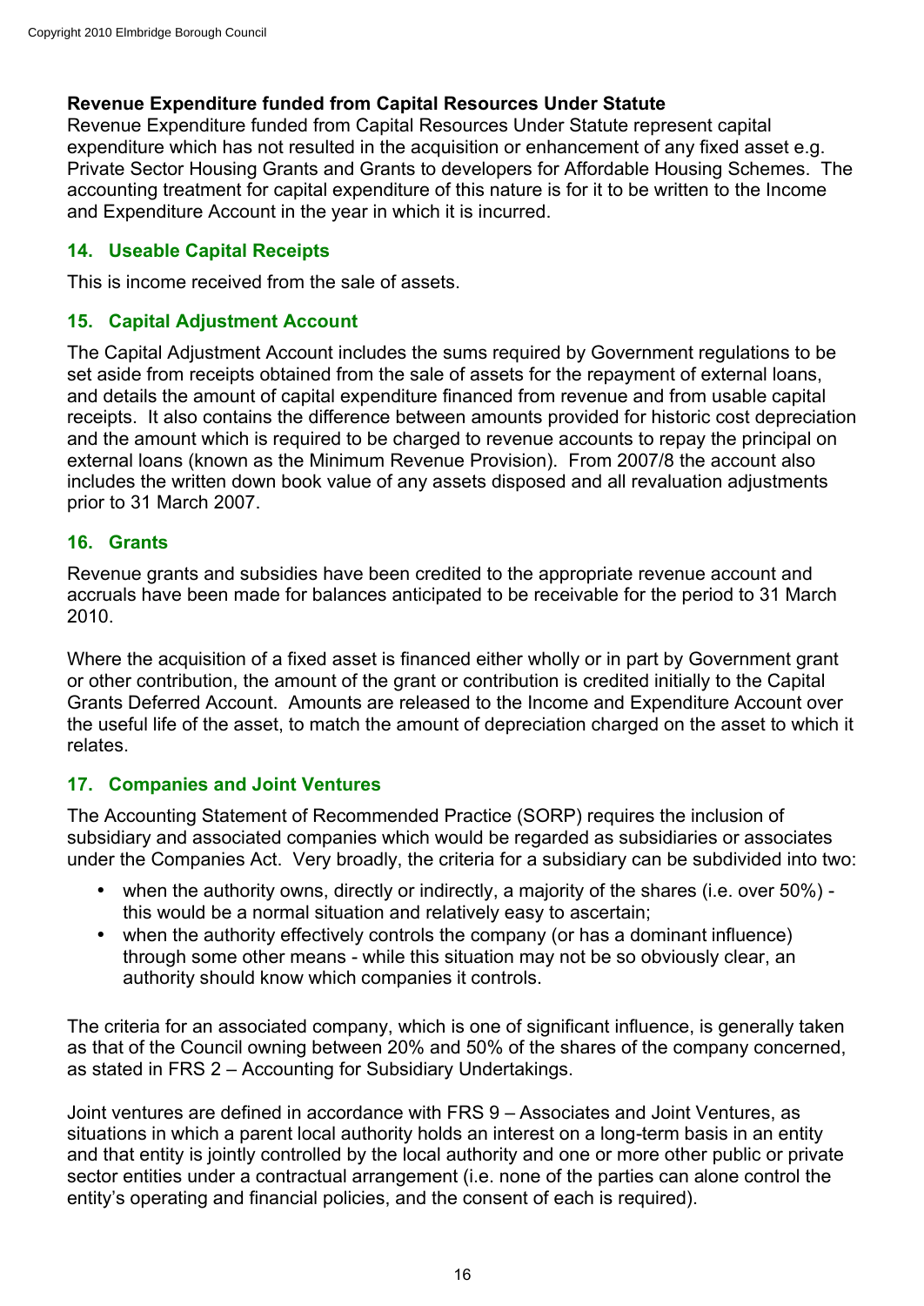**Revenue Expenditure funded from Capital Resources Under Statute**
Revenue Expenditure funded from Capital Resources Under Statute represent capital expenditure which has not resulted in the acquisition or enhancement of any fixed asset e.g. Private Sector Housing Grants and Grants to developers for Affordable Housing Schemes. The accounting treatment for capital expenditure of this nature is for it to be written to the Income and Expenditure Account in the year in which it is incurred.

## 14. Useable Capital Receipts

This is income received from the sale of assets.

## 15. Capital Adjustment Account

The Capital Adjustment Account includes the sums required by Government regulations to be set aside from receipts obtained from the sale of assets for the repayment of external loans, and details the amount of capital expenditure financed from revenue and from usable capital receipts. It also contains the difference between amounts provided for historic cost depreciation and the amount which is required to be charged to revenue accounts to repay the principal on external loans (known as the Minimum Revenue Provision). From 2007/8 the account also includes the written down book value of any assets disposed and all revaluation adjustments prior to 31 March 2007.

## 16. Grants

Revenue grants and subsidies have been credited to the appropriate revenue account and accruals have been made for balances anticipated to be receivable for the period to 31 March 2010.

Where the acquisition of a fixed asset is financed either wholly or in part by Government grant or other contribution, the amount of the grant or contribution is credited initially to the Capital Grants Deferred Account. Amounts are released to the Income and Expenditure Account over the useful life of the asset, to match the amount of depreciation charged on the asset to which it relates.

## 17. Companies and Joint Ventures

The Accounting Statement of Recommended Practice (SORP) requires the inclusion of subsidiary and associated companies which would be regarded as subsidiaries or associates under the Companies Act. Very broadly, the criteria for a subsidiary can be subdivided into two:

- when the authority owns, directly or indirectly, a majority of the shares (i.e. over 50%) - this would be a normal situation and relatively easy to ascertain;
- when the authority effectively controls the company (or has a dominant influence) through some other means - while this situation may not be so obviously clear, an authority should know which companies it controls.

The criteria for an associated company, which is one of significant influence, is generally taken as that of the Council owning between 20% and 50% of the shares of the company concerned, as stated in FRS 2 – Accounting for Subsidiary Undertakings.

Joint ventures are defined in accordance with FRS 9 – Associates and Joint Ventures, as situations in which a parent local authority holds an interest on a long-term basis in an entity and that entity is jointly controlled by the local authority and one or more other public or private sector entities under a contractual arrangement (i.e. none of the parties can alone control the entity's operating and financial policies, and the consent of each is required).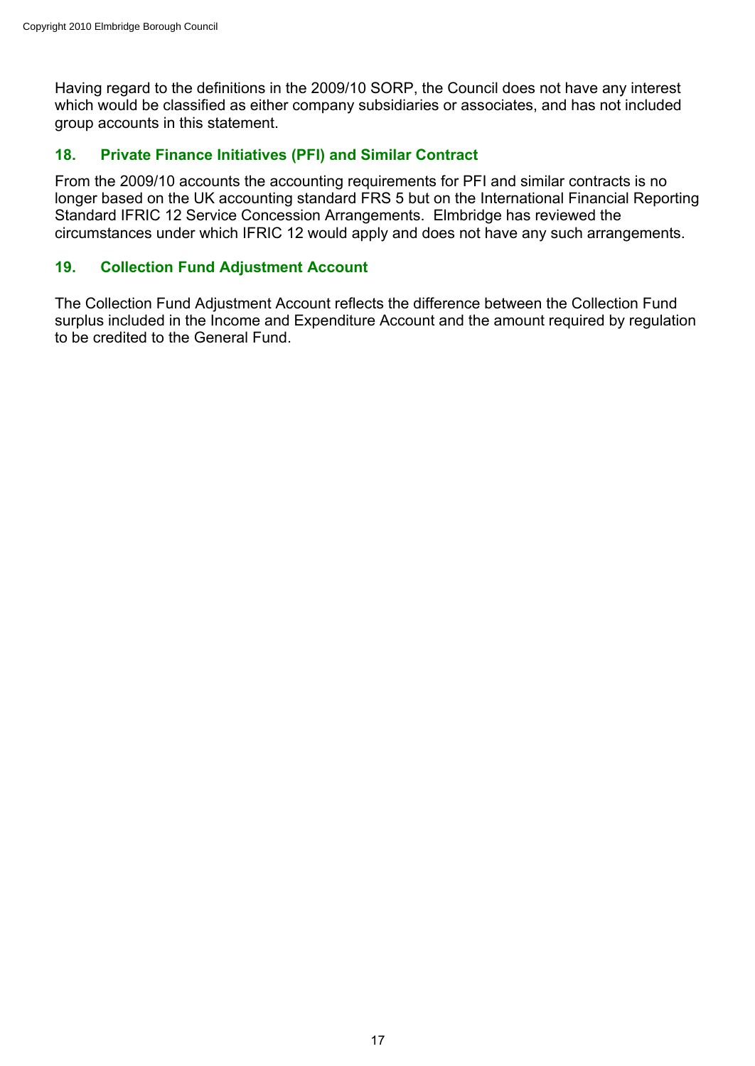Having regard to the definitions in the 2009/10 SORP, the Council does not have any interest which would be classified as either company subsidiaries or associates, and has not included group accounts in this statement.

### 18. Private Finance Initiatives (PFI) and Similar Contract

From the 2009/10 accounts the accounting requirements for PFI and similar contracts is no longer based on the UK accounting standard FRS 5 but on the International Financial Reporting Standard IFRIC 12 Service Concession Arrangements. Elmbridge has reviewed the circumstances under which IFRIC 12 would apply and does not have any such arrangements.

### 19. Collection Fund Adjustment Account

The Collection Fund Adjustment Account reflects the difference between the Collection Fund surplus included in the Income and Expenditure Account and the amount required by regulation to be credited to the General Fund.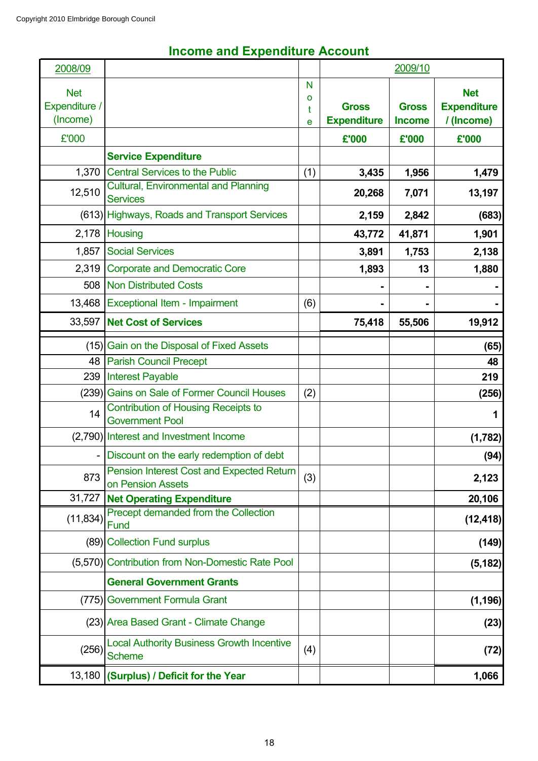Copyright 2010 Elmbridge Borough Council

## Income and Expenditure Account

| 2008/09 | | | 2009/10 | | |
|---|---|---|---|---|---|
| Net Expenditure / (Income) | | Note | **Gross Expenditure** | **Gross Income** | **Net Expenditure / (Income)** |
| £'000 | | | **£'000** | **£'000** | **£'000** |
| | **Service Expenditure** | | | | |
| 1,370 | Central Services to the Public | (1) | **3,435** | **1,956** | **1,479** |
| 12,510 | Cultural, Environmental and Planning Services | | **20,268** | **7,071** | **13,197** |
| (613) | Highways, Roads and Transport Services | | **2,159** | **2,842** | **(683)** |
| 2,178 | Housing | | **43,772** | **41,871** | **1,901** |
| 1,857 | Social Services | | **3,891** | **1,753** | **2,138** |
| 2,319 | Corporate and Democratic Core | | **1,893** | **13** | **1,880** |
| 508 | Non Distributed Costs | | **-** | **-** | **-** |
| 13,468 | Exceptional Item - Impairment | (6) | **-** | **-** | **-** |
| 33,597 | **Net Cost of Services** | | **75,418** | **55,506** | **19,912** |
| (15) | Gain on the Disposal of Fixed Assets | | | | **(65)** |
| 48 | Parish Council Precept | | | | **48** |
| 239 | Interest Payable | | | | **219** |
| (239) | Gains on Sale of Former Council Houses | (2) | | | **(256)** |
| 14 | Contribution of Housing Receipts to Government Pool | | | | **1** |
| (2,790) | Interest and Investment Income | | | | **(1,782)** |
| - | Discount on the early redemption of debt | | | | **(94)** |
| 873 | Pension Interest Cost and Expected Return on Pension Assets | (3) | | | **2,123** |
| 31,727 | **Net Operating Expenditure** | | | | **20,106** |
| (11,834) | Precept demanded from the Collection Fund | | | | **(12,418)** |
| (89) | Collection Fund surplus | | | | **(149)** |
| (5,570) | Contribution from Non-Domestic Rate Pool | | | | **(5,182)** |
| | **General Government Grants** | | | | |
| (775) | Government Formula Grant | | | | **(1,196)** |
| (23) | Area Based Grant - Climate Change | | | | **(23)** |
| (256) | Local Authority Business Growth Incentive Scheme | (4) | | | **(72)** |
| 13,180 | **(Surplus) / Deficit for the Year** | | | | **1,066** |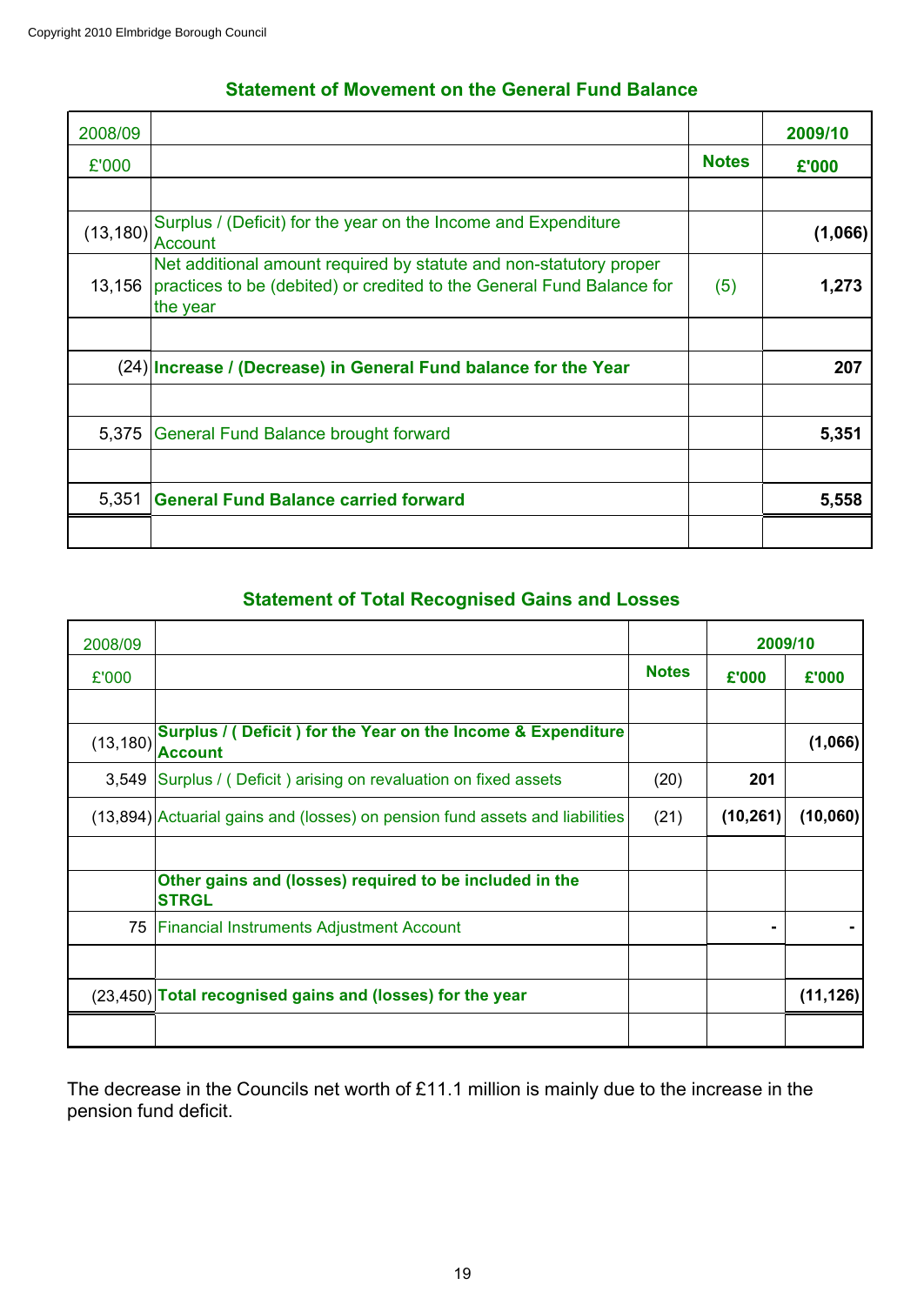Copyright 2010 Elmbridge Borough Council

## Statement of Movement on the General Fund Balance

| 2008/09 | | | 2009/10 |
|---|---|---|---|
| £'000 | | Notes | £'000 |
| | | | |
| (13,180) | Surplus / (Deficit) for the year on the Income and Expenditure Account | | **(1,066)** |
| 13,156 | Net additional amount required by statute and non-statutory proper practices to be (debited) or credited to the General Fund Balance for the year | (5) | **1,273** |
| | | | |
| (24) | **Increase / (Decrease) in General Fund balance for the Year** | | **207** |
| | | | |
| 5,375 | General Fund Balance brought forward | | **5,351** |
| | | | |
| 5,351 | **General Fund Balance carried forward** | | **5,558** |

## Statement of Total Recognised Gains and Losses

| 2008/09 | | | 2009/10 | |
|---|---|---|---|---|
| £'000 | | Notes | £'000 | £'000 |
| | | | | |
| (13,180) | **Surplus / ( Deficit ) for the Year on the Income & Expenditure Account** | | | **(1,066)** |
| 3,549 | Surplus / ( Deficit ) arising on revaluation on fixed assets | (20) | **201** | |
| (13,894) | Actuarial gains and (losses) on pension fund assets and liabilities | (21) | **(10,261)** | **(10,060)** |
| | | | | |
| | **Other gains and (losses) required to be included in the STRGL** | | | |
| 75 | Financial Instruments Adjustment Account | | **-** | **-** |
| | | | | |
| (23,450) | **Total recognised gains and (losses) for the year** | | | **(11,126)** |

The decrease in the Councils net worth of £11.1 million is mainly due to the increase in the pension fund deficit.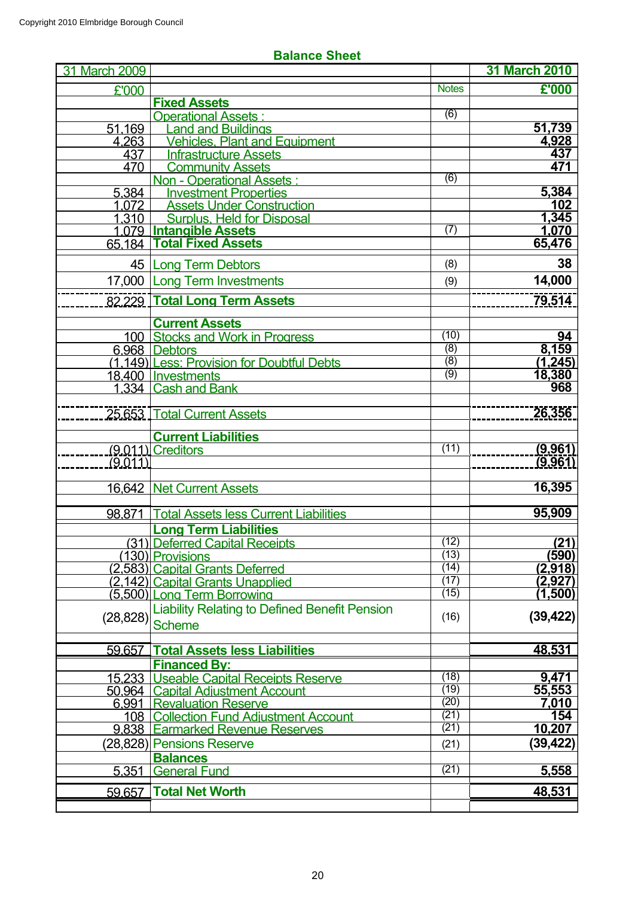Copyright 2010 Elmbridge Borough Council

## Balance Sheet

| 31 March 2009 | | | 31 March 2010 |
|---|---|---|---|
| £'000 | | Notes | £'000 |
| | **Fixed Assets** | | |
| | Operational Assets : | (6) | |
| 51,169 | Land and Buildings | | **51,739** |
| 4,263 | Vehicles, Plant and Equipment | | **4,928** |
| 437 | Infrastructure Assets | | **437** |
| 470 | Community Assets | | **471** |
| | Non - Operational Assets : | (6) | |
| 5,384 | Investment Properties | | **5,384** |
| 1,072 | Assets Under Construction | | **102** |
| 1,310 | Surplus, Held for Disposal | | **1,345** |
| 1,079 | **Intangible Assets** | (7) | **1,070** |
| 65,184 | **Total Fixed Assets** | | **65,476** |
| 45 | Long Term Debtors | (8) | **38** |
| 17,000 | Long Term Investments | (9) | **14,000** |
| 82,229 | **Total Long Term Assets** | | **79,514** |
| | **Current Assets** | | |
| 100 | Stocks and Work in Progress | (10) | **94** |
| 6,968 | Debtors | (8) | **8,159** |
| (1,149) | Less: Provision for Doubtful Debts | (8) | **(1,245)** |
| 18,400 | Investments | (9) | **18,380** |
| 1,334 | Cash and Bank | | **968** |
| 25,653 | Total Current Assets | | **26,356** |
| | **Current Liabilities** | | |
| (9,011) | Creditors | (11) | **(9,961)** |
| (9,011) | | | **(9,961)** |
| 16,642 | Net Current Assets | | **16,395** |
| 98,871 | Total Assets less Current Liabilities | | **95,909** |
| | **Long Term Liabilities** | | |
| (31) | Deferred Capital Receipts | (12) | **(21)** |
| (130) | Provisions | (13) | **(590)** |
| (2,583) | Capital Grants Deferred | (14) | **(2,918)** |
| (2,142) | Capital Grants Unapplied | (17) | **(2,927)** |
| (5,500) | Long Term Borrowing | (15) | **(1,500)** |
| (28,828) | Liability Relating to Defined Benefit Pension Scheme | (16) | **(39,422)** |
| 59,657 | **Total Assets less Liabilities** | | **48,531** |
| | **Financed By:** | | |
| 15,233 | Useable Capital Receipts Reserve | (18) | **9,471** |
| 50,964 | Capital Adjustment Account | (19) | **55,553** |
| 6,991 | Revaluation Reserve | (20) | **7,010** |
| 108 | Collection Fund Adjustment Account | (21) | **154** |
| 9,838 | Earmarked Revenue Reserves | (21) | **10,207** |
| (28,828) | Pensions Reserve | (21) | **(39,422)** |
| | **Balances** | | |
| 5,351 | General Fund | (21) | **5,558** |
| 59,657 | **Total Net Worth** | | **48,531** |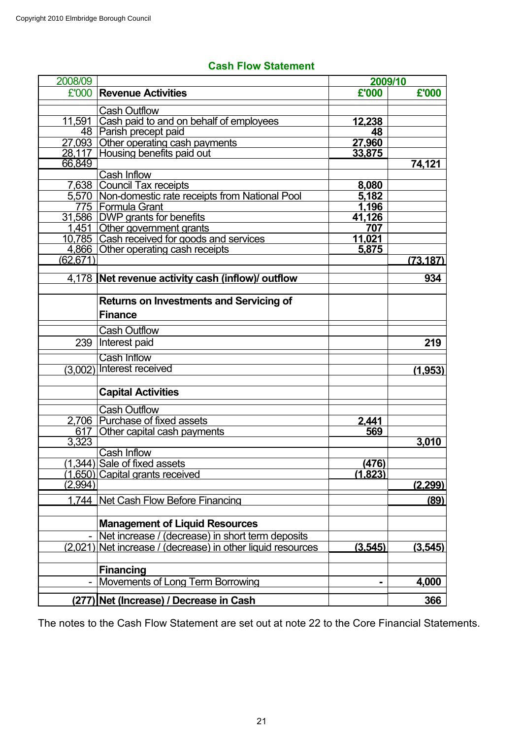Copyright 2010 Elmbridge Borough Council

## Cash Flow Statement

| 2008/09 | | 2009/10 | |
|---|---|---|---|
| £'000 | **Revenue Activities** | **£'000** | **£'000** |
| | Cash Outflow | | |
| 11,591 | Cash paid to and on behalf of employees | 12,238 | |
| 48 | Parish precept paid | 48 | |
| 27,093 | Other operating cash payments | 27,960 | |
| 28,117 | Housing benefits paid out | 33,875 | |
| 66,849 | | | 74,121 |
| | Cash Inflow | | |
| 7,638 | Council Tax receipts | 8,080 | |
| 5,570 | Non-domestic rate receipts from National Pool | 5,182 | |
| 775 | Formula Grant | 1,196 | |
| 31,586 | DWP grants for benefits | 41,126 | |
| 1,451 | Other government grants | 707 | |
| 10,785 | Cash received for goods and services | 11,021 | |
| 4,866 | Other operating cash receipts | 5,875 | |
| (62,671) | | | (73,187) |
| 4,178 | **Net revenue activity cash (inflow)/ outflow** | | 934 |
| | **Returns on Investments and Servicing of Finance** | | |
| | Cash Outflow | | |
| 239 | Interest paid | | 219 |
| | Cash Inflow | | |
| (3,002) | Interest received | | (1,953) |
| | **Capital Activities** | | |
| | Cash Outflow | | |
| 2,706 | Purchase of fixed assets | 2,441 | |
| 617 | Other capital cash payments | 569 | |
| 3,323 | | | 3,010 |
| | Cash Inflow | | |
| (1,344) | Sale of fixed assets | (476) | |
| (1,650) | Capital grants received | (1,823) | |
| (2,994) | | | (2,299) |
| 1,744 | Net Cash Flow Before Financing | | (89) |
| | **Management of Liquid Resources** | | |
| - | Net increase / (decrease) in short term deposits | | |
| (2,021) | Net increase / (decrease) in other liquid resources | (3,545) | (3,545) |
| | **Financing** | | |
| - | Movements of Long Term Borrowing | - | 4,000 |
| (277) | **Net (Increase) / Decrease in Cash** | | 366 |

The notes to the Cash Flow Statement are set out at note 22 to the Core Financial Statements.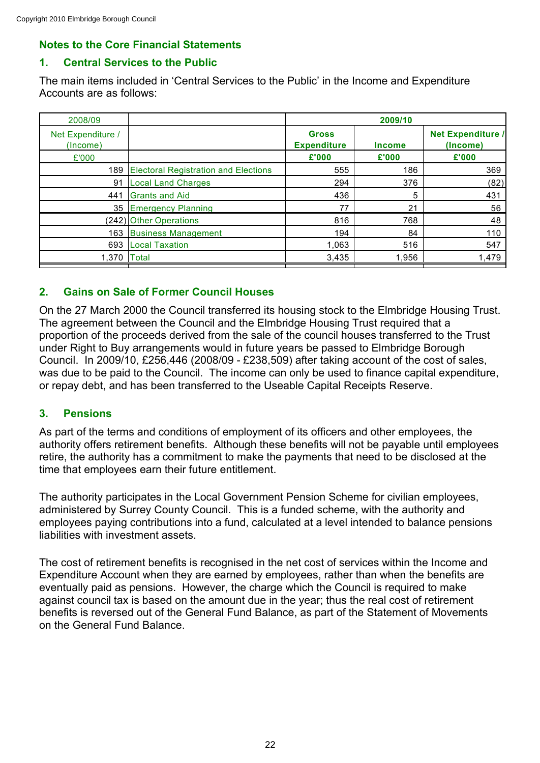## Notes to the Core Financial Statements

### 1. Central Services to the Public

The main items included in 'Central Services to the Public' in the Income and Expenditure Accounts are as follows:

| 2008/09 | | 2009/10 | | |
|---|---|---|---|---|
| Net Expenditure / (Income) | | **Gross Expenditure** | **Income** | **Net Expenditure / (Income)** |
| £'000 | | **£'000** | **£'000** | **£'000** |
| 189 | Electoral Registration and Elections | 555 | 186 | 369 |
| 91 | Local Land Charges | 294 | 376 | (82) |
| 441 | Grants and Aid | 436 | 5 | 431 |
| 35 | Emergency Planning | 77 | 21 | 56 |
| (242) | Other Operations | 816 | 768 | 48 |
| 163 | Business Management | 194 | 84 | 110 |
| 693 | Local Taxation | 1,063 | 516 | 547 |
| 1,370 | Total | 3,435 | 1,956 | 1,479 |

### 2. Gains on Sale of Former Council Houses

On the 27 March 2000 the Council transferred its housing stock to the Elmbridge Housing Trust. The agreement between the Council and the Elmbridge Housing Trust required that a proportion of the proceeds derived from the sale of the council houses transferred to the Trust under Right to Buy arrangements would in future years be passed to Elmbridge Borough Council. In 2009/10, £256,446 (2008/09 - £238,509) after taking account of the cost of sales, was due to be paid to the Council. The income can only be used to finance capital expenditure, or repay debt, and has been transferred to the Useable Capital Receipts Reserve.

### 3. Pensions

As part of the terms and conditions of employment of its officers and other employees, the authority offers retirement benefits. Although these benefits will not be payable until employees retire, the authority has a commitment to make the payments that need to be disclosed at the time that employees earn their future entitlement.

The authority participates in the Local Government Pension Scheme for civilian employees, administered by Surrey County Council. This is a funded scheme, with the authority and employees paying contributions into a fund, calculated at a level intended to balance pensions liabilities with investment assets.

The cost of retirement benefits is recognised in the net cost of services within the Income and Expenditure Account when they are earned by employees, rather than when the benefits are eventually paid as pensions. However, the charge which the Council is required to make against council tax is based on the amount due in the year; thus the real cost of retirement benefits is reversed out of the General Fund Balance, as part of the Statement of Movements on the General Fund Balance.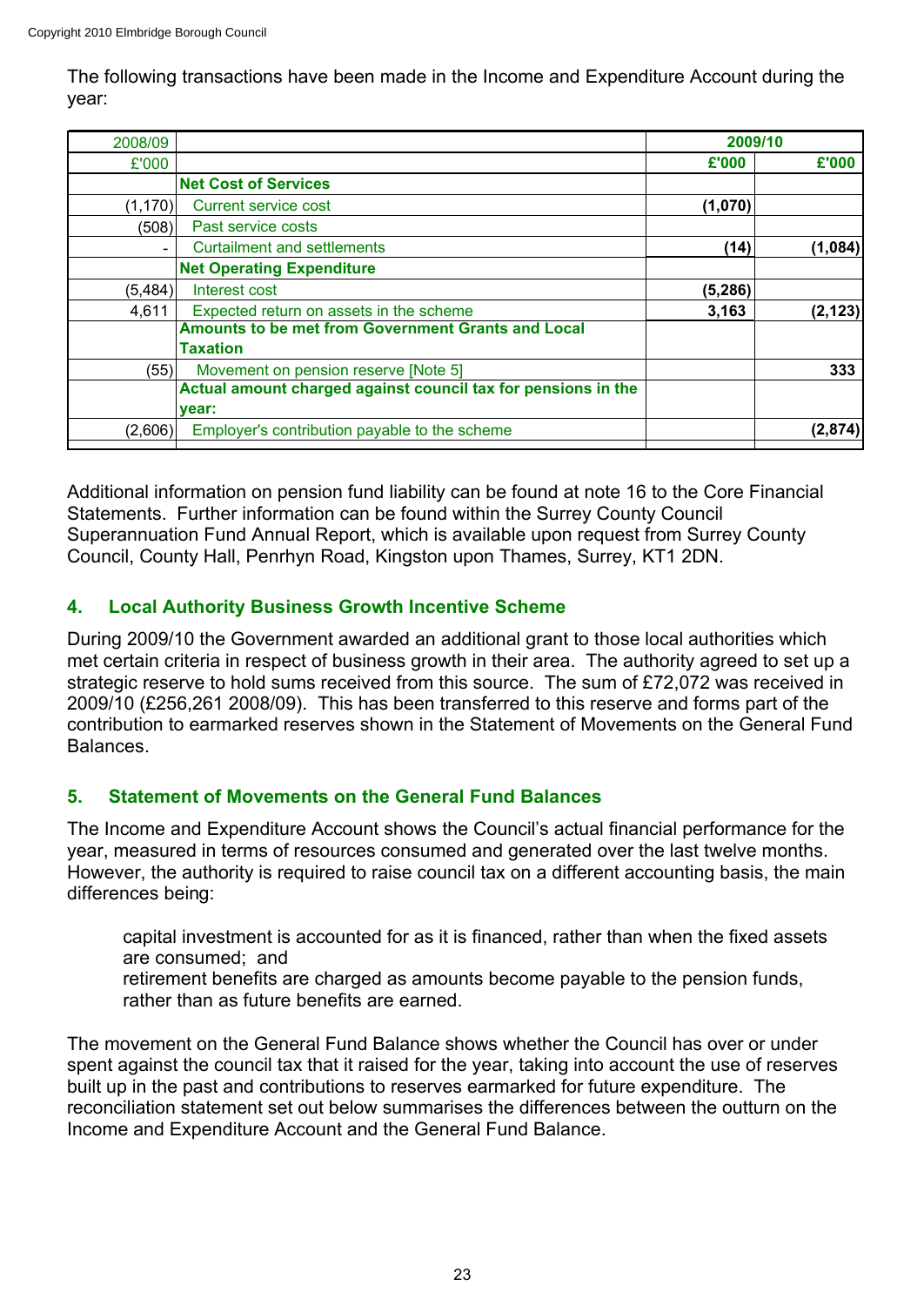The following transactions have been made in the Income and Expenditure Account during the year:

| 2008/09 | | 2009/10 | |
|---|---|---|---|
| £'000 | | £'000 | £'000 |
| | **Net Cost of Services** | | |
| (1,170) | Current service cost | (1,070) | |
| (508) | Past service costs | | |
| - | Curtailment and settlements | (14) | (1,084) |
| | **Net Operating Expenditure** | | |
| (5,484) | Interest cost | (5,286) | |
| 4,611 | Expected return on assets in the scheme | 3,163 | (2,123) |
| | **Amounts to be met from Government Grants and Local Taxation** | | |
| (55) | Movement on pension reserve [Note 5] | | 333 |
| | **Actual amount charged against council tax for pensions in the year:** | | |
| (2,606) | Employer's contribution payable to the scheme | | (2,874) |

Additional information on pension fund liability can be found at note 16 to the Core Financial Statements. Further information can be found within the Surrey County Council Superannuation Fund Annual Report, which is available upon request from Surrey County Council, County Hall, Penrhyn Road, Kingston upon Thames, Surrey, KT1 2DN.

## 4. Local Authority Business Growth Incentive Scheme

During 2009/10 the Government awarded an additional grant to those local authorities which met certain criteria in respect of business growth in their area. The authority agreed to set up a strategic reserve to hold sums received from this source. The sum of £72,072 was received in 2009/10 (£256,261 2008/09). This has been transferred to this reserve and forms part of the contribution to earmarked reserves shown in the Statement of Movements on the General Fund Balances.

## 5. Statement of Movements on the General Fund Balances

The Income and Expenditure Account shows the Council's actual financial performance for the year, measured in terms of resources consumed and generated over the last twelve months. However, the authority is required to raise council tax on a different accounting basis, the main differences being:

- capital investment is accounted for as it is financed, rather than when the fixed assets are consumed; and
- retirement benefits are charged as amounts become payable to the pension funds, rather than as future benefits are earned.

The movement on the General Fund Balance shows whether the Council has over or under spent against the council tax that it raised for the year, taking into account the use of reserves built up in the past and contributions to reserves earmarked for future expenditure. The reconciliation statement set out below summarises the differences between the outturn on the Income and Expenditure Account and the General Fund Balance.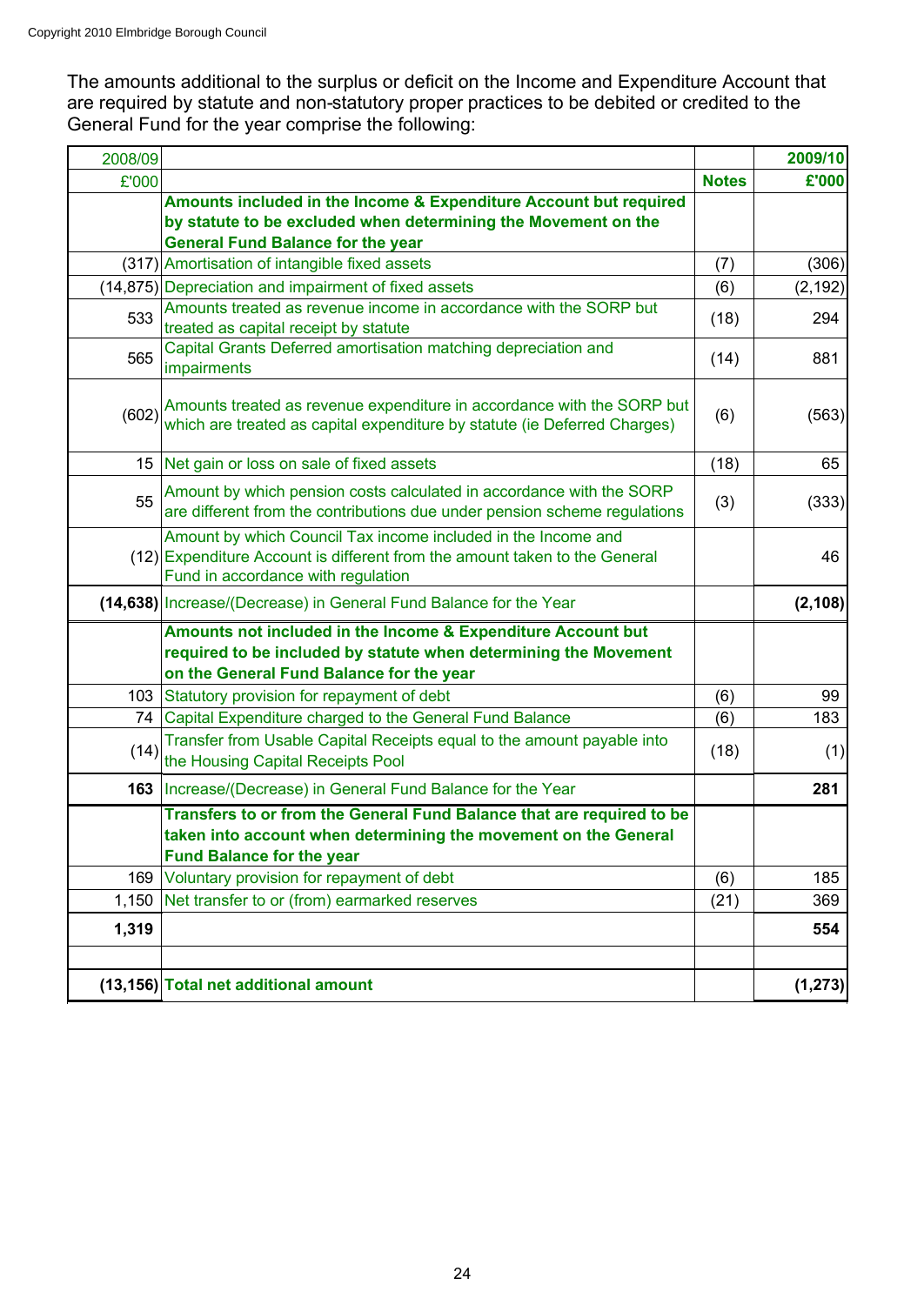The amounts additional to the surplus or deficit on the Income and Expenditure Account that are required by statute and non-statutory proper practices to be debited or credited to the General Fund for the year comprise the following:

| 2008/09 | | | 2009/10 |
|---|---|---|---|
| £'000 | | Notes | £'000 |
| | **Amounts included in the Income & Expenditure Account but required by statute to be excluded when determining the Movement on the General Fund Balance for the year** | | |
| (317) | Amortisation of intangible fixed assets | (7) | (306) |
| (14,875) | Depreciation and impairment of fixed assets | (6) | (2,192) |
| 533 | Amounts treated as revenue income in accordance with the SORP but treated as capital receipt by statute | (18) | 294 |
| 565 | Capital Grants Deferred amortisation matching depreciation and impairments | (14) | 881 |
| (602) | Amounts treated as revenue expenditure in accordance with the SORP but which are treated as capital expenditure by statute (ie Deferred Charges) | (6) | (563) |
| 15 | Net gain or loss on sale of fixed assets | (18) | 65 |
| 55 | Amount by which pension costs calculated in accordance with the SORP are different from the contributions due under pension scheme regulations | (3) | (333) |
| (12) | Amount by which Council Tax income included in the Income and Expenditure Account is different from the amount taken to the General Fund in accordance with regulation | | 46 |
| **(14,638)** | Increase/(Decrease) in General Fund Balance for the Year | | **(2,108)** |
| | **Amounts not included in the Income & Expenditure Account but required to be included by statute when determining the Movement on the General Fund Balance for the year** | | |
| 103 | Statutory provision for repayment of debt | (6) | 99 |
| 74 | Capital Expenditure charged to the General Fund Balance | (6) | 183 |
| (14) | Transfer from Usable Capital Receipts equal to the amount payable into the Housing Capital Receipts Pool | (18) | (1) |
| **163** | Increase/(Decrease) in General Fund Balance for the Year | | **281** |
| | **Transfers to or from the General Fund Balance that are required to be taken into account when determining the movement on the General Fund Balance for the year** | | |
| 169 | Voluntary provision for repayment of debt | (6) | 185 |
| 1,150 | Net transfer to or (from) earmarked reserves | (21) | 369 |
| **1,319** | | | **554** |
| | | | |
| **(13,156)** | **Total net additional amount** | | **(1,273)** |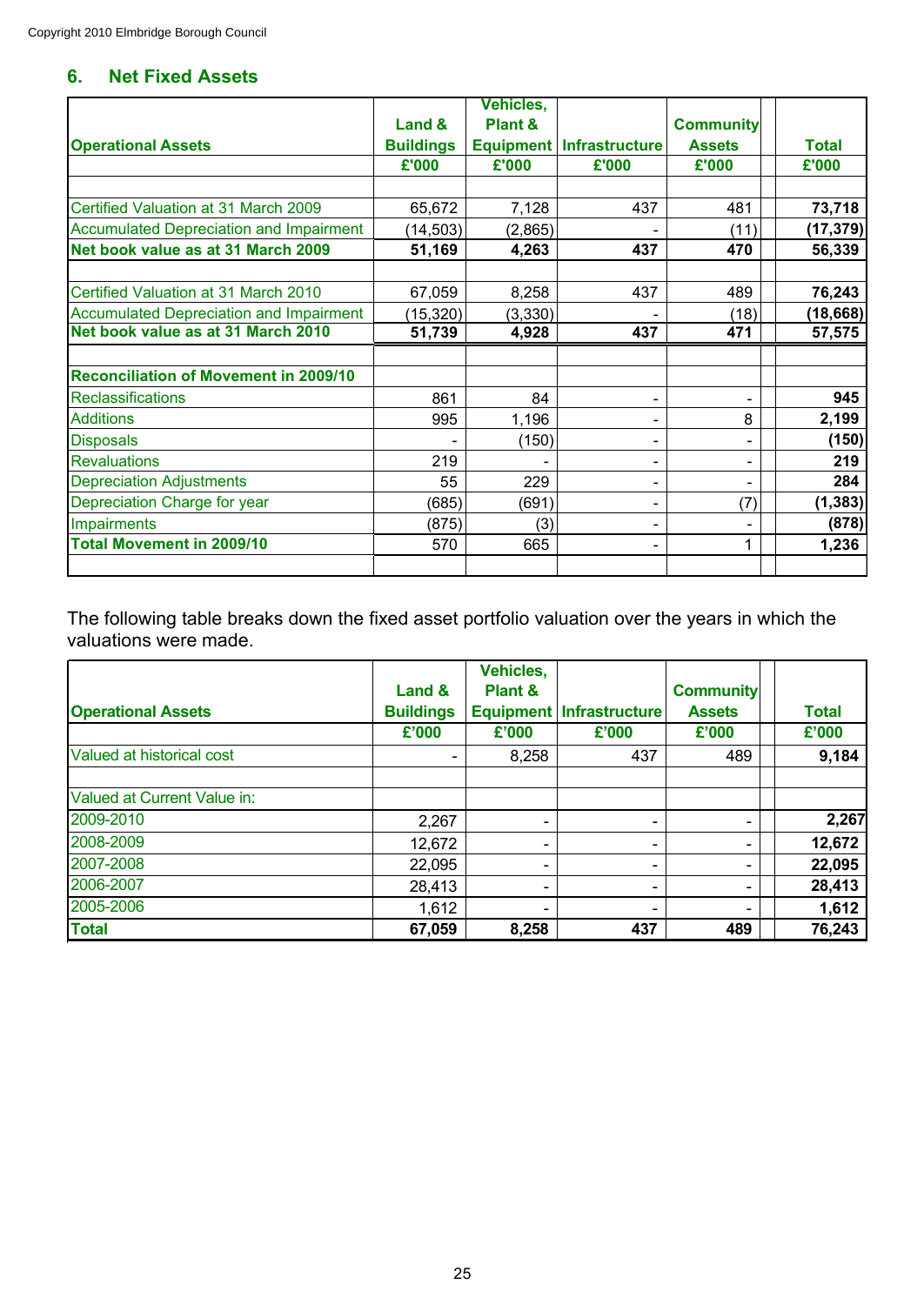## 6. Net Fixed Assets

| Operational Assets | Land & Buildings | Vehicles, Plant & Equipment | Infrastructure | Community Assets | Total |
|---|---|---|---|---|---|
| | £'000 | £'000 | £'000 | £'000 | £'000 |
| | | | | | |
| Certified Valuation at 31 March 2009 | 65,672 | 7,128 | 437 | 481 | **73,718** |
| Accumulated Depreciation and Impairment | (14,503) | (2,865) | - | (11) | **(17,379)** |
| **Net book value as at 31 March 2009** | **51,169** | **4,263** | **437** | **470** | **56,339** |
| | | | | | |
| Certified Valuation at 31 March 2010 | 67,059 | 8,258 | 437 | 489 | **76,243** |
| Accumulated Depreciation and Impairment | (15,320) | (3,330) | - | (18) | **(18,668)** |
| **Net book value as at 31 March 2010** | **51,739** | **4,928** | **437** | **471** | **57,575** |
| | | | | | |
| **Reconciliation of Movement in 2009/10** | | | | | |
| Reclassifications | 861 | 84 | - | - | **945** |
| Additions | 995 | 1,196 | - | 8 | **2,199** |
| Disposals | - | (150) | - | - | **(150)** |
| Revaluations | 219 | - | - | - | **219** |
| Depreciation Adjustments | 55 | 229 | - | - | **284** |
| Depreciation Charge for year | (685) | (691) | - | (7) | **(1,383)** |
| Impairments | (875) | (3) | - | - | **(878)** |
| **Total Movement in 2009/10** | 570 | 665 | - | 1 | **1,236** |

The following table breaks down the fixed asset portfolio valuation over the years in which the valuations were made.

| Operational Assets | Land & Buildings | Vehicles, Plant & Equipment | Infrastructure | Community Assets | Total |
|---|---|---|---|---|---|
| | £'000 | £'000 | £'000 | £'000 | £'000 |
| Valued at historical cost | - | 8,258 | 437 | 489 | **9,184** |
| | | | | | |
| Valued at Current Value in: | | | | | |
| 2009-2010 | 2,267 | - | - | - | **2,267** |
| 2008-2009 | 12,672 | - | - | - | **12,672** |
| 2007-2008 | 22,095 | - | - | - | **22,095** |
| 2006-2007 | 28,413 | - | - | - | **28,413** |
| 2005-2006 | 1,612 | - | - | - | **1,612** |
| **Total** | **67,059** | **8,258** | **437** | **489** | **76,243** |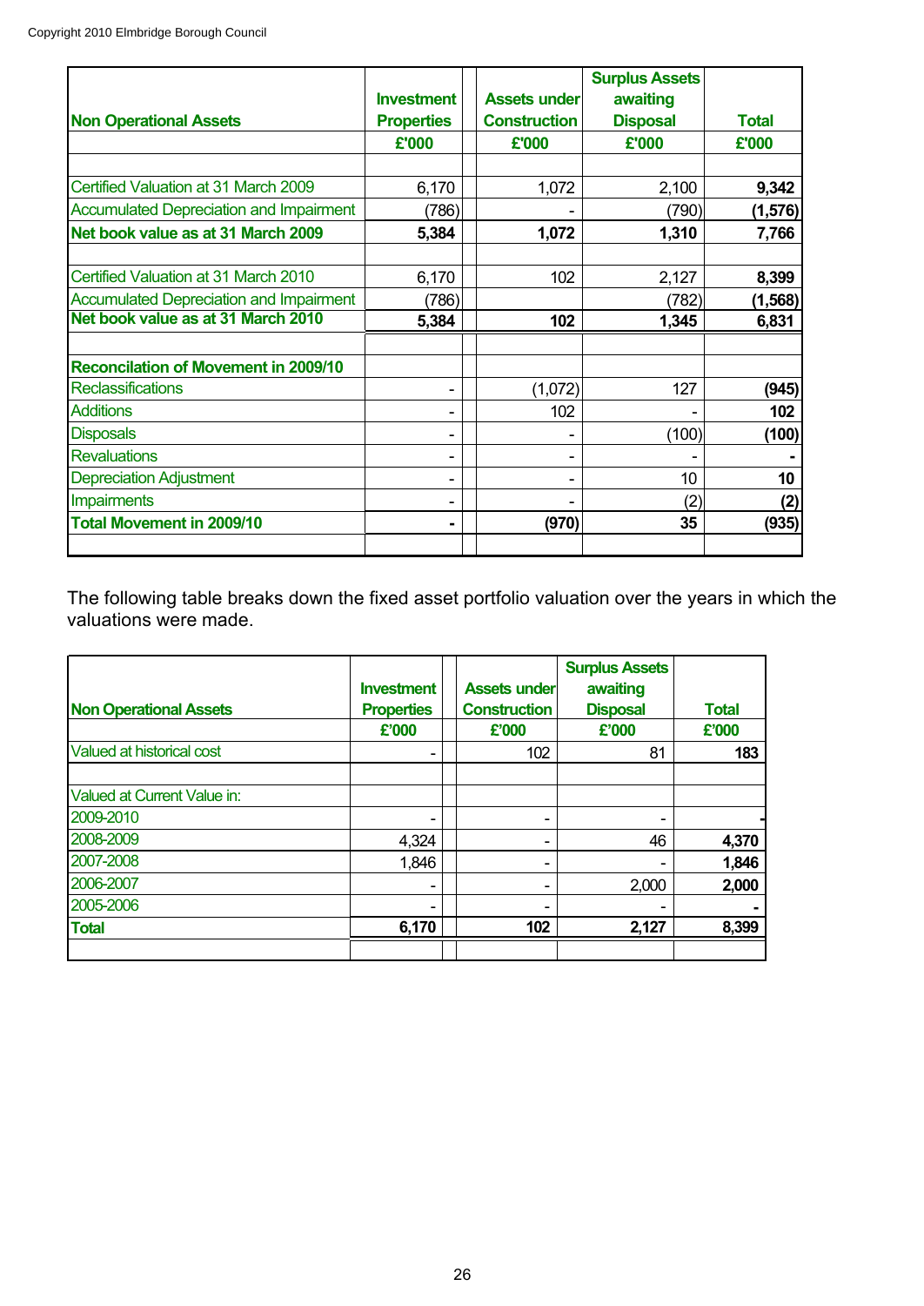Copyright 2010 Elmbridge Borough Council

| Non Operational Assets | Investment Properties | Assets under Construction | Surplus Assets awaiting Disposal | Total |
|---|---|---|---|---|
| | £'000 | £'000 | £'000 | £'000 |
| | | | | |
| Certified Valuation at 31 March 2009 | 6,170 | 1,072 | 2,100 | **9,342** |
| Accumulated Depreciation and Impairment | (786) | - | (790) | **(1,576)** |
| **Net book value as at 31 March 2009** | **5,384** | **1,072** | **1,310** | **7,766** |
| | | | | |
| Certified Valuation at 31 March 2010 | 6,170 | 102 | 2,127 | **8,399** |
| Accumulated Depreciation and Impairment | (786) | | (782) | **(1,568)** |
| **Net book value as at 31 March 2010** | **5,384** | **102** | **1,345** | **6,831** |
| | | | | |
| **Reconcilation of Movement in 2009/10** | | | | |
| Reclassifications | - | (1,072) | 127 | **(945)** |
| Additions | - | 102 | - | **102** |
| Disposals | - | - | (100) | **(100)** |
| Revaluations | - | - | - | **-** |
| Depreciation Adjustment | - | - | 10 | **10** |
| Impairments | - | - | (2) | **(2)** |
| **Total Movement in 2009/10** | **-** | **(970)** | **35** | **(935)** |

The following table breaks down the fixed asset portfolio valuation over the years in which the valuations were made.

| Non Operational Assets | Investment Properties | Assets under Construction | Surplus Assets awaiting Disposal | Total |
|---|---|---|---|---|
| | £'000 | £'000 | £'000 | £'000 |
| Valued at historical cost | - | 102 | 81 | **183** |
| | | | | |
| Valued at Current Value in: | | | | |
| 2009-2010 | - | - | - | **-** |
| 2008-2009 | 4,324 | - | 46 | **4,370** |
| 2007-2008 | 1,846 | - | - | **1,846** |
| 2006-2007 | - | - | 2,000 | **2,000** |
| 2005-2006 | - | - | - | **-** |
| **Total** | **6,170** | **102** | **2,127** | **8,399** |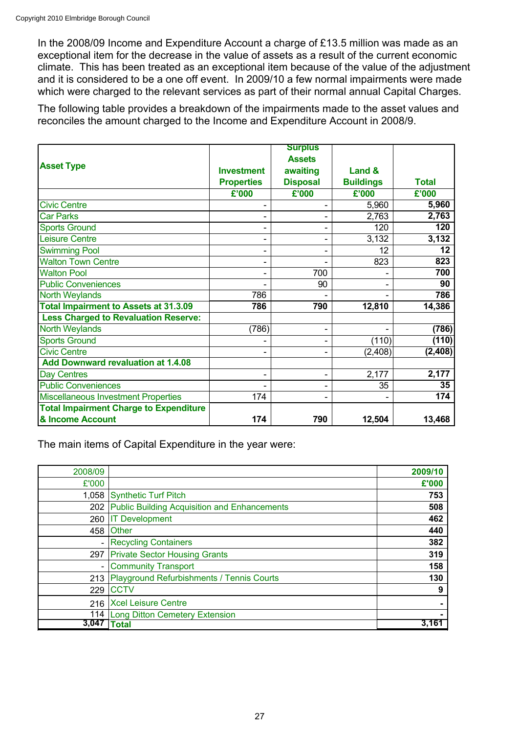In the 2008/09 Income and Expenditure Account a charge of £13.5 million was made as an exceptional item for the decrease in the value of assets as a result of the current economic climate. This has been treated as an exceptional item because of the value of the adjustment and it is considered to be a one off event. In 2009/10 a few normal impairments were made which were charged to the relevant services as part of their normal annual Capital Charges.

The following table provides a breakdown of the impairments made to the asset values and reconciles the amount charged to the Income and Expenditure Account in 2008/9.

| **Asset Type** | **Investment Properties £'000** | **Surplus Assets awaiting Disposal £'000** | **Land & Buildings £'000** | **Total £'000** |
|---|---|---|---|---|
| Civic Centre | - | - | 5,960 | **5,960** |
| Car Parks | - | - | 2,763 | **2,763** |
| Sports Ground | - | - | 120 | **120** |
| Leisure Centre | - | - | 3,132 | **3,132** |
| Swimming Pool | - | - | 12 | **12** |
| Walton Town Centre | - | - | 823 | **823** |
| Walton Pool | - | 700 | - | **700** |
| Public Conveniences | - | 90 | - | **90** |
| North Weylands | 786 | - | - | **786** |
| **Total Impairment to Assets at 31.3.09** | **786** | **790** | **12,810** | **14,386** |
| **Less Charged to Revaluation Reserve:** | | | | |
| North Weylands | (786) | - | - | **(786)** |
| Sports Ground | - | - | (110) | **(110)** |
| Civic Centre | - | - | (2,408) | **(2,408)** |
| **Add Downward revaluation at 1.4.08** | | | | |
| Day Centres | - | - | 2,177 | **2,177** |
| Public Conveniences | - | - | 35 | **35** |
| Miscellaneous Investment Properties | 174 | - | - | **174** |
| **Total Impairment Charge to Expenditure & Income Account** | **174** | **790** | **12,504** | **13,468** |

The main items of Capital Expenditure in the year were:

| 2008/09 £'000 | | **2009/10 £'000** |
|---|---|---|
| 1,058 | Synthetic Turf Pitch | **753** |
| 202 | Public Building Acquisition and Enhancements | **508** |
| 260 | IT Development | **462** |
| 458 | Other | **440** |
| - | Recycling Containers | **382** |
| 297 | Private Sector Housing Grants | **319** |
| - | Community Transport | **158** |
| 213 | Playground Refurbishments / Tennis Courts | **130** |
| 229 | CCTV | **9** |
| 216 | Xcel Leisure Centre | **-** |
| 114 | Long Ditton Cemetery Extension | **-** |
| **3,047** | **Total** | **3,161** |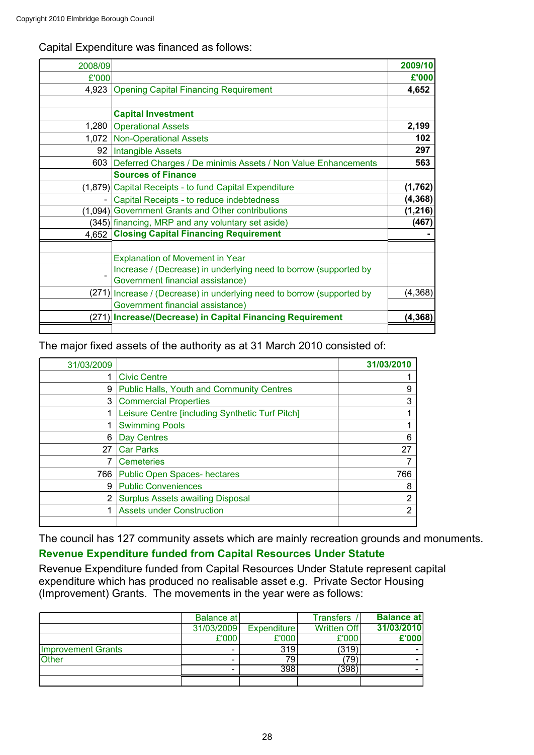Capital Expenditure was financed as follows:

| 2008/09 | | 2009/10 |
|---|---|---|
| £'000 | | **£'000** |
| 4,923 | Opening Capital Financing Requirement | **4,652** |
| | | |
| | **Capital Investment** | |
| 1,280 | Operational Assets | **2,199** |
| 1,072 | Non-Operational Assets | **102** |
| 92 | Intangible Assets | **297** |
| 603 | Deferred Charges / De minimis Assets / Non Value Enhancements | **563** |
| | **Sources of Finance** | |
| (1,879) | Capital Receipts - to fund Capital Expenditure | **(1,762)** |
| - | Capital Receipts - to reduce indebtedness | **(4,368)** |
| (1,094) | Government Grants and Other contributions | **(1,216)** |
| (345) | financing, MRP and any voluntary set aside) | **(467)** |
| 4,652 | **Closing Capital Financing Requirement** | **-** |
| | | |
| | Explanation of Movement in Year | |
| - | Increase / (Decrease) in underlying need to borrow (supported by Government financial assistance) | |
| (271) | Increase / (Decrease) in underlying need to borrow (supported by Government financial assistance) | (4,368) |
| (271) | **Increase/(Decrease) in Capital Financing Requirement** | **(4,368)** |

The major fixed assets of the authority as at 31 March 2010 consisted of:

| 31/03/2009 | | 31/03/2010 |
|---|---|---|
| 1 | Civic Centre | 1 |
| 9 | Public Halls, Youth and Community Centres | 9 |
| 3 | Commercial Properties | 3 |
| 1 | Leisure Centre [including Synthetic Turf Pitch] | 1 |
| 1 | Swimming Pools | 1 |
| 6 | Day Centres | 6 |
| 27 | Car Parks | 27 |
| 7 | Cemeteries | 7 |
| 766 | Public Open Spaces- hectares | 766 |
| 9 | Public Conveniences | 8 |
| 2 | Surplus Assets awaiting Disposal | 2 |
| 1 | Assets under Construction | 2 |

The council has 127 community assets which are mainly recreation grounds and monuments.

## Revenue Expenditure funded from Capital Resources Under Statute

Revenue Expenditure funded from Capital Resources Under Statute represent capital expenditure which has produced no realisable asset e.g. Private Sector Housing (Improvement) Grants. The movements in the year were as follows:

| | Balance at 31/03/2009 | Expenditure | Transfers / Written Off | **Balance at 31/03/2010** |
|---|---|---|---|---|
| | £'000 | £'000 | £'000 | **£'000** |
| Improvement Grants | - | 319 | (319) | **-** |
| Other | - | 79 | (79) | **-** |
| | - | 398 | (398) | - |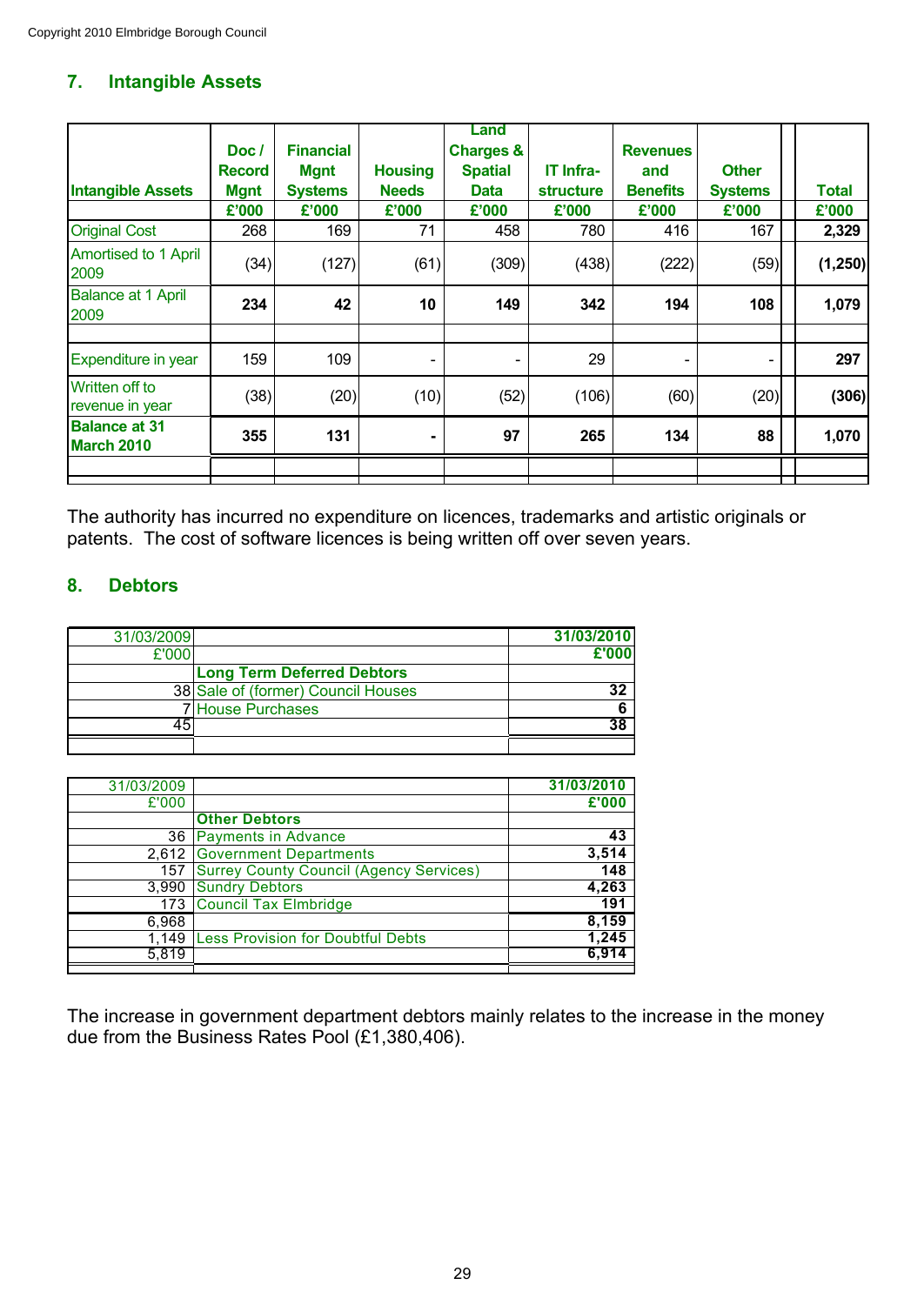Copyright 2010 Elmbridge Borough Council

## 7. Intangible Assets

| Intangible Assets | Doc / Record Mgmt | Financial Mgnt Systems | Housing Needs | Land Charges & Spatial Data | IT Infra-structure | Revenues and Benefits | Other Systems | Total |
|---|---|---|---|---|---|---|---|---|
| | £'000 | £'000 | £'000 | £'000 | £'000 | £'000 | £'000 | £'000 |
| Original Cost | 268 | 169 | 71 | 458 | 780 | 416 | 167 | **2,329** |
| Amortised to 1 April 2009 | (34) | (127) | (61) | (309) | (438) | (222) | (59) | **(1,250)** |
| Balance at 1 April 2009 | **234** | **42** | **10** | **149** | **342** | **194** | **108** | **1,079** |
| | | | | | | | | |
| Expenditure in year | 159 | 109 | - | - | 29 | - | - | **297** |
| Written off to revenue in year | (38) | (20) | (10) | (52) | (106) | (60) | (20) | **(306)** |
| **Balance at 31 March 2010** | **355** | **131** | **-** | **97** | **265** | **134** | **88** | **1,070** |

The authority has incurred no expenditure on licences, trademarks and artistic originals or patents. The cost of software licences is being written off over seven years.

## 8. Debtors

| 31/03/2009 | | 31/03/2010 |
|---|---|---|
| £'000 | | **£'000** |
| | **Long Term Deferred Debtors** | |
| 38 | Sale of (former) Council Houses | **32** |
| 7 | House Purchases | **6** |
| 45 | | **38** |

| 31/03/2009 | | 31/03/2010 |
|---|---|---|
| £'000 | | **£'000** |
| | **Other Debtors** | |
| 36 | Payments in Advance | **43** |
| 2,612 | Government Departments | **3,514** |
| 157 | Surrey County Council (Agency Services) | **148** |
| 3,990 | Sundry Debtors | **4,263** |
| 173 | Council Tax Elmbridge | **191** |
| 6,968 | | **8,159** |
| 1,149 | Less Provision for Doubtful Debts | **1,245** |
| 5,819 | | **6,914** |

The increase in government department debtors mainly relates to the increase in the money due from the Business Rates Pool (£1,380,406).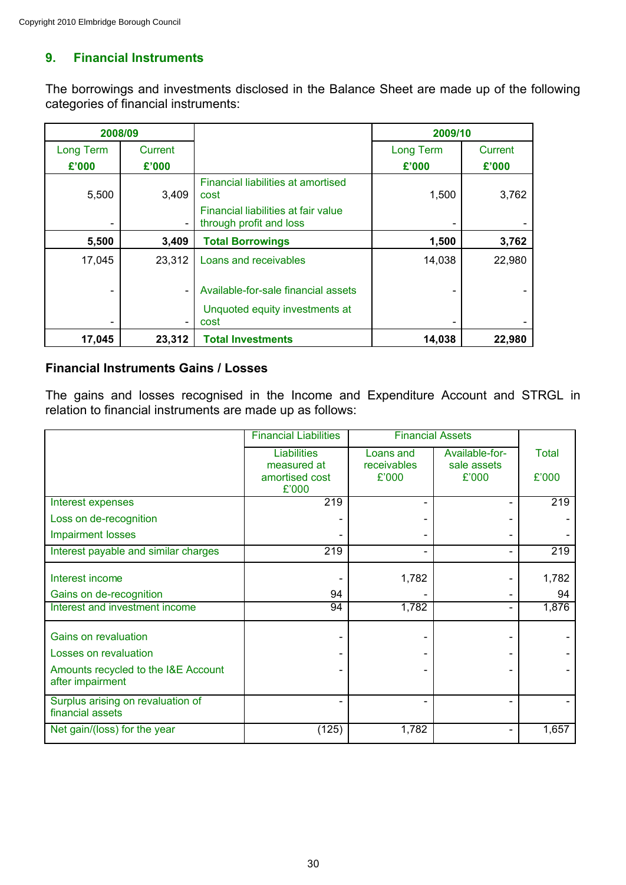Copyright 2010 Elmbridge Borough Council

## 9. Financial Instruments

The borrowings and investments disclosed in the Balance Sheet are made up of the following categories of financial instruments:

| 2008/09 | | | 2009/10 | |
|---|---|---|---|---|
| Long Term £'000 | Current £'000 | | Long Term £'000 | Current £'000 |
| 5,500 | 3,409 | Financial liabilities at amortised cost | 1,500 | 3,762 |
| - | - | Financial liabilities at fair value through profit and loss | - | - |
| **5,500** | **3,409** | **Total Borrowings** | **1,500** | **3,762** |
| 17,045 | 23,312 | Loans and receivables | 14,038 | 22,980 |
| - | - | Available-for-sale financial assets | - | - |
| - | - | Unquoted equity investments at cost | - | - |
| **17,045** | **23,312** | **Total Investments** | **14,038** | **22,980** |

### Financial Instruments Gains / Losses

The gains and losses recognised in the Income and Expenditure Account and STRGL in relation to financial instruments are made up as follows:

| | Financial Liabilities | Financial Assets | | |
|---|---|---|---|---|
| | Liabilities measured at amortised cost £'000 | Loans and receivables £'000 | Available-for-sale assets £'000 | Total £'000 |
| Interest expenses | 219 | - | - | 219 |
| Loss on de-recognition | - | - | - | - |
| Impairment losses | - | - | - | - |
| Interest payable and similar charges | 219 | - | - | 219 |
| Interest income | - | 1,782 | - | 1,782 |
| Gains on de-recognition | 94 | - | - | 94 |
| Interest and investment income | 94 | 1,782 | - | 1,876 |
| Gains on revaluation | - | - | - | - |
| Losses on revaluation | - | - | - | - |
| Amounts recycled to the I&E Account after impairment | - | - | - | - |
| Surplus arising on revaluation of financial assets | - | - | - | - |
| Net gain/(loss) for the year | (125) | 1,782 | - | 1,657 |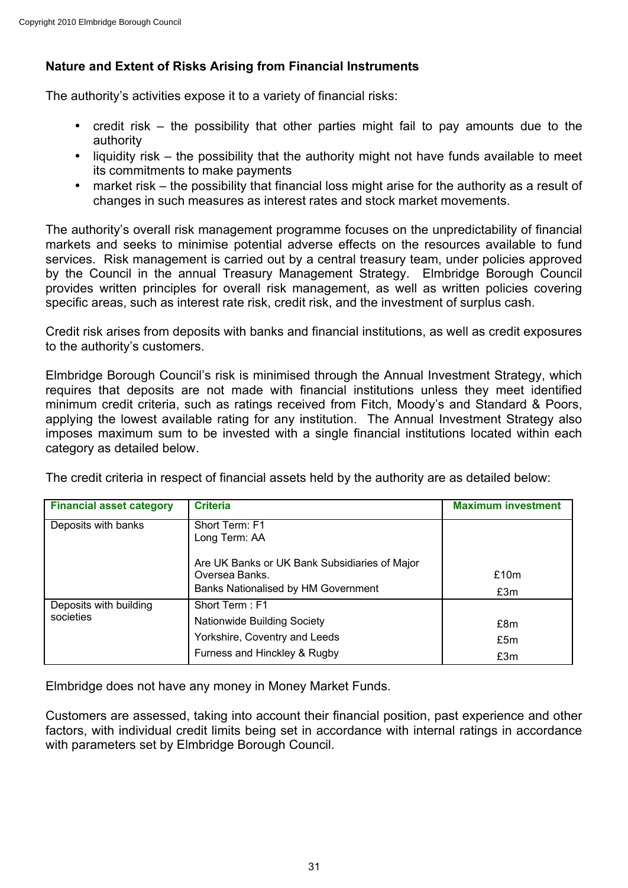**Nature and Extent of Risks Arising from Financial Instruments**

The authority's activities expose it to a variety of financial risks:

- credit risk – the possibility that other parties might fail to pay amounts due to the authority
- liquidity risk – the possibility that the authority might not have funds available to meet its commitments to make payments
- market risk – the possibility that financial loss might arise for the authority as a result of changes in such measures as interest rates and stock market movements.

The authority's overall risk management programme focuses on the unpredictability of financial markets and seeks to minimise potential adverse effects on the resources available to fund services. Risk management is carried out by a central treasury team, under policies approved by the Council in the annual Treasury Management Strategy. Elmbridge Borough Council provides written principles for overall risk management, as well as written policies covering specific areas, such as interest rate risk, credit risk, and the investment of surplus cash.

Credit risk arises from deposits with banks and financial institutions, as well as credit exposures to the authority's customers.

Elmbridge Borough Council's risk is minimised through the Annual Investment Strategy, which requires that deposits are not made with financial institutions unless they meet identified minimum credit criteria, such as ratings received from Fitch, Moody's and Standard & Poors, applying the lowest available rating for any institution. The Annual Investment Strategy also imposes maximum sum to be invested with a single financial institutions located within each category as detailed below.

The credit criteria in respect of financial assets held by the authority are as detailed below:

| Financial asset category | Criteria | Maximum investment |
|---|---|---|
| Deposits with banks | Short Term: F1<br>Long Term: AA | |
| | Are UK Banks or UK Bank Subsidiaries of Major Oversea Banks. | £10m |
| | Banks Nationalised by HM Government | £3m |
| Deposits with building societies | Short Term : F1 | |
| | Nationwide Building Society | £8m |
| | Yorkshire, Coventry and Leeds | £5m |
| | Furness and Hinckley & Rugby | £3m |

Elmbridge does not have any money in Money Market Funds.

Customers are assessed, taking into account their financial position, past experience and other factors, with individual credit limits being set in accordance with internal ratings in accordance with parameters set by Elmbridge Borough Council.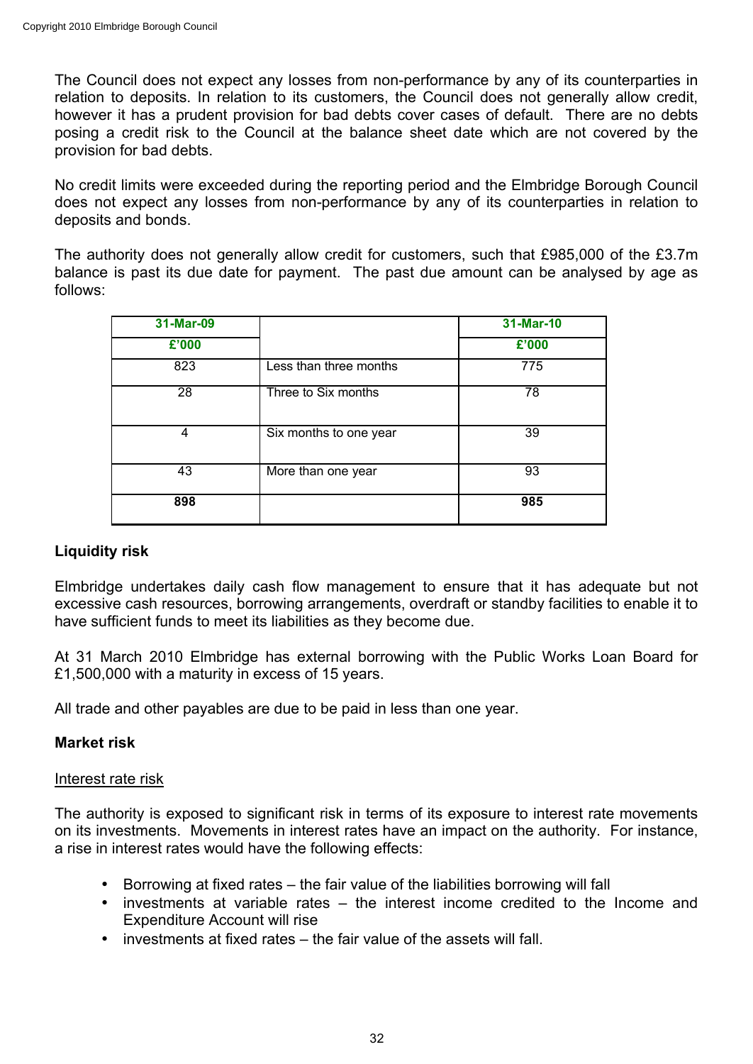The Council does not expect any losses from non-performance by any of its counterparties in relation to deposits. In relation to its customers, the Council does not generally allow credit, however it has a prudent provision for bad debts cover cases of default. There are no debts posing a credit risk to the Council at the balance sheet date which are not covered by the provision for bad debts.

No credit limits were exceeded during the reporting period and the Elmbridge Borough Council does not expect any losses from non-performance by any of its counterparties in relation to deposits and bonds.

The authority does not generally allow credit for customers, such that £985,000 of the £3.7m balance is past its due date for payment. The past due amount can be analysed by age as follows:

| 31-Mar-09 | | 31-Mar-10 |
|---|---|---|
| £'000 | | £'000 |
| 823 | Less than three months | 775 |
| 28 | Three to Six months | 78 |
| 4 | Six months to one year | 39 |
| 43 | More than one year | 93 |
| **898** | | **985** |

**Liquidity risk**

Elmbridge undertakes daily cash flow management to ensure that it has adequate but not excessive cash resources, borrowing arrangements, overdraft or standby facilities to enable it to have sufficient funds to meet its liabilities as they become due.

At 31 March 2010 Elmbridge has external borrowing with the Public Works Loan Board for £1,500,000 with a maturity in excess of 15 years.

All trade and other payables are due to be paid in less than one year.

**Market risk**

Interest rate risk

The authority is exposed to significant risk in terms of its exposure to interest rate movements on its investments. Movements in interest rates have an impact on the authority. For instance, a rise in interest rates would have the following effects:

- Borrowing at fixed rates – the fair value of the liabilities borrowing will fall
- investments at variable rates – the interest income credited to the Income and Expenditure Account will rise
- investments at fixed rates – the fair value of the assets will fall.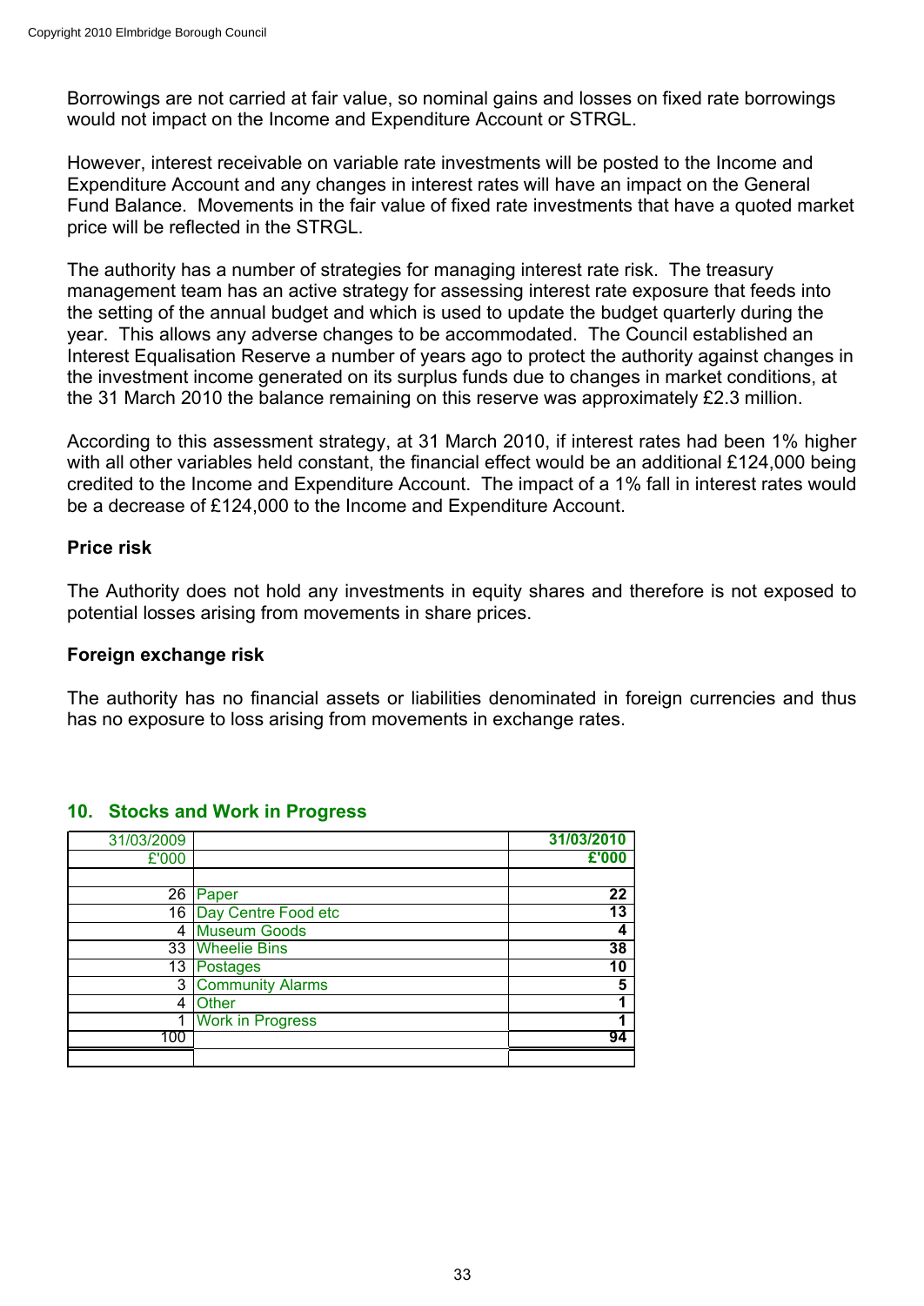Borrowings are not carried at fair value, so nominal gains and losses on fixed rate borrowings would not impact on the Income and Expenditure Account or STRGL.

However, interest receivable on variable rate investments will be posted to the Income and Expenditure Account and any changes in interest rates will have an impact on the General Fund Balance. Movements in the fair value of fixed rate investments that have a quoted market price will be reflected in the STRGL.

The authority has a number of strategies for managing interest rate risk. The treasury management team has an active strategy for assessing interest rate exposure that feeds into the setting of the annual budget and which is used to update the budget quarterly during the year. This allows any adverse changes to be accommodated. The Council established an Interest Equalisation Reserve a number of years ago to protect the authority against changes in the investment income generated on its surplus funds due to changes in market conditions, at the 31 March 2010 the balance remaining on this reserve was approximately £2.3 million.

According to this assessment strategy, at 31 March 2010, if interest rates had been 1% higher with all other variables held constant, the financial effect would be an additional £124,000 being credited to the Income and Expenditure Account. The impact of a 1% fall in interest rates would be a decrease of £124,000 to the Income and Expenditure Account.

**Price risk**

The Authority does not hold any investments in equity shares and therefore is not exposed to potential losses arising from movements in share prices.

**Foreign exchange risk**

The authority has no financial assets or liabilities denominated in foreign currencies and thus has no exposure to loss arising from movements in exchange rates.

## 10. Stocks and Work in Progress

| 31/03/2009 | | 31/03/2010 |
|---|---|---|
| £'000 | | £'000 |
| 26 | Paper | 22 |
| 16 | Day Centre Food etc | 13 |
| 4 | Museum Goods | 4 |
| 33 | Wheelie Bins | 38 |
| 13 | Postages | 10 |
| 3 | Community Alarms | 5 |
| 4 | Other | 1 |
| 1 | Work in Progress | 1 |
| 100 | | 94 |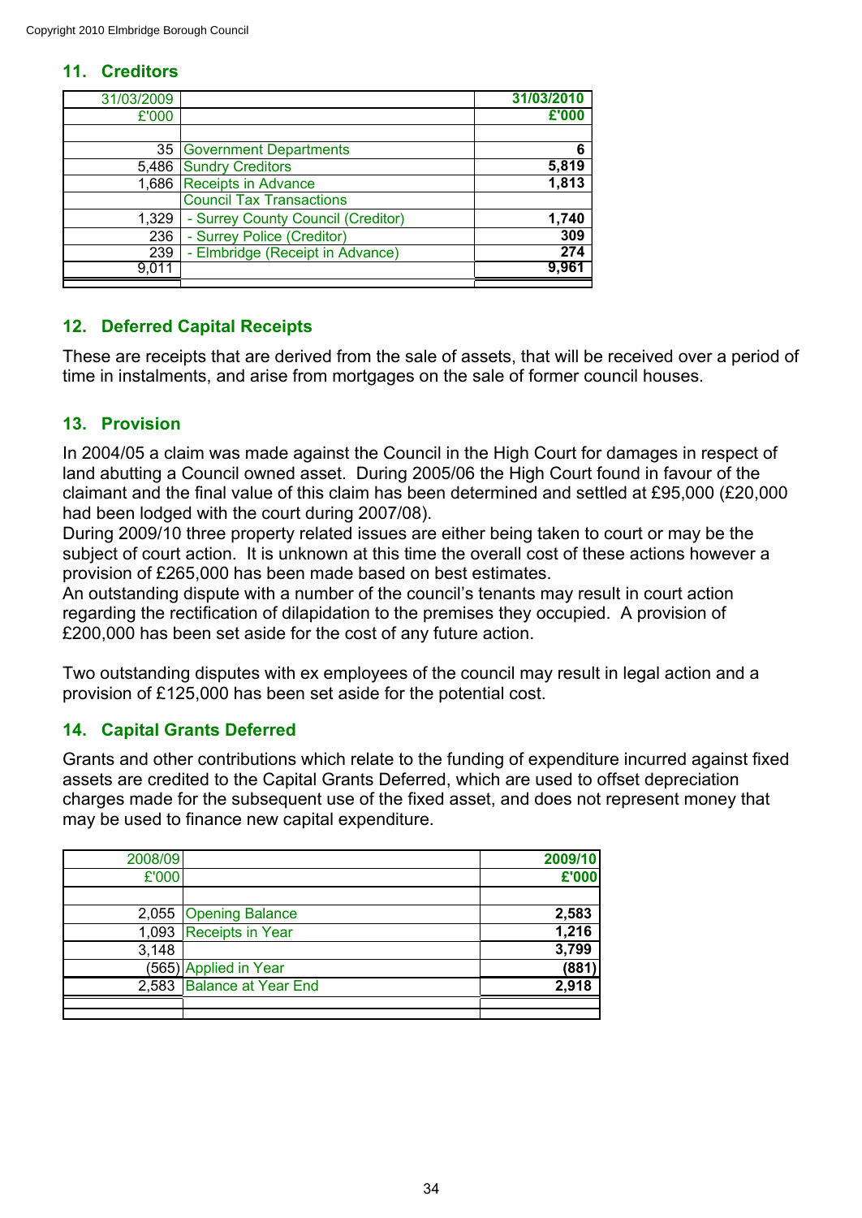Copyright 2010 Elmbridge Borough Council

## 11. Creditors

| 31/03/2009 | | 31/03/2010 |
|---|---|---|
| £'000 | | £'000 |
| | | |
| 35 | Government Departments | 6 |
| 5,486 | Sundry Creditors | 5,819 |
| 1,686 | Receipts in Advance | 1,813 |
| | Council Tax Transactions | |
| 1,329 | - Surrey County Council (Creditor) | 1,740 |
| 236 | - Surrey Police (Creditor) | 309 |
| 239 | - Elmbridge (Receipt in Advance) | 274 |
| 9,011 | | 9,961 |

## 12. Deferred Capital Receipts

These are receipts that are derived from the sale of assets, that will be received over a period of time in instalments, and arise from mortgages on the sale of former council houses.

## 13. Provision

In 2004/05 a claim was made against the Council in the High Court for damages in respect of land abutting a Council owned asset. During 2005/06 the High Court found in favour of the claimant and the final value of this claim has been determined and settled at £95,000 (£20,000 had been lodged with the court during 2007/08).
During 2009/10 three property related issues are either being taken to court or may be the subject of court action. It is unknown at this time the overall cost of these actions however a provision of £265,000 has been made based on best estimates.
An outstanding dispute with a number of the council's tenants may result in court action regarding the rectification of dilapidation to the premises they occupied. A provision of £200,000 has been set aside for the cost of any future action.

Two outstanding disputes with ex employees of the council may result in legal action and a provision of £125,000 has been set aside for the potential cost.

## 14. Capital Grants Deferred

Grants and other contributions which relate to the funding of expenditure incurred against fixed assets are credited to the Capital Grants Deferred, which are used to offset depreciation charges made for the subsequent use of the fixed asset, and does not represent money that may be used to finance new capital expenditure.

| 2008/09 | | 2009/10 |
|---|---|---|
| £'000 | | £'000 |
| | | |
| 2,055 | Opening Balance | 2,583 |
| 1,093 | Receipts in Year | 1,216 |
| 3,148 | | 3,799 |
| (565) | Applied in Year | (881) |
| 2,583 | Balance at Year End | 2,918 |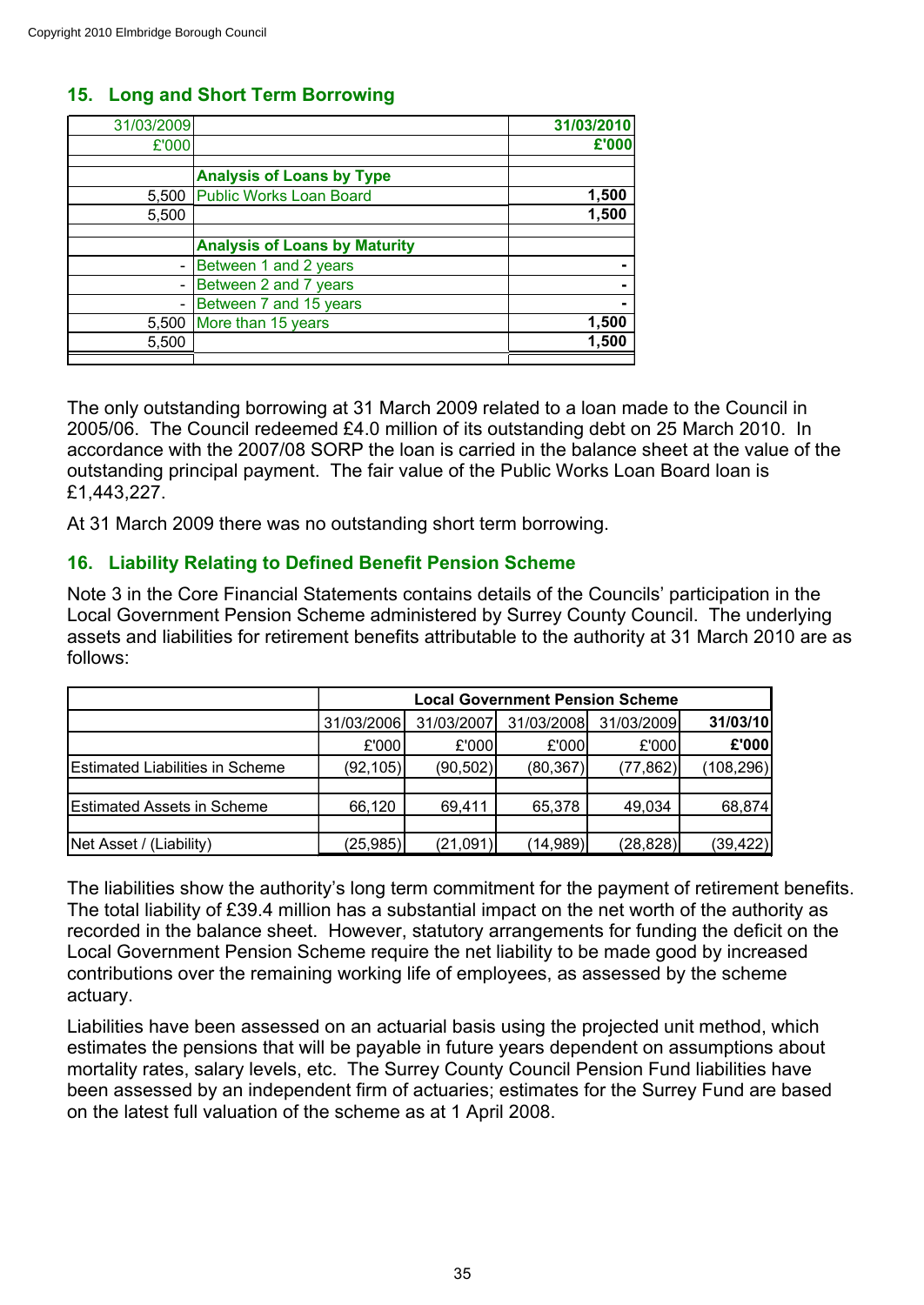## 15. Long and Short Term Borrowing

| 31/03/2009 | | 31/03/2010 |
|---|---|---|
| £'000 | | **£'000** |
| | **Analysis of Loans by Type** | |
| 5,500 | Public Works Loan Board | **1,500** |
| 5,500 | | **1,500** |
| | **Analysis of Loans by Maturity** | |
| - | Between 1 and 2 years | **-** |
| - | Between 2 and 7 years | **-** |
| - | Between 7 and 15 years | **-** |
| 5,500 | More than 15 years | **1,500** |
| 5,500 | | **1,500** |

The only outstanding borrowing at 31 March 2009 related to a loan made to the Council in 2005/06. The Council redeemed £4.0 million of its outstanding debt on 25 March 2010. In accordance with the 2007/08 SORP the loan is carried in the balance sheet at the value of the outstanding principal payment. The fair value of the Public Works Loan Board loan is £1,443,227.

At 31 March 2009 there was no outstanding short term borrowing.

## 16. Liability Relating to Defined Benefit Pension Scheme

Note 3 in the Core Financial Statements contains details of the Councils' participation in the Local Government Pension Scheme administered by Surrey County Council. The underlying assets and liabilities for retirement benefits attributable to the authority at 31 March 2010 are as follows:

| | **Local Government Pension Scheme** | | | | |
|---|---|---|---|---|---|
| | 31/03/2006 | 31/03/2007 | 31/03/2008 | 31/03/2009 | **31/03/10** |
| | £'000 | £'000 | £'000 | £'000 | **£'000** |
| Estimated Liabilities in Scheme | (92,105) | (90,502) | (80,367) | (77,862) | (108,296) |
| Estimated Assets in Scheme | 66,120 | 69,411 | 65,378 | 49,034 | 68,874 |
| Net Asset / (Liability) | (25,985) | (21,091) | (14,989) | (28,828) | (39,422) |

The liabilities show the authority's long term commitment for the payment of retirement benefits. The total liability of £39.4 million has a substantial impact on the net worth of the authority as recorded in the balance sheet. However, statutory arrangements for funding the deficit on the Local Government Pension Scheme require the net liability to be made good by increased contributions over the remaining working life of employees, as assessed by the scheme actuary.

Liabilities have been assessed on an actuarial basis using the projected unit method, which estimates the pensions that will be payable in future years dependent on assumptions about mortality rates, salary levels, etc. The Surrey County Council Pension Fund liabilities have been assessed by an independent firm of actuaries; estimates for the Surrey Fund are based on the latest full valuation of the scheme as at 1 April 2008.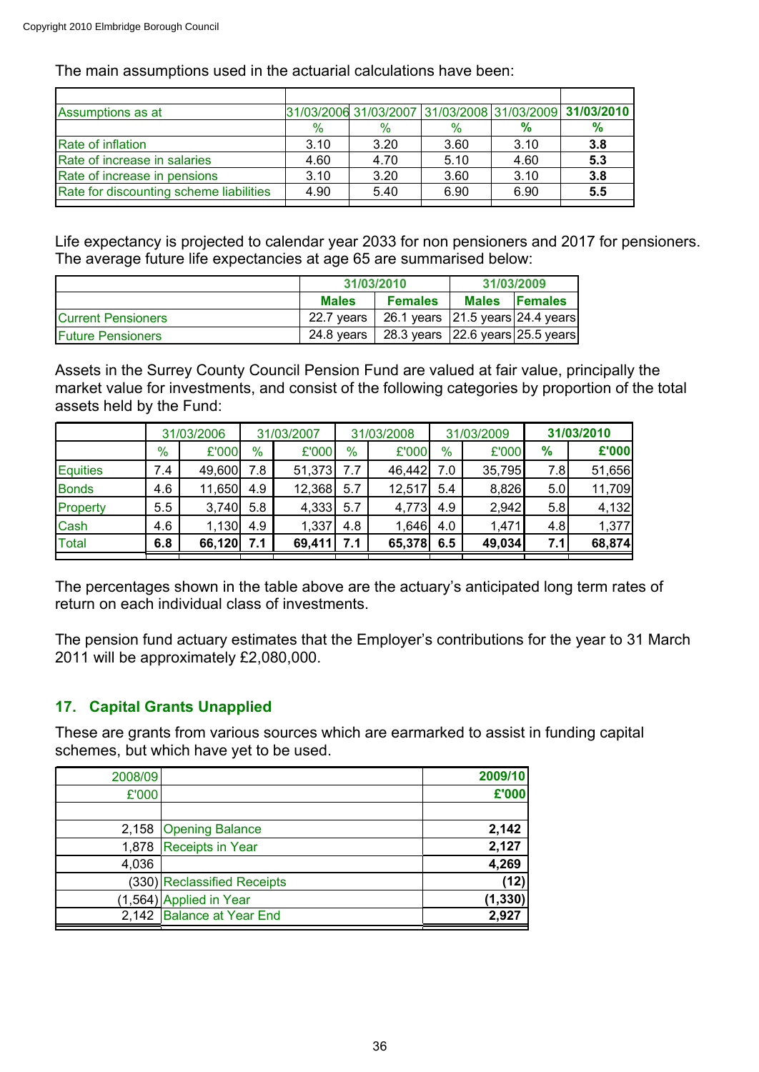The main assumptions used in the actuarial calculations have been:

| Assumptions as at | 31/03/2006 | 31/03/2007 | 31/03/2008 | 31/03/2009 | **31/03/2010** |
|---|---|---|---|---|---|
| | % | % | % | % | **%** |
| Rate of inflation | 3.10 | 3.20 | 3.60 | 3.10 | **3.8** |
| Rate of increase in salaries | 4.60 | 4.70 | 5.10 | 4.60 | **5.3** |
| Rate of increase in pensions | 3.10 | 3.20 | 3.60 | 3.10 | **3.8** |
| Rate for discounting scheme liabilities | 4.90 | 5.40 | 6.90 | 6.90 | **5.5** |

Life expectancy is projected to calendar year 2033 for non pensioners and 2017 for pensioners. The average future life expectancies at age 65 are summarised below:

| | **31/03/2010** | | **31/03/2009** | |
|---|---|---|---|---|
| | **Males** | **Females** | **Males** | **Females** |
| Current Pensioners | 22.7 years | 26.1 years | 21.5 years | 24.4 years |
| Future Pensioners | 24.8 years | 28.3 years | 22.6 years | 25.5 years |

Assets in the Surrey County Council Pension Fund are valued at fair value, principally the market value for investments, and consist of the following categories by proportion of the total assets held by the Fund:

| | 31/03/2006 | | 31/03/2007 | | 31/03/2008 | | 31/03/2009 | | **31/03/2010** | |
|---|---|---|---|---|---|---|---|---|---|---|
| | % | £'000 | % | £'000 | % | £'000 | % | £'000 | **%** | **£'000** |
| Equities | 7.4 | 49,600 | 7.8 | 51,373 | 7.7 | 46,442 | 7.0 | 35,795 | 7.8 | 51,656 |
| Bonds | 4.6 | 11,650 | 4.9 | 12,368 | 5.7 | 12,517 | 5.4 | 8,826 | 5.0 | 11,709 |
| Property | 5.5 | 3,740 | 5.8 | 4,333 | 5.7 | 4,773 | 4.9 | 2,942 | 5.8 | 4,132 |
| Cash | 4.6 | 1,130 | 4.9 | 1,337 | 4.8 | 1,646 | 4.0 | 1,471 | 4.8 | 1,377 |
| Total | **6.8** | **66,120** | **7.1** | **69,411** | **7.1** | **65,378** | **6.5** | **49,034** | **7.1** | **68,874** |

The percentages shown in the table above are the actuary's anticipated long term rates of return on each individual class of investments.

The pension fund actuary estimates that the Employer's contributions for the year to 31 March 2011 will be approximately £2,080,000.

## 17. Capital Grants Unapplied

These are grants from various sources which are earmarked to assist in funding capital schemes, but which have yet to be used.

| 2008/09 | | **2009/10** |
|---|---|---|
| £'000 | | **£'000** |
| | | |
| 2,158 | Opening Balance | **2,142** |
| 1,878 | Receipts in Year | **2,127** |
| 4,036 | | **4,269** |
| (330) | Reclassified Receipts | **(12)** |
| (1,564) | Applied in Year | **(1,330)** |
| 2,142 | Balance at Year End | **2,927** |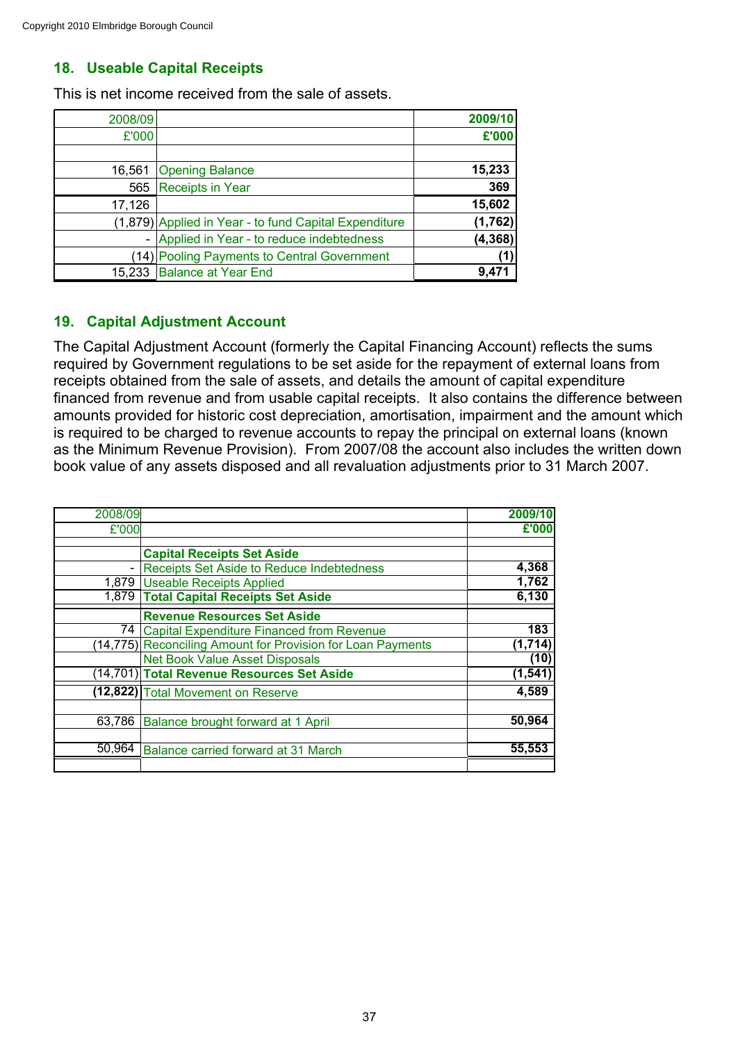Copyright 2010 Elmbridge Borough Council

## 18. Useable Capital Receipts

This is net income received from the sale of assets.

| 2008/09 | | 2009/10 |
|---|---|---|
| £'000 | | **£'000** |
| | | |
| 16,561 | Opening Balance | **15,233** |
| 565 | Receipts in Year | **369** |
| 17,126 | | **15,602** |
| (1,879) | Applied in Year - to fund Capital Expenditure | **(1,762)** |
| - | Applied in Year - to reduce indebtedness | **(4,368)** |
| (14) | Pooling Payments to Central Government | **(1)** |
| 15,233 | Balance at Year End | **9,471** |

## 19. Capital Adjustment Account

The Capital Adjustment Account (formerly the Capital Financing Account) reflects the sums required by Government regulations to be set aside for the repayment of external loans from receipts obtained from the sale of assets, and details the amount of capital expenditure financed from revenue and from usable capital receipts. It also contains the difference between amounts provided for historic cost depreciation, amortisation, impairment and the amount which is required to be charged to revenue accounts to repay the principal on external loans (known as the Minimum Revenue Provision). From 2007/08 the account also includes the written down book value of any assets disposed and all revaluation adjustments prior to 31 March 2007.

| 2008/09 | | 2009/10 |
|---|---|---|
| £'000 | | **£'000** |
| | | |
| | **Capital Receipts Set Aside** | |
| - | Receipts Set Aside to Reduce Indebtedness | **4,368** |
| 1,879 | Useable Receipts Applied | **1,762** |
| 1,879 | **Total Capital Receipts Set Aside** | **6,130** |
| | **Revenue Resources Set Aside** | |
| 74 | Capital Expenditure Financed from Revenue | **183** |
| (14,775) | Reconciling Amount for Provision for Loan Payments | **(1,714)** |
| | Net Book Value Asset Disposals | **(10)** |
| (14,701) | **Total Revenue Resources Set Aside** | **(1,541)** |
| **(12,822)** | Total Movement on Reserve | **4,589** |
| | | |
| 63,786 | Balance brought forward at 1 April | **50,964** |
| | | |
| 50,964 | Balance carried forward at 31 March | **55,553** |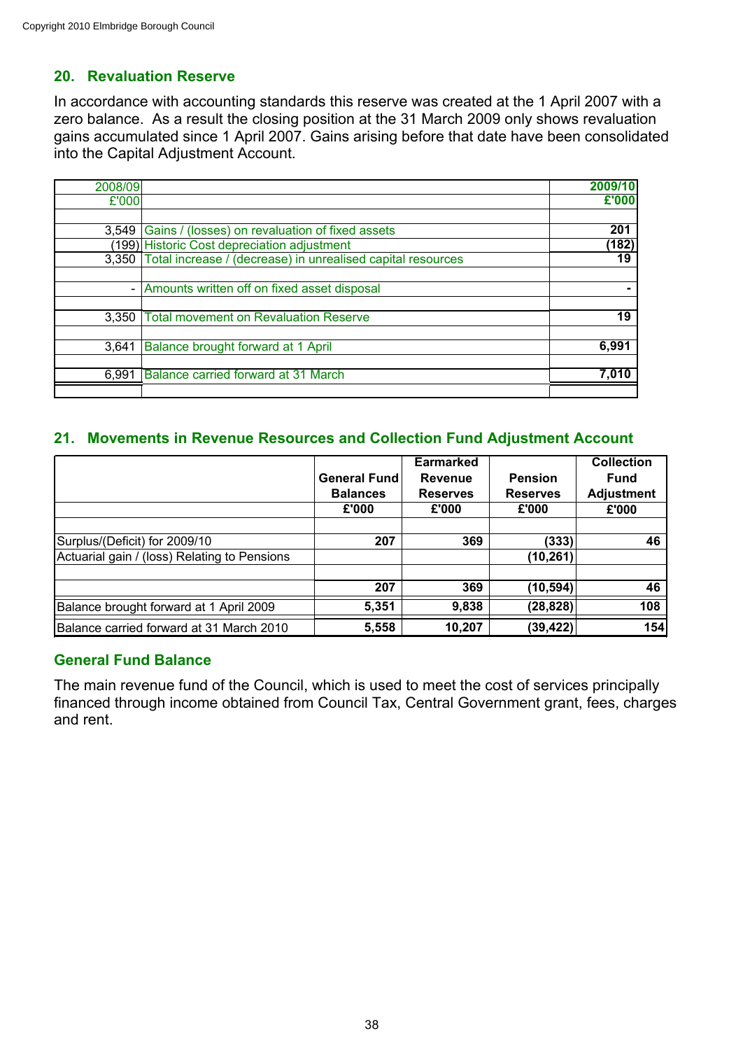## 20. Revaluation Reserve

In accordance with accounting standards this reserve was created at the 1 April 2007 with a zero balance. As a result the closing position at the 31 March 2009 only shows revaluation gains accumulated since 1 April 2007. Gains arising before that date have been consolidated into the Capital Adjustment Account.

| 2008/09 £'000 | | 2009/10 £'000 |
|---|---|---|
| 3,549 | Gains / (losses) on revaluation of fixed assets | 201 |
| (199) | Historic Cost depreciation adjustment | (182) |
| 3,350 | Total increase / (decrease) in unrealised capital resources | 19 |
| | | |
| - | Amounts written off on fixed asset disposal | - |
| | | |
| 3,350 | Total movement on Revaluation Reserve | 19 |
| | | |
| 3,641 | Balance brought forward at 1 April | 6,991 |
| | | |
| 6,991 | Balance carried forward at 31 March | 7,010 |

## 21. Movements in Revenue Resources and Collection Fund Adjustment Account

| | General Fund Balances £'000 | Earmarked Revenue Reserves £'000 | Pension Reserves £'000 | Collection Fund Adjustment £'000 |
|---|---|---|---|---|
| Surplus/(Deficit) for 2009/10 | 207 | 369 | (333) | 46 |
| Actuarial gain / (loss) Relating to Pensions | | | (10,261) | |
| | | | | |
| | 207 | 369 | (10,594) | 46 |
| Balance brought forward at 1 April 2009 | 5,351 | 9,838 | (28,828) | 108 |
| Balance carried forward at 31 March 2010 | 5,558 | 10,207 | (39,422) | 154 |

### General Fund Balance

The main revenue fund of the Council, which is used to meet the cost of services principally financed through income obtained from Council Tax, Central Government grant, fees, charges and rent.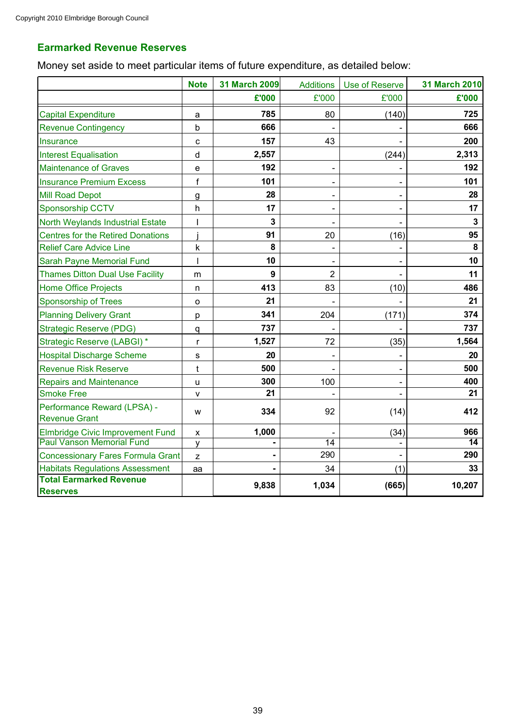Copyright 2010 Elmbridge Borough Council

## Earmarked Revenue Reserves

Money set aside to meet particular items of future expenditure, as detailed below:

| | Note | 31 March 2009 | Additions | Use of Reserve | 31 March 2010 |
|---|---|---|---|---|---|
| | | **£'000** | £'000 | £'000 | **£'000** |
| Capital Expenditure | a | **785** | 80 | (140) | **725** |
| Revenue Contingency | b | **666** | - | - | **666** |
| Insurance | c | **157** | 43 | - | **200** |
| Interest Equalisation | d | **2,557** | | (244) | **2,313** |
| Maintenance of Graves | e | **192** | - | - | **192** |
| Insurance Premium Excess | f | **101** | - | - | **101** |
| Mill Road Depot | g | **28** | - | - | **28** |
| Sponsorship CCTV | h | **17** | - | - | **17** |
| North Weylands Industrial Estate | I | **3** | - | - | **3** |
| Centres for the Retired Donations | j | **91** | 20 | (16) | **95** |
| Relief Care Advice Line | k | **8** | - | - | **8** |
| Sarah Payne Memorial Fund | l | **10** | - | - | **10** |
| Thames Ditton Dual Use Facility | m | **9** | 2 | - | **11** |
| Home Office Projects | n | **413** | 83 | (10) | **486** |
| Sponsorship of Trees | o | **21** | - | - | **21** |
| Planning Delivery Grant | p | **341** | 204 | (171) | **374** |
| Strategic Reserve (PDG) | q | **737** | - | - | **737** |
| Strategic Reserve (LABGI) * | r | **1,527** | 72 | (35) | **1,564** |
| Hospital Discharge Scheme | s | **20** | - | - | **20** |
| Revenue Risk Reserve | t | **500** | - | - | **500** |
| Repairs and Maintenance | u | **300** | 100 | - | **400** |
| Smoke Free | v | **21** | - | - | **21** |
| Performance Reward (LPSA) - Revenue Grant | w | **334** | 92 | (14) | **412** |
| Elmbridge Civic Improvement Fund | x | **1,000** | - | (34) | **966** |
| Paul Vanson Memorial Fund | y | **-** | 14 | - | **14** |
| Concessionary Fares Formula Grant | z | **-** | 290 | - | **290** |
| Habitats Regulations Assessment | aa | **-** | 34 | (1) | **33** |
| **Total Earmarked Revenue Reserves** | | **9,838** | **1,034** | **(665)** | **10,207** |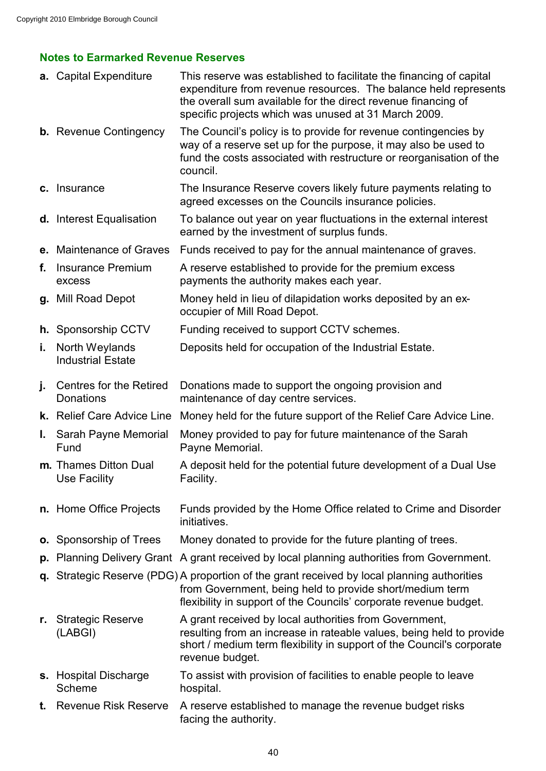## Notes to Earmarked Revenue Reserves

| | | |
|---|---|---|
| **a.** | Capital Expenditure | This reserve was established to facilitate the financing of capital expenditure from revenue resources. The balance held represents the overall sum available for the direct revenue financing of specific projects which was unused at 31 March 2009. |
| **b.** | Revenue Contingency | The Council's policy is to provide for revenue contingencies by way of a reserve set up for the purpose, it may also be used to fund the costs associated with restructure or reorganisation of the council. |
| **c.** | Insurance | The Insurance Reserve covers likely future payments relating to agreed excesses on the Councils insurance policies. |
| **d.** | Interest Equalisation | To balance out year on year fluctuations in the external interest earned by the investment of surplus funds. |
| **e.** | Maintenance of Graves | Funds received to pay for the annual maintenance of graves. |
| **f.** | Insurance Premium excess | A reserve established to provide for the premium excess payments the authority makes each year. |
| **g.** | Mill Road Depot | Money held in lieu of dilapidation works deposited by an ex-occupier of Mill Road Depot. |
| **h.** | Sponsorship CCTV | Funding received to support CCTV schemes. |
| **i.** | North Weylands Industrial Estate | Deposits held for occupation of the Industrial Estate. |
| **j.** | Centres for the Retired Donations | Donations made to support the ongoing provision and maintenance of day centre services. |
| **k.** | Relief Care Advice Line | Money held for the future support of the Relief Care Advice Line. |
| **l.** | Sarah Payne Memorial Fund | Money provided to pay for future maintenance of the Sarah Payne Memorial. |
| **m.** | Thames Ditton Dual Use Facility | A deposit held for the potential future development of a Dual Use Facility. |
| **n.** | Home Office Projects | Funds provided by the Home Office related to Crime and Disorder initiatives. |
| **o.** | Sponsorship of Trees | Money donated to provide for the future planting of trees. |
| **p.** | Planning Delivery Grant | A grant received by local planning authorities from Government. |
| **q.** | Strategic Reserve (PDG) | A proportion of the grant received by local planning authorities from Government, being held to provide short/medium term flexibility in support of the Councils' corporate revenue budget. |
| **r.** | Strategic Reserve (LABGI) | A grant received by local authorities from Government, resulting from an increase in rateable values, being held to provide short / medium term flexibility in support of the Council's corporate revenue budget. |
| **s.** | Hospital Discharge Scheme | To assist with provision of facilities to enable people to leave hospital. |
| **t.** | Revenue Risk Reserve | A reserve established to manage the revenue budget risks facing the authority. |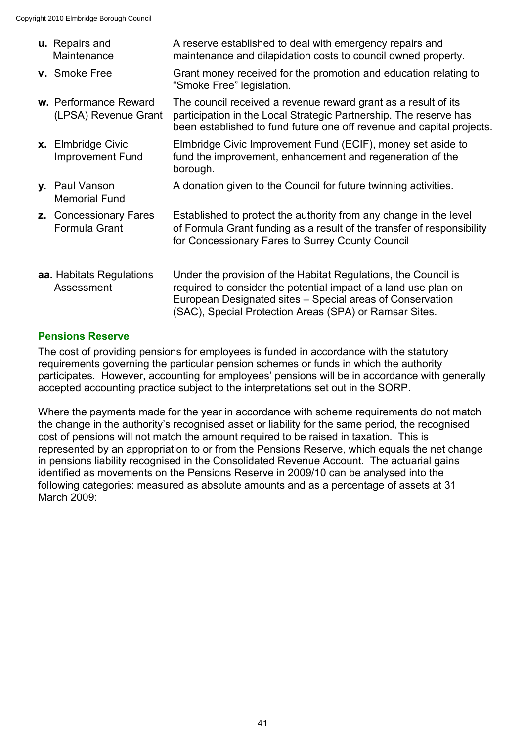| | |
|---|---|
| **u.** Repairs and Maintenance | A reserve established to deal with emergency repairs and maintenance and dilapidation costs to council owned property. |
| **v.** Smoke Free | Grant money received for the promotion and education relating to "Smoke Free" legislation. |
| **w.** Performance Reward (LPSA) Revenue Grant | The council received a revenue reward grant as a result of its participation in the Local Strategic Partnership. The reserve has been established to fund future one off revenue and capital projects. |
| **x.** Elmbridge Civic Improvement Fund | Elmbridge Civic Improvement Fund (ECIF), money set aside to fund the improvement, enhancement and regeneration of the borough. |
| **y.** Paul Vanson Memorial Fund | A donation given to the Council for future twinning activities. |
| **z.** Concessionary Fares Formula Grant | Established to protect the authority from any change in the level of Formula Grant funding as a result of the transfer of responsibility for Concessionary Fares to Surrey County Council |
| **aa.** Habitats Regulations Assessment | Under the provision of the Habitat Regulations, the Council is required to consider the potential impact of a land use plan on European Designated sites – Special areas of Conservation (SAC), Special Protection Areas (SPA) or Ramsar Sites. |

## Pensions Reserve

The cost of providing pensions for employees is funded in accordance with the statutory requirements governing the particular pension schemes or funds in which the authority participates. However, accounting for employees' pensions will be in accordance with generally accepted accounting practice subject to the interpretations set out in the SORP.

Where the payments made for the year in accordance with scheme requirements do not match the change in the authority's recognised asset or liability for the same period, the recognised cost of pensions will not match the amount required to be raised in taxation. This is represented by an appropriation to or from the Pensions Reserve, which equals the net change in pensions liability recognised in the Consolidated Revenue Account. The actuarial gains identified as movements on the Pensions Reserve in 2009/10 can be analysed into the following categories: measured as absolute amounts and as a percentage of assets at 31 March 2009: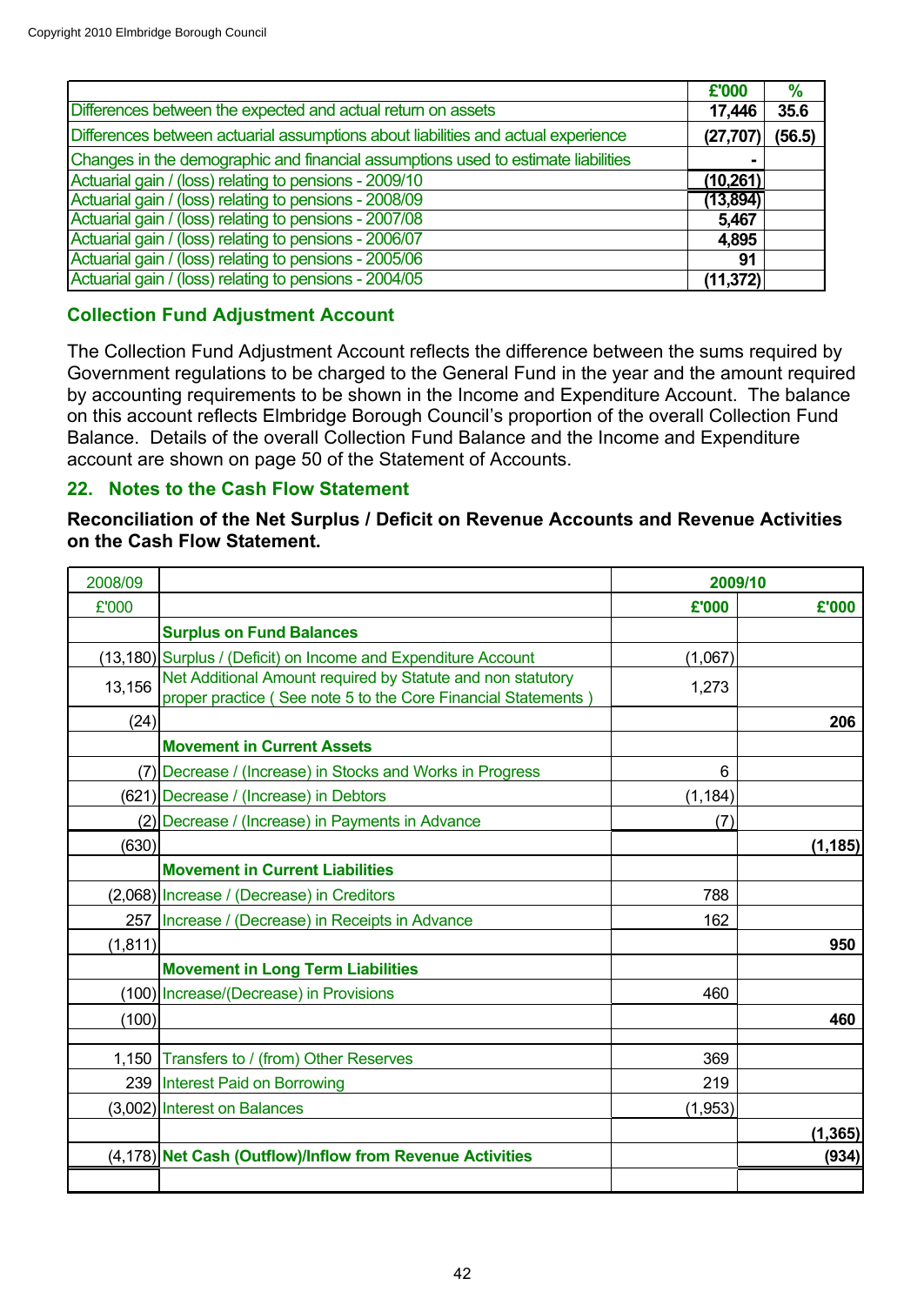Copyright 2010 Elmbridge Borough Council

| | £'000 | % |
|---|---|---|
| Differences between the expected and actual return on assets | 17,446 | 35.6 |
| Differences between actuarial assumptions about liabilities and actual experience | (27,707) | (56.5) |
| Changes in the demographic and financial assumptions used to estimate liabilities | - | |
| Actuarial gain / (loss) relating to pensions - 2009/10 | (10,261) | |
| Actuarial gain / (loss) relating to pensions - 2008/09 | (13,894) | |
| Actuarial gain / (loss) relating to pensions - 2007/08 | 5,467 | |
| Actuarial gain / (loss) relating to pensions - 2006/07 | 4,895 | |
| Actuarial gain / (loss) relating to pensions - 2005/06 | 91 | |
| Actuarial gain / (loss) relating to pensions - 2004/05 | (11,372) | |

### Collection Fund Adjustment Account

The Collection Fund Adjustment Account reflects the difference between the sums required by Government regulations to be charged to the General Fund in the year and the amount required by accounting requirements to be shown in the Income and Expenditure Account. The balance on this account reflects Elmbridge Borough Council's proportion of the overall Collection Fund Balance. Details of the overall Collection Fund Balance and the Income and Expenditure account are shown on page 50 of the Statement of Accounts.

## 22. Notes to the Cash Flow Statement

**Reconciliation of the Net Surplus / Deficit on Revenue Accounts and Revenue Activities on the Cash Flow Statement.**

| 2008/09 | | 2009/10 | |
|---|---|---|---|
| £'000 | | £'000 | £'000 |
| | **Surplus on Fund Balances** | | |
| (13,180) | Surplus / (Deficit) on Income and Expenditure Account | (1,067) | |
| 13,156 | Net Additional Amount required by Statute and non statutory proper practice ( See note 5 to the Core Financial Statements ) | 1,273 | |
| (24) | | | 206 |
| | **Movement in Current Assets** | | |
| (7) | Decrease / (Increase) in Stocks and Works in Progress | 6 | |
| (621) | Decrease / (Increase) in Debtors | (1,184) | |
| (2) | Decrease / (Increase) in Payments in Advance | (7) | |
| (630) | | | (1,185) |
| | **Movement in Current Liabilities** | | |
| (2,068) | Increase / (Decrease) in Creditors | 788 | |
| 257 | Increase / (Decrease) in Receipts in Advance | 162 | |
| (1,811) | | | 950 |
| | **Movement in Long Term Liabilities** | | |
| (100) | Increase/(Decrease) in Provisions | 460 | |
| (100) | | | 460 |
| | | | |
| 1,150 | Transfers to / (from) Other Reserves | 369 | |
| 239 | Interest Paid on Borrowing | 219 | |
| (3,002) | Interest on Balances | (1,953) | |
| | | | (1,365) |
| (4,178) | **Net Cash (Outflow)/Inflow from Revenue Activities** | | (934) |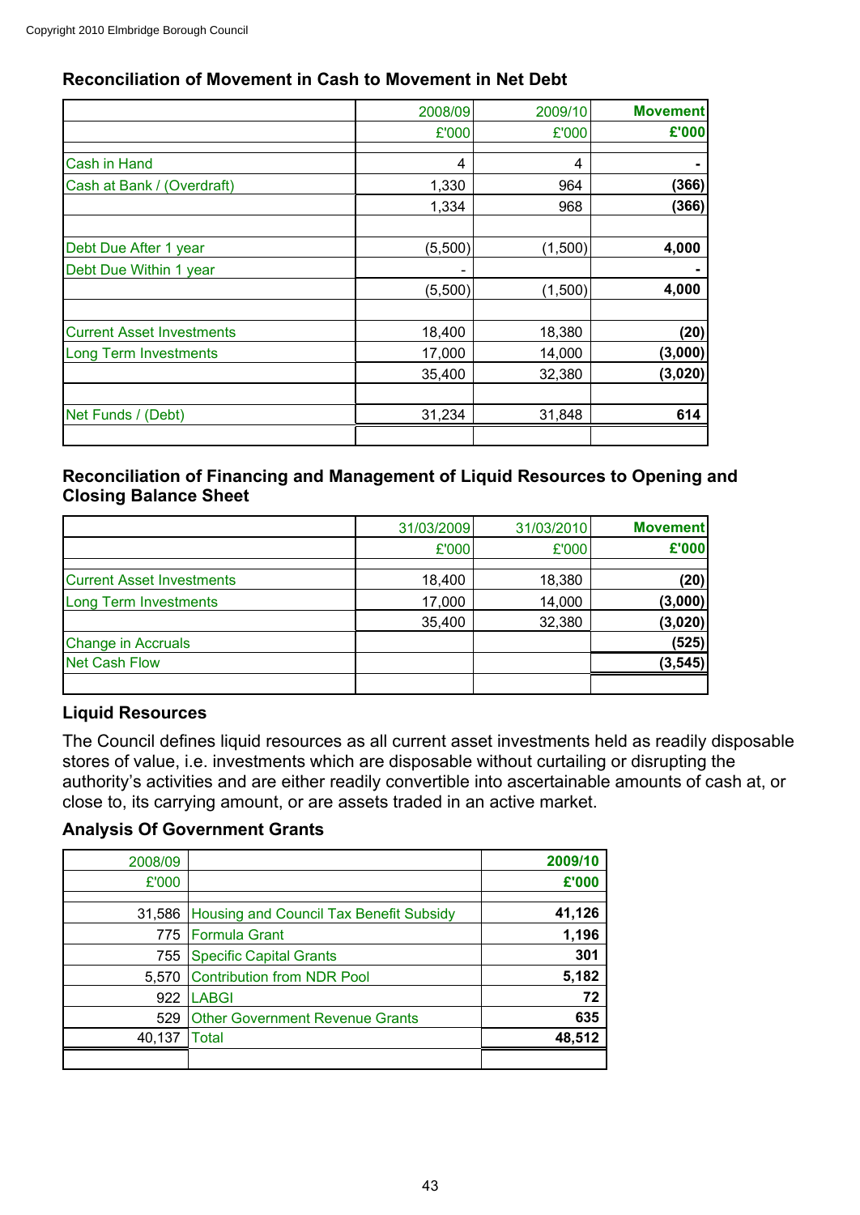Copyright 2010 Elmbridge Borough Council

### Reconciliation of Movement in Cash to Movement in Net Debt

| | 2008/09 | 2009/10 | **Movement** |
|---|---|---|---|
| | £'000 | £'000 | **£'000** |
| Cash in Hand | 4 | 4 | **-** |
| Cash at Bank / (Overdraft) | 1,330 | 964 | **(366)** |
| | 1,334 | 968 | **(366)** |
| | | | |
| Debt Due After 1 year | (5,500) | (1,500) | **4,000** |
| Debt Due Within 1 year | - | | **-** |
| | (5,500) | (1,500) | **4,000** |
| | | | |
| Current Asset Investments | 18,400 | 18,380 | **(20)** |
| Long Term Investments | 17,000 | 14,000 | **(3,000)** |
| | 35,400 | 32,380 | **(3,020)** |
| | | | |
| Net Funds / (Debt) | 31,234 | 31,848 | **614** |

### Reconciliation of Financing and Management of Liquid Resources to Opening and Closing Balance Sheet

| | 31/03/2009 | 31/03/2010 | **Movement** |
|---|---|---|---|
| | £'000 | £'000 | **£'000** |
| Current Asset Investments | 18,400 | 18,380 | **(20)** |
| Long Term Investments | 17,000 | 14,000 | **(3,000)** |
| | 35,400 | 32,380 | **(3,020)** |
| Change in Accruals | | | **(525)** |
| Net Cash Flow | | | **(3,545)** |

### Liquid Resources

The Council defines liquid resources as all current asset investments held as readily disposable stores of value, i.e. investments which are disposable without curtailing or disrupting the authority's activities and are either readily convertible into ascertainable amounts of cash at, or close to, its carrying amount, or are assets traded in an active market.

### Analysis Of Government Grants

| 2008/09 | | **2009/10** |
|---|---|---|
| £'000 | | **£'000** |
| 31,586 | Housing and Council Tax Benefit Subsidy | **41,126** |
| 775 | Formula Grant | **1,196** |
| 755 | Specific Capital Grants | **301** |
| 5,570 | Contribution from NDR Pool | **5,182** |
| 922 | LABGI | **72** |
| 529 | Other Government Revenue Grants | **635** |
| 40,137 | Total | **48,512** |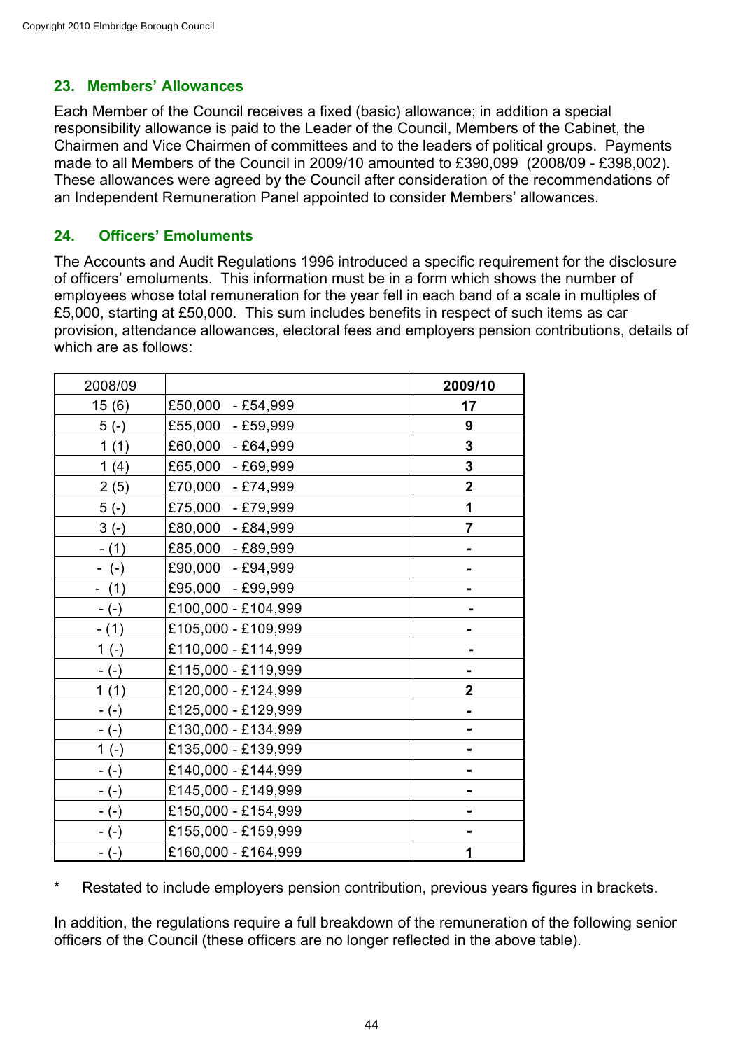## 23. Members' Allowances

Each Member of the Council receives a fixed (basic) allowance; in addition a special responsibility allowance is paid to the Leader of the Council, Members of the Cabinet, the Chairmen and Vice Chairmen of committees and to the leaders of political groups. Payments made to all Members of the Council in 2009/10 amounted to £390,099 (2008/09 - £398,002). These allowances were agreed by the Council after consideration of the recommendations of an Independent Remuneration Panel appointed to consider Members' allowances.

## 24. Officers' Emoluments

The Accounts and Audit Regulations 1996 introduced a specific requirement for the disclosure of officers' emoluments. This information must be in a form which shows the number of employees whose total remuneration for the year fell in each band of a scale in multiples of £5,000, starting at £50,000. This sum includes benefits in respect of such items as car provision, attendance allowances, electoral fees and employers pension contributions, details of which are as follows:

| 2008/09 | | **2009/10** |
|---|---|---|
| 15 (6) | £50,000 - £54,999 | **17** |
| 5 (-) | £55,000 - £59,999 | **9** |
| 1 (1) | £60,000 - £64,999 | **3** |
| 1 (4) | £65,000 - £69,999 | **3** |
| 2 (5) | £70,000 - £74,999 | **2** |
| 5 (-) | £75,000 - £79,999 | **1** |
| 3 (-) | £80,000 - £84,999 | **7** |
| - (1) | £85,000 - £89,999 | **-** |
| - (-) | £90,000 - £94,999 | **-** |
| - (1) | £95,000 - £99,999 | **-** |
| - (-) | £100,000 - £104,999 | **-** |
| - (1) | £105,000 - £109,999 | **-** |
| 1 (-) | £110,000 - £114,999 | **-** |
| - (-) | £115,000 - £119,999 | **-** |
| 1 (1) | £120,000 - £124,999 | **2** |
| - (-) | £125,000 - £129,999 | **-** |
| - (-) | £130,000 - £134,999 | **-** |
| 1 (-) | £135,000 - £139,999 | **-** |
| - (-) | £140,000 - £144,999 | **-** |
| - (-) | £145,000 - £149,999 | **-** |
| - (-) | £150,000 - £154,999 | **-** |
| - (-) | £155,000 - £159,999 | **-** |
| - (-) | £160,000 - £164,999 | **1** |

\* Restated to include employers pension contribution, previous years figures in brackets.

In addition, the regulations require a full breakdown of the remuneration of the following senior officers of the Council (these officers are no longer reflected in the above table).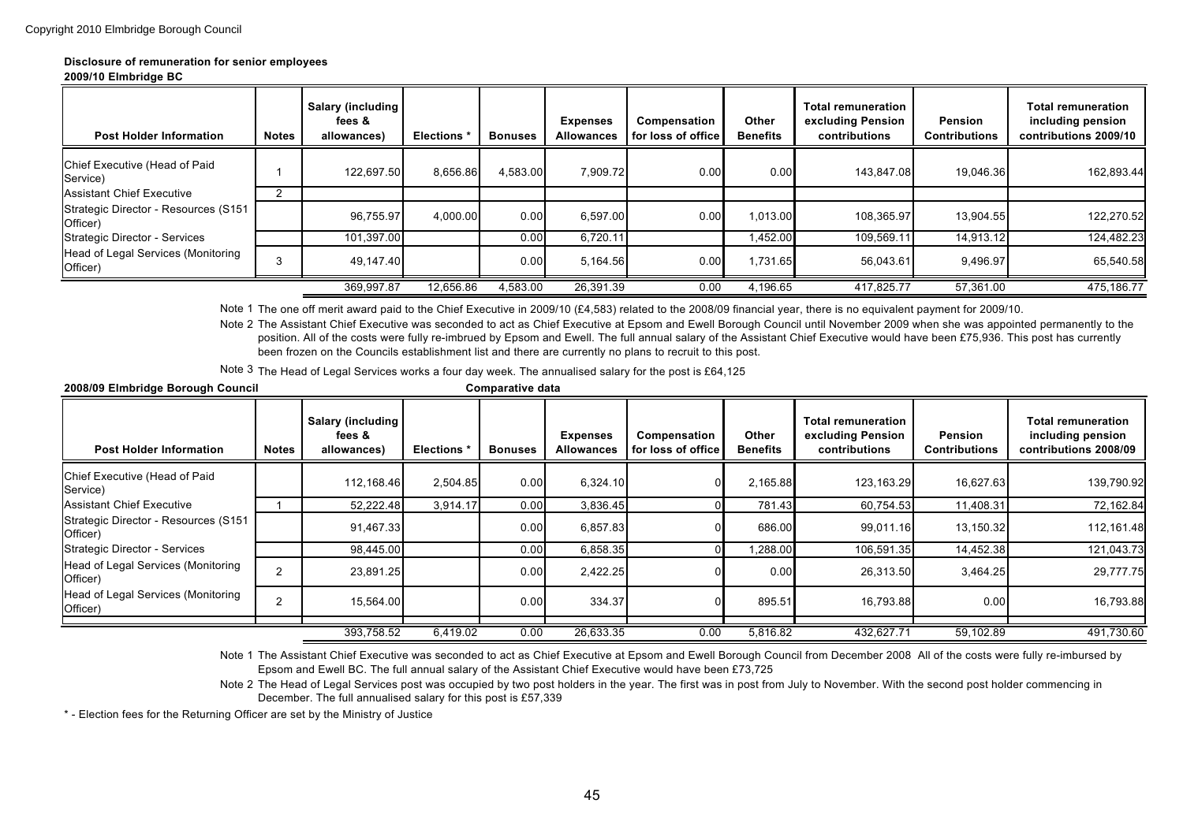Copyright 2010 Elmbridge Borough Council

**Disclosure of remuneration for senior employees**

**2009/10 Elmbridge BC**

| Post Holder Information | Notes | Salary (including fees & allowances) | Elections * | Bonuses | Expenses Allowances | Compensation for loss of office | Other Benefits | Total remuneration excluding Pension contributions | Pension Contributions | Total remuneration including pension contributions 2009/10 |
|---|---|---|---|---|---|---|---|---|---|---|
| Chief Executive (Head of Paid Service) | 1 | 122,697.50 | 8,656.86 | 4,583.00 | 7,909.72 | 0.00 | 0.00 | 143,847.08 | 19,046.36 | 162,893.44 |
| Assistant Chief Executive | 2 | | | | | | | | | |
| Strategic Director - Resources (S151 Officer) | | 96,755.97 | 4,000.00 | 0.00 | 6,597.00 | 0.00 | 1,013.00 | 108,365.97 | 13,904.55 | 122,270.52 |
| Strategic Director - Services | | 101,397.00 | | 0.00 | 6,720.11 | | 1,452.00 | 109,569.11 | 14,913.12 | 124,482.23 |
| Head of Legal Services (Monitoring Officer) | 3 | 49,147.40 | | 0.00 | 5,164.56 | 0.00 | 1,731.65 | 56,043.61 | 9,496.97 | 65,540.58 |
| | | 369,997.87 | 12,656.86 | 4,583.00 | 26,391.39 | 0.00 | 4,196.65 | 417,825.77 | 57,361.00 | 475,186.77 |

Note 1 The one off merit award paid to the Chief Executive in 2009/10 (£4,583) related to the 2008/09 financial year, there is no equivalent payment for 2009/10.

Note 2 The Assistant Chief Executive was seconded to act as Chief Executive at Epsom and Ewell Borough Council until November 2009 when she was appointed permanently to the position. All of the costs were fully re-imbrued by Epsom and Ewell. The full annual salary of the Assistant Chief Executive would have been £75,936. This post has currently been frozen on the Councils establishment list and there are currently no plans to recruit to this post.

Note 3 The Head of Legal Services works a four day week. The annualised salary for the post is £64,125

**2008/09 Elmbridge Borough Council** **Comparative data**

| Post Holder Information | Notes | Salary (including fees & allowances) | Elections * | Bonuses | Expenses Allowances | Compensation for loss of office | Other Benefits | Total remuneration excluding Pension contributions | Pension Contributions | Total remuneration including pension contributions 2008/09 |
|---|---|---|---|---|---|---|---|---|---|---|
| Chief Executive (Head of Paid Service) | | 112,168.46 | 2,504.85 | 0.00 | 6,324.10 | 0 | 2,165.88 | 123,163.29 | 16,627.63 | 139,790.92 |
| Assistant Chief Executive | 1 | 52,222.48 | 3,914.17 | 0.00 | 3,836.45 | 0 | 781.43 | 60,754.53 | 11,408.31 | 72,162.84 |
| Strategic Director - Resources (S151 Officer) | | 91,467.33 | | 0.00 | 6,857.83 | 0 | 686.00 | 99,011.16 | 13,150.32 | 112,161.48 |
| Strategic Director - Services | | 98,445.00 | | 0.00 | 6,858.35 | 0 | 1,288.00 | 106,591.35 | 14,452.38 | 121,043.73 |
| Head of Legal Services (Monitoring Officer) | 2 | 23,891.25 | | 0.00 | 2,422.25 | 0 | 0.00 | 26,313.50 | 3,464.25 | 29,777.75 |
| Head of Legal Services (Monitoring Officer) | 2 | 15,564.00 | | 0.00 | 334.37 | 0 | 895.51 | 16,793.88 | 0.00 | 16,793.88 |
| | | 393,758.52 | 6,419.02 | 0.00 | 26,633.35 | 0.00 | 5,816.82 | 432,627.71 | 59,102.89 | 491,730.60 |

Note 1 The Assistant Chief Executive was seconded to act as Chief Executive at Epsom and Ewell Borough Council from December 2008 All of the costs were fully re-imbursed by Epsom and Ewell BC. The full annual salary of the Assistant Chief Executive would have been £73,725

Note 2 The Head of Legal Services post was occupied by two post holders in the year. The first was in post from July to November. With the second post holder commencing in December. The full annualised salary for this post is £57,339

\* - Election fees for the Returning Officer are set by the Ministry of Justice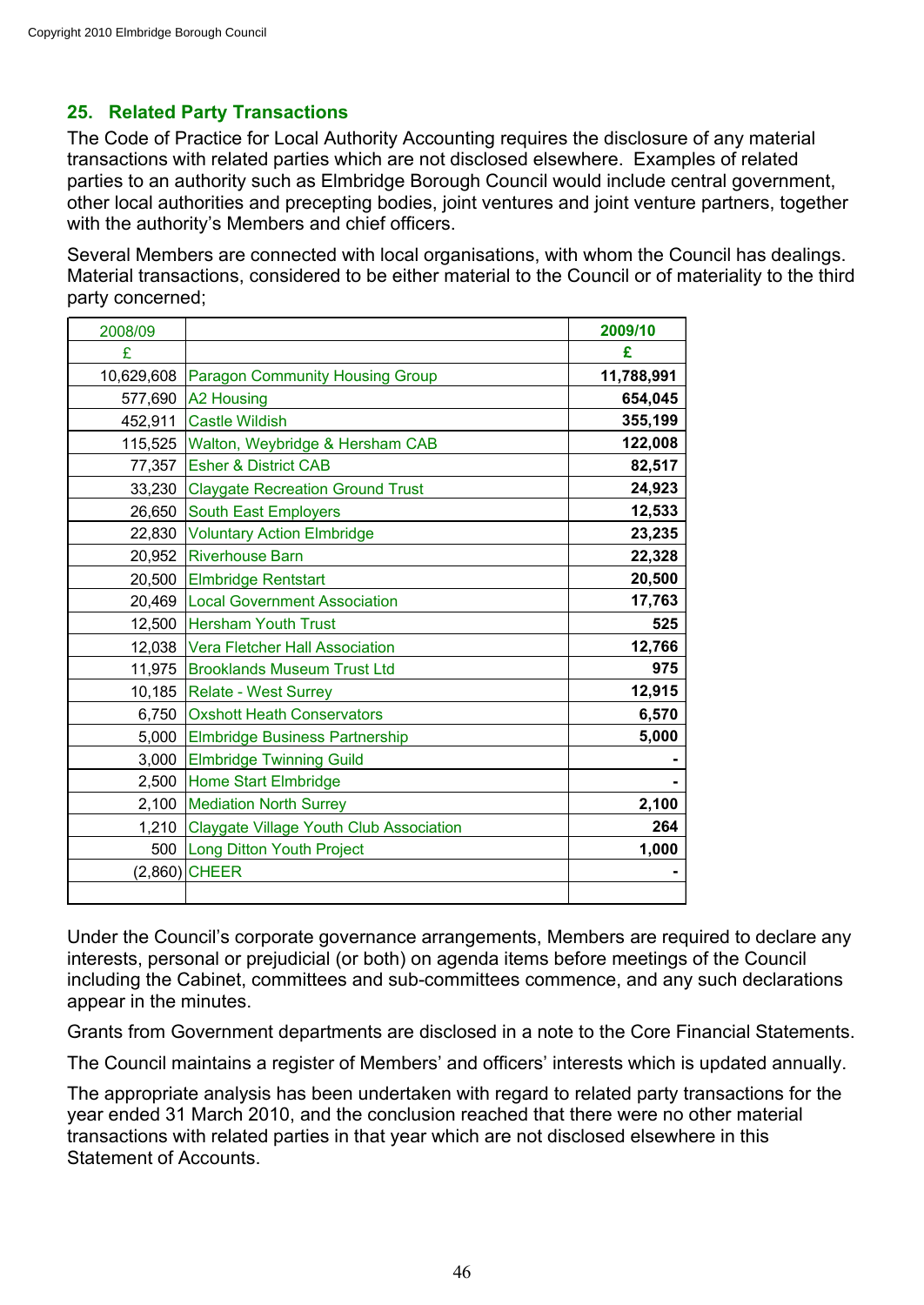## 25. Related Party Transactions

The Code of Practice for Local Authority Accounting requires the disclosure of any material transactions with related parties which are not disclosed elsewhere. Examples of related parties to an authority such as Elmbridge Borough Council would include central government, other local authorities and precepting bodies, joint ventures and joint venture partners, together with the authority's Members and chief officers.

Several Members are connected with local organisations, with whom the Council has dealings. Material transactions, considered to be either material to the Council or of materiality to the third party concerned;

| 2008/09 | | **2009/10** |
|---|---|---|
| £ | | **£** |
| 10,629,608 | Paragon Community Housing Group | **11,788,991** |
| 577,690 | A2 Housing | **654,045** |
| 452,911 | Castle Wildish | **355,199** |
| 115,525 | Walton, Weybridge & Hersham CAB | **122,008** |
| 77,357 | Esher & District CAB | **82,517** |
| 33,230 | Claygate Recreation Ground Trust | **24,923** |
| 26,650 | South East Employers | **12,533** |
| 22,830 | Voluntary Action Elmbridge | **23,235** |
| 20,952 | Riverhouse Barn | **22,328** |
| 20,500 | Elmbridge Rentstart | **20,500** |
| 20,469 | Local Government Association | **17,763** |
| 12,500 | Hersham Youth Trust | **525** |
| 12,038 | Vera Fletcher Hall Association | **12,766** |
| 11,975 | Brooklands Museum Trust Ltd | **975** |
| 10,185 | Relate - West Surrey | **12,915** |
| 6,750 | Oxshott Heath Conservators | **6,570** |
| 5,000 | Elmbridge Business Partnership | **5,000** |
| 3,000 | Elmbridge Twinning Guild | **-** |
| 2,500 | Home Start Elmbridge | **-** |
| 2,100 | Mediation North Surrey | **2,100** |
| 1,210 | Claygate Village Youth Club Association | **264** |
| 500 | Long Ditton Youth Project | **1,000** |
| (2,860) | CHEER | **-** |

Under the Council's corporate governance arrangements, Members are required to declare any interests, personal or prejudicial (or both) on agenda items before meetings of the Council including the Cabinet, committees and sub-committees commence, and any such declarations appear in the minutes.

Grants from Government departments are disclosed in a note to the Core Financial Statements.

The Council maintains a register of Members' and officers' interests which is updated annually.

The appropriate analysis has been undertaken with regard to related party transactions for the year ended 31 March 2010, and the conclusion reached that there were no other material transactions with related parties in that year which are not disclosed elsewhere in this Statement of Accounts.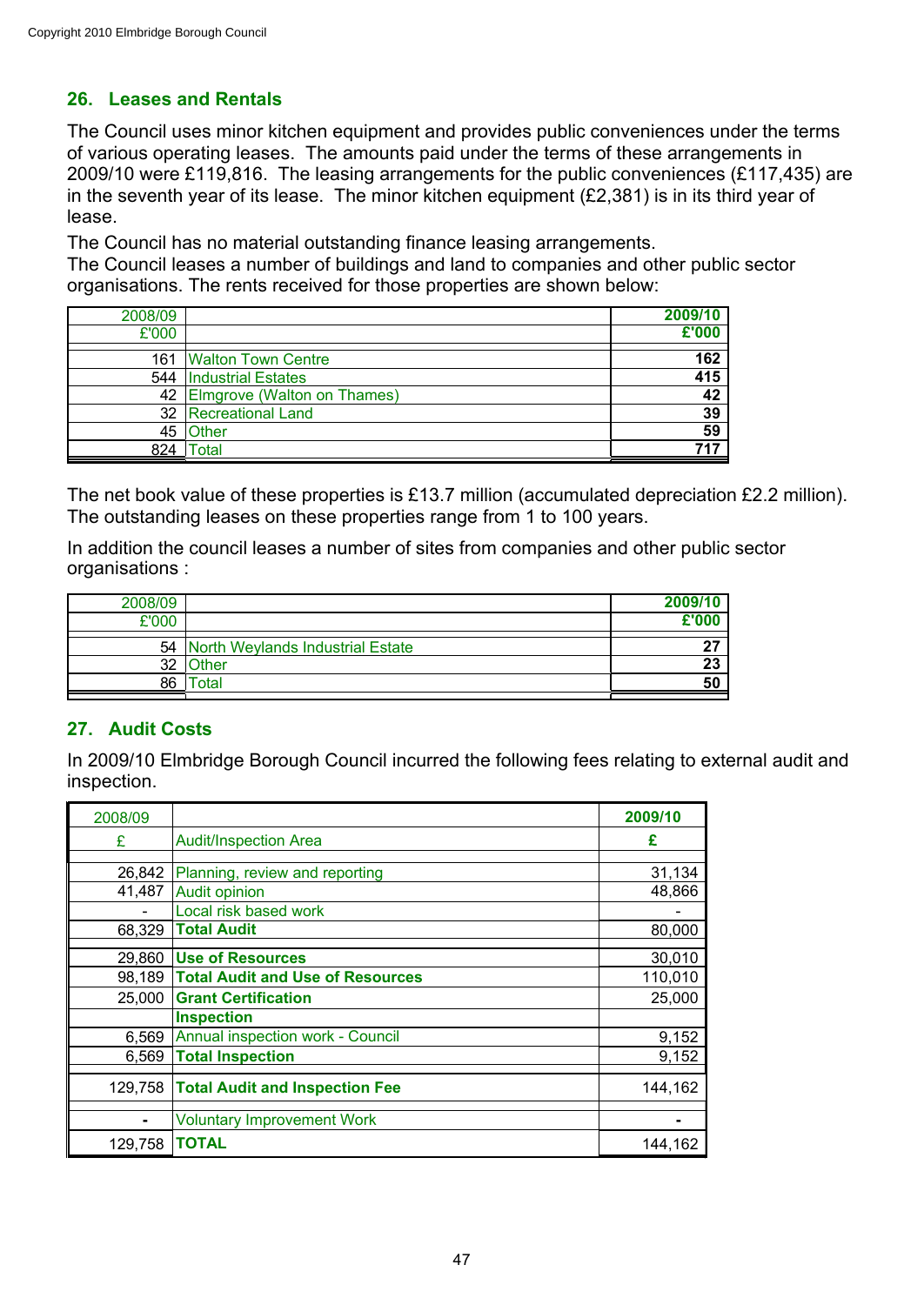## 26. Leases and Rentals

The Council uses minor kitchen equipment and provides public conveniences under the terms of various operating leases. The amounts paid under the terms of these arrangements in 2009/10 were £119,816. The leasing arrangements for the public conveniences (£117,435) are in the seventh year of its lease. The minor kitchen equipment (£2,381) is in its third year of lease.

The Council has no material outstanding finance leasing arrangements.

The Council leases a number of buildings and land to companies and other public sector organisations. The rents received for those properties are shown below:

| 2008/09 £'000 | | **2009/10 £'000** |
|---|---|---|
| 161 | Walton Town Centre | **162** |
| 544 | Industrial Estates | **415** |
| 42 | Elmgrove (Walton on Thames) | **42** |
| 32 | Recreational Land | **39** |
| 45 | Other | **59** |
| 824 | Total | **717** |

The net book value of these properties is £13.7 million (accumulated depreciation £2.2 million). The outstanding leases on these properties range from 1 to 100 years.

In addition the council leases a number of sites from companies and other public sector organisations :

| 2008/09 £'000 | | **2009/10 £'000** |
|---|---|---|
| 54 | North Weylands Industrial Estate | **27** |
| 32 | Other | **23** |
| 86 | Total | **50** |

## 27. Audit Costs

In 2009/10 Elmbridge Borough Council incurred the following fees relating to external audit and inspection.

| 2008/09 £ | Audit/Inspection Area | **2009/10 £** |
|---|---|---|
| 26,842 | Planning, review and reporting | 31,134 |
| 41,487 | Audit opinion | 48,866 |
| - | Local risk based work | - |
| 68,329 | **Total Audit** | 80,000 |
| 29,860 | **Use of Resources** | 30,010 |
| 98,189 | **Total Audit and Use of Resources** | 110,010 |
| 25,000 | **Grant Certification** | 25,000 |
| | **Inspection** | |
| 6,569 | Annual inspection work - Council | 9,152 |
| 6,569 | **Total Inspection** | 9,152 |
| 129,758 | **Total Audit and Inspection Fee** | 144,162 |
| - | Voluntary Improvement Work | - |
| 129,758 | **TOTAL** | 144,162 |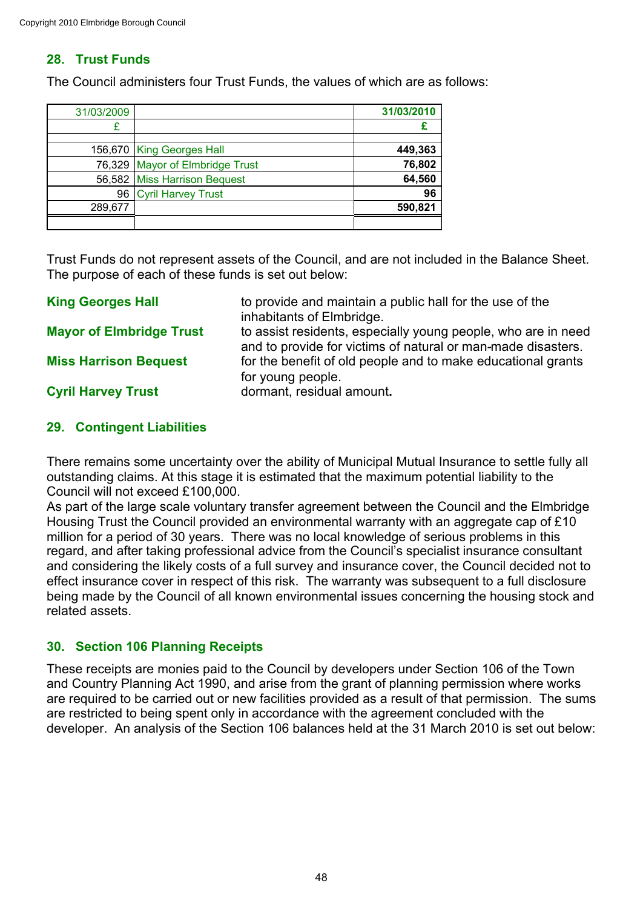## 28. Trust Funds

The Council administers four Trust Funds, the values of which are as follows:

| 31/03/2009 | | 31/03/2010 |
|---|---|---|
| £ | | **£** |
| | | |
| 156,670 | King Georges Hall | **449,363** |
| 76,329 | Mayor of Elmbridge Trust | **76,802** |
| 56,582 | Miss Harrison Bequest | **64,560** |
| 96 | Cyril Harvey Trust | **96** |
| 289,677 | | **590,821** |

Trust Funds do not represent assets of the Council, and are not included in the Balance Sheet. The purpose of each of these funds is set out below:

**King Georges Hall** to provide and maintain a public hall for the use of the inhabitants of Elmbridge.

**Mayor of Elmbridge Trust** to assist residents, especially young people, who are in need and to provide for victims of natural or man-made disasters.

**Miss Harrison Bequest** for the benefit of old people and to make educational grants for young people.

**Cyril Harvey Trust** dormant, residual amount.

## 29. Contingent Liabilities

There remains some uncertainty over the ability of Municipal Mutual Insurance to settle fully all outstanding claims. At this stage it is estimated that the maximum potential liability to the Council will not exceed £100,000.

As part of the large scale voluntary transfer agreement between the Council and the Elmbridge Housing Trust the Council provided an environmental warranty with an aggregate cap of £10 million for a period of 30 years. There was no local knowledge of serious problems in this regard, and after taking professional advice from the Council's specialist insurance consultant and considering the likely costs of a full survey and insurance cover, the Council decided not to effect insurance cover in respect of this risk. The warranty was subsequent to a full disclosure being made by the Council of all known environmental issues concerning the housing stock and related assets.

## 30. Section 106 Planning Receipts

These receipts are monies paid to the Council by developers under Section 106 of the Town and Country Planning Act 1990, and arise from the grant of planning permission where works are required to be carried out or new facilities provided as a result of that permission. The sums are restricted to being spent only in accordance with the agreement concluded with the developer. An analysis of the Section 106 balances held at the 31 March 2010 is set out below: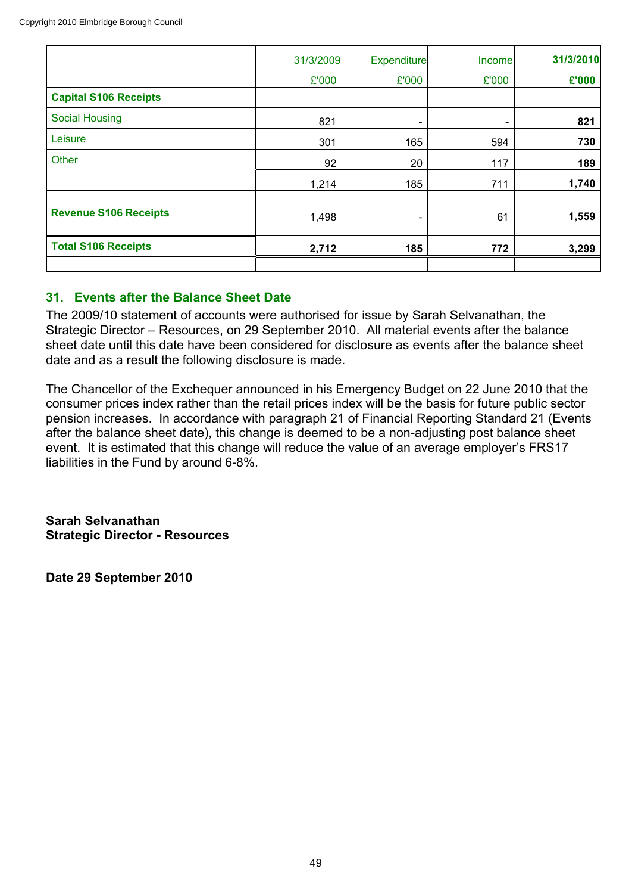|  | 31/3/2009 | Expenditure | Income | **31/3/2010** |
|---|---|---|---|---|
|  | £'000 | £'000 | £'000 | **£'000** |
| **Capital S106 Receipts** |  |  |  |  |
| Social Housing | 821 | - | - | **821** |
| Leisure | 301 | 165 | 594 | **730** |
| Other | 92 | 20 | 117 | **189** |
|  | 1,214 | 185 | 711 | **1,740** |
|  |  |  |  |  |
| **Revenue S106 Receipts** | 1,498 | - | 61 | **1,559** |
|  |  |  |  |  |
| **Total S106 Receipts** | **2,712** | **185** | **772** | **3,299** |

## 31. Events after the Balance Sheet Date

The 2009/10 statement of accounts were authorised for issue by Sarah Selvanathan, the Strategic Director – Resources, on 29 September 2010. All material events after the balance sheet date until this date have been considered for disclosure as events after the balance sheet date and as a result the following disclosure is made.

The Chancellor of the Exchequer announced in his Emergency Budget on 22 June 2010 that the consumer prices index rather than the retail prices index will be the basis for future public sector pension increases. In accordance with paragraph 21 of Financial Reporting Standard 21 (Events after the balance sheet date), this change is deemed to be a non-adjusting post balance sheet event. It is estimated that this change will reduce the value of an average employer's FRS17 liabilities in the Fund by around 6-8%.

**Sarah Selvanathan**
**Strategic Director - Resources**

**Date 29 September 2010**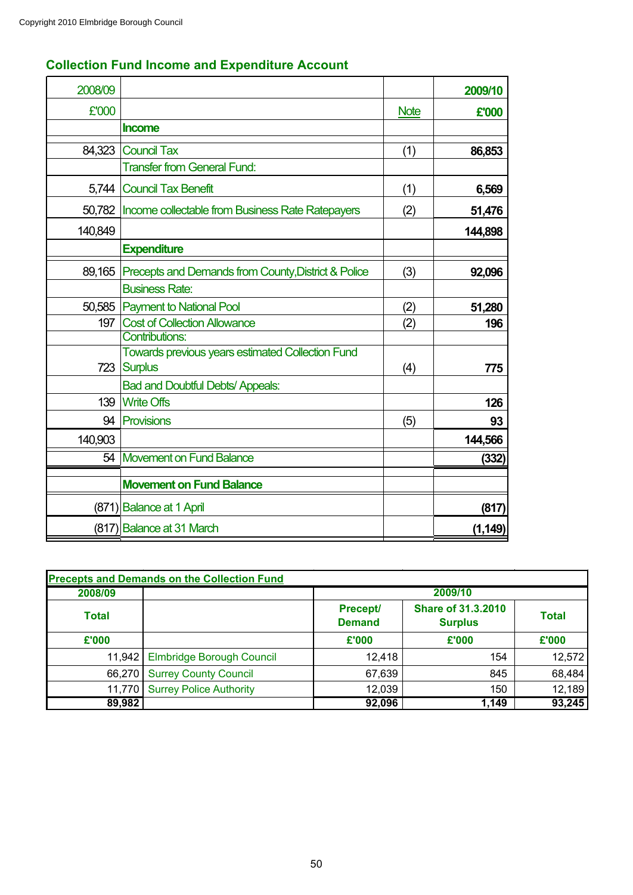Copyright 2010 Elmbridge Borough Council

## Collection Fund Income and Expenditure Account

| 2008/09 | | | 2009/10 |
|---|---|---|---|
| £'000 | | Note | £'000 |
| | **Income** | | |
| 84,323 | Council Tax | (1) | 86,853 |
| | Transfer from General Fund: | | |
| 5,744 | Council Tax Benefit | (1) | 6,569 |
| 50,782 | Income collectable from Business Rate Ratepayers | (2) | 51,476 |
| 140,849 | | | 144,898 |
| | **Expenditure** | | |
| 89,165 | Precepts and Demands from County,District & Police | (3) | 92,096 |
| | Business Rate: | | |
| 50,585 | Payment to National Pool | (2) | 51,280 |
| 197 | Cost of Collection Allowance | (2) | 196 |
| | Contributions: | | |
| 723 | Towards previous years estimated Collection Fund Surplus | (4) | 775 |
| | Bad and Doubtful Debts/ Appeals: | | |
| 139 | Write Offs | | 126 |
| 94 | Provisions | (5) | 93 |
| 140,903 | | | 144,566 |
| 54 | Movement on Fund Balance | | (332) |
| | **Movement on Fund Balance** | | |
| (871) | Balance at 1 April | | (817) |
| (817) | Balance at 31 March | | (1,149) |

| Precepts and Demands on the Collection Fund | | | | |
|---|---|---|---|---|
| **2008/09** | | **2009/10** | | |
| **Total** | | **Precept/ Demand** | **Share of 31.3.2010 Surplus** | **Total** |
| **£'000** | | **£'000** | **£'000** | **£'000** |
| 11,942 | Elmbridge Borough Council | 12,418 | 154 | 12,572 |
| 66,270 | Surrey County Council | 67,639 | 845 | 68,484 |
| 11,770 | Surrey Police Authority | 12,039 | 150 | 12,189 |
| **89,982** | | **92,096** | **1,149** | **93,245** |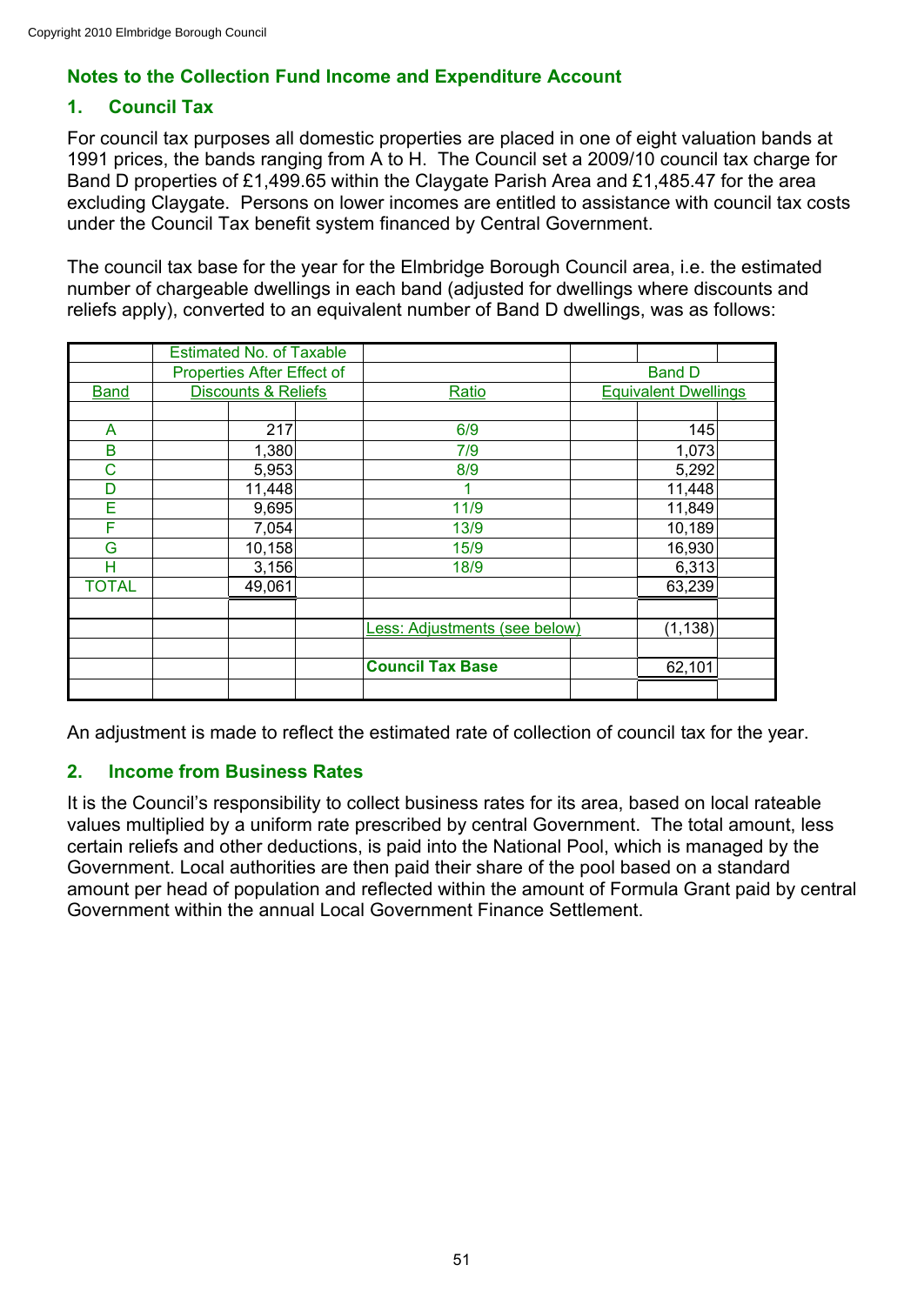## Notes to the Collection Fund Income and Expenditure Account

### 1. Council Tax

For council tax purposes all domestic properties are placed in one of eight valuation bands at 1991 prices, the bands ranging from A to H. The Council set a 2009/10 council tax charge for Band D properties of £1,499.65 within the Claygate Parish Area and £1,485.47 for the area excluding Claygate. Persons on lower incomes are entitled to assistance with council tax costs under the Council Tax benefit system financed by Central Government.

The council tax base for the year for the Elmbridge Borough Council area, i.e. the estimated number of chargeable dwellings in each band (adjusted for dwellings where discounts and reliefs apply), converted to an equivalent number of Band D dwellings, was as follows:

| Band | Estimated No. of Taxable Properties After Effect of Discounts & Reliefs | Ratio | Band D Equivalent Dwellings |
|---|---|---|---|
| A | 217 | 6/9 | 145 |
| B | 1,380 | 7/9 | 1,073 |
| C | 5,953 | 8/9 | 5,292 |
| D | 11,448 | 1 | 11,448 |
| E | 9,695 | 11/9 | 11,849 |
| F | 7,054 | 13/9 | 10,189 |
| G | 10,158 | 15/9 | 16,930 |
| H | 3,156 | 18/9 | 6,313 |
| TOTAL | 49,061 | | 63,239 |
| | | Less: Adjustments (see below) | (1,138) |
| | | **Council Tax Base** | 62,101 |

An adjustment is made to reflect the estimated rate of collection of council tax for the year.

### 2. Income from Business Rates

It is the Council's responsibility to collect business rates for its area, based on local rateable values multiplied by a uniform rate prescribed by central Government. The total amount, less certain reliefs and other deductions, is paid into the National Pool, which is managed by the Government. Local authorities are then paid their share of the pool based on a standard amount per head of population and reflected within the amount of Formula Grant paid by central Government within the annual Local Government Finance Settlement.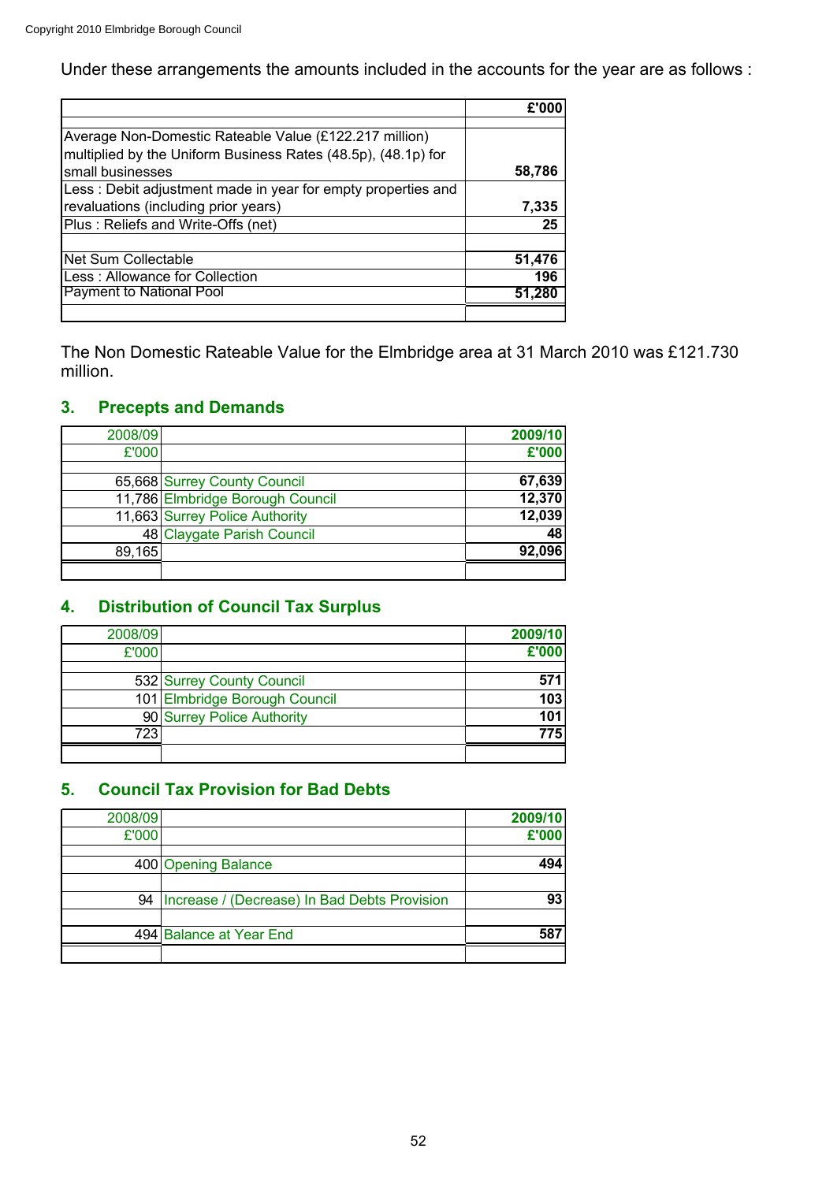Copyright 2010 Elmbridge Borough Council

Under these arrangements the amounts included in the accounts for the year are as follows :

| | £'000 |
|---|---|
| Average Non-Domestic Rateable Value (£122.217 million) multiplied by the Uniform Business Rates (48.5p), (48.1p) for small businesses | **58,786** |
| Less : Debit adjustment made in year for empty properties and revaluations (including prior years) | **7,335** |
| Plus : Reliefs and Write-Offs (net) | **25** |
| | |
| Net Sum Collectable | **51,476** |
| Less : Allowance for Collection | **196** |
| Payment to National Pool | **51,280** |

The Non Domestic Rateable Value for the Elmbridge area at 31 March 2010 was £121.730 million.

## 3. Precepts and Demands

| 2008/09 £'000 | | 2009/10 £'000 |
|---|---|---|
| 65,668 | Surrey County Council | **67,639** |
| 11,786 | Elmbridge Borough Council | **12,370** |
| 11,663 | Surrey Police Authority | **12,039** |
| 48 | Claygate Parish Council | **48** |
| 89,165 | | **92,096** |

## 4. Distribution of Council Tax Surplus

| 2008/09 £'000 | | 2009/10 £'000 |
|---|---|---|
| 532 | Surrey County Council | **571** |
| 101 | Elmbridge Borough Council | **103** |
| 90 | Surrey Police Authority | **101** |
| 723 | | **775** |

## 5. Council Tax Provision for Bad Debts

| 2008/09 £'000 | | 2009/10 £'000 |
|---|---|---|
| 400 | Opening Balance | **494** |
| 94 | Increase / (Decrease) In Bad Debts Provision | **93** |
| 494 | Balance at Year End | **587** |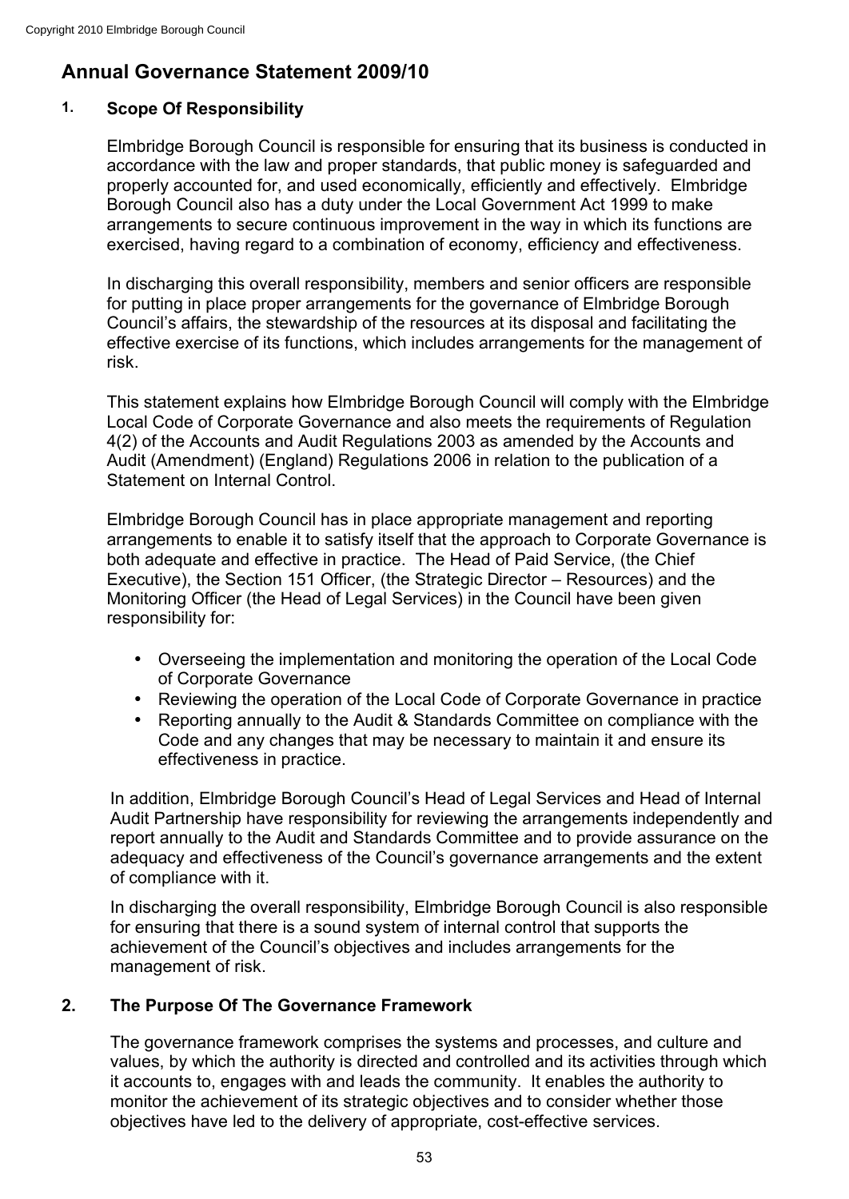# Annual Governance Statement 2009/10

## 1. Scope Of Responsibility

Elmbridge Borough Council is responsible for ensuring that its business is conducted in accordance with the law and proper standards, that public money is safeguarded and properly accounted for, and used economically, efficiently and effectively. Elmbridge Borough Council also has a duty under the Local Government Act 1999 to make arrangements to secure continuous improvement in the way in which its functions are exercised, having regard to a combination of economy, efficiency and effectiveness.

In discharging this overall responsibility, members and senior officers are responsible for putting in place proper arrangements for the governance of Elmbridge Borough Council's affairs, the stewardship of the resources at its disposal and facilitating the effective exercise of its functions, which includes arrangements for the management of risk.

This statement explains how Elmbridge Borough Council will comply with the Elmbridge Local Code of Corporate Governance and also meets the requirements of Regulation 4(2) of the Accounts and Audit Regulations 2003 as amended by the Accounts and Audit (Amendment) (England) Regulations 2006 in relation to the publication of a Statement on Internal Control.

Elmbridge Borough Council has in place appropriate management and reporting arrangements to enable it to satisfy itself that the approach to Corporate Governance is both adequate and effective in practice. The Head of Paid Service, (the Chief Executive), the Section 151 Officer, (the Strategic Director – Resources) and the Monitoring Officer (the Head of Legal Services) in the Council have been given responsibility for:

- Overseeing the implementation and monitoring the operation of the Local Code of Corporate Governance
- Reviewing the operation of the Local Code of Corporate Governance in practice
- Reporting annually to the Audit & Standards Committee on compliance with the Code and any changes that may be necessary to maintain it and ensure its effectiveness in practice.

In addition, Elmbridge Borough Council's Head of Legal Services and Head of Internal Audit Partnership have responsibility for reviewing the arrangements independently and report annually to the Audit and Standards Committee and to provide assurance on the adequacy and effectiveness of the Council's governance arrangements and the extent of compliance with it.

In discharging the overall responsibility, Elmbridge Borough Council is also responsible for ensuring that there is a sound system of internal control that supports the achievement of the Council's objectives and includes arrangements for the management of risk.

## 2. The Purpose Of The Governance Framework

The governance framework comprises the systems and processes, and culture and values, by which the authority is directed and controlled and its activities through which it accounts to, engages with and leads the community. It enables the authority to monitor the achievement of its strategic objectives and to consider whether those objectives have led to the delivery of appropriate, cost-effective services.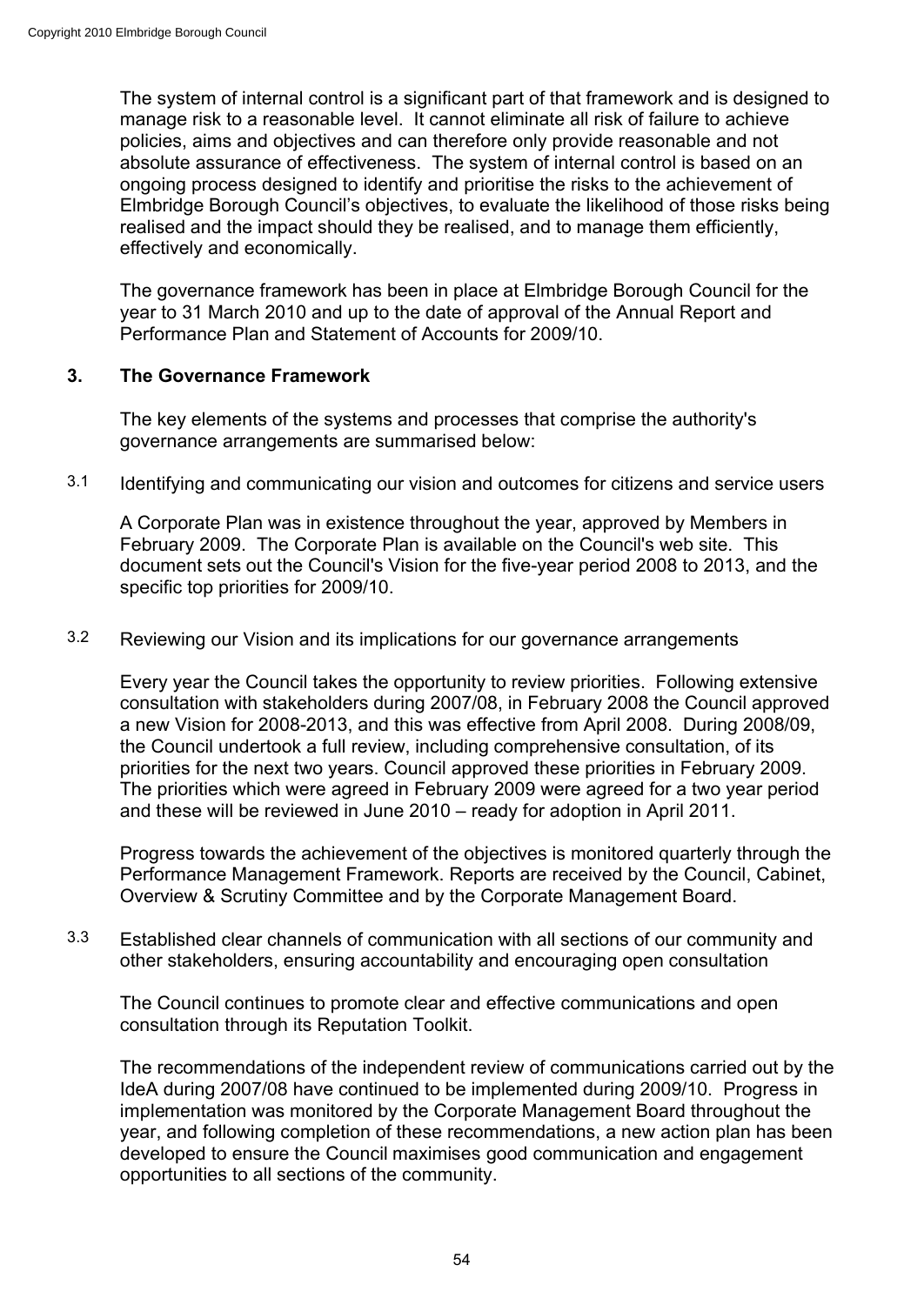The system of internal control is a significant part of that framework and is designed to manage risk to a reasonable level. It cannot eliminate all risk of failure to achieve policies, aims and objectives and can therefore only provide reasonable and not absolute assurance of effectiveness. The system of internal control is based on an ongoing process designed to identify and prioritise the risks to the achievement of Elmbridge Borough Council's objectives, to evaluate the likelihood of those risks being realised and the impact should they be realised, and to manage them efficiently, effectively and economically.

The governance framework has been in place at Elmbridge Borough Council for the year to 31 March 2010 and up to the date of approval of the Annual Report and Performance Plan and Statement of Accounts for 2009/10.

## 3. The Governance Framework

The key elements of the systems and processes that comprise the authority's governance arrangements are summarised below:

3.1 Identifying and communicating our vision and outcomes for citizens and service users

A Corporate Plan was in existence throughout the year, approved by Members in February 2009. The Corporate Plan is available on the Council's web site. This document sets out the Council's Vision for the five-year period 2008 to 2013, and the specific top priorities for 2009/10.

3.2 Reviewing our Vision and its implications for our governance arrangements

Every year the Council takes the opportunity to review priorities. Following extensive consultation with stakeholders during 2007/08, in February 2008 the Council approved a new Vision for 2008-2013, and this was effective from April 2008. During 2008/09, the Council undertook a full review, including comprehensive consultation, of its priorities for the next two years. Council approved these priorities in February 2009. The priorities which were agreed in February 2009 were agreed for a two year period and these will be reviewed in June 2010 – ready for adoption in April 2011.

Progress towards the achievement of the objectives is monitored quarterly through the Performance Management Framework. Reports are received by the Council, Cabinet, Overview & Scrutiny Committee and by the Corporate Management Board.

3.3 Established clear channels of communication with all sections of our community and other stakeholders, ensuring accountability and encouraging open consultation

The Council continues to promote clear and effective communications and open consultation through its Reputation Toolkit.

The recommendations of the independent review of communications carried out by the IdeA during 2007/08 have continued to be implemented during 2009/10. Progress in implementation was monitored by the Corporate Management Board throughout the year, and following completion of these recommendations, a new action plan has been developed to ensure the Council maximises good communication and engagement opportunities to all sections of the community.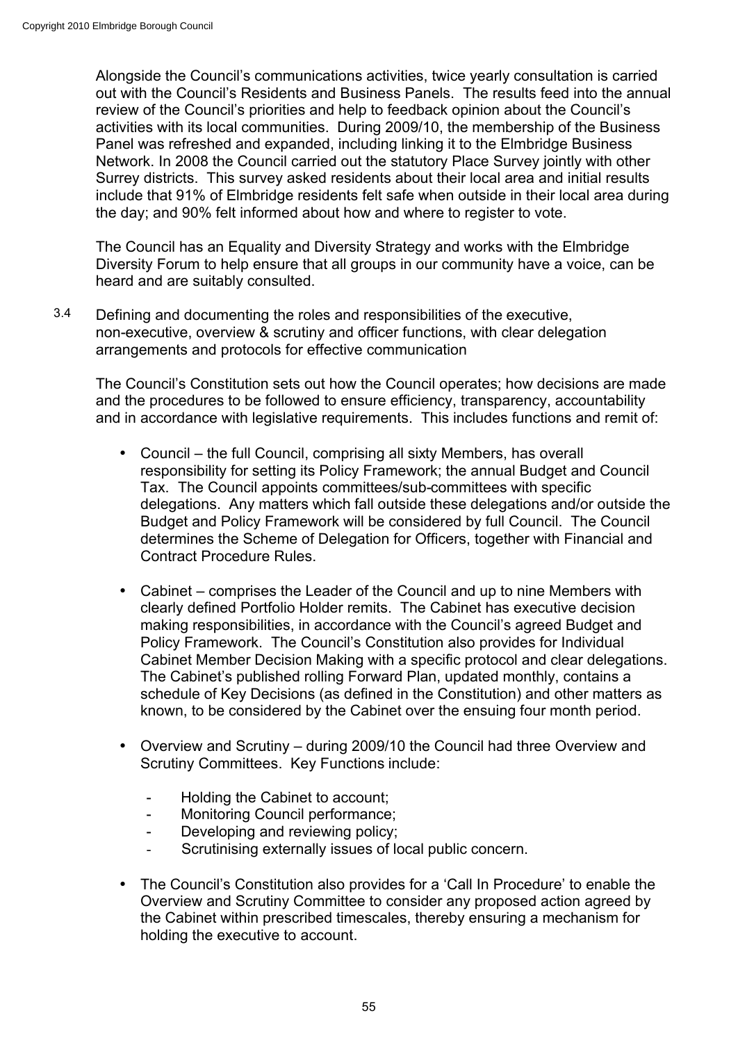Alongside the Council's communications activities, twice yearly consultation is carried out with the Council's Residents and Business Panels. The results feed into the annual review of the Council's priorities and help to feedback opinion about the Council's activities with its local communities. During 2009/10, the membership of the Business Panel was refreshed and expanded, including linking it to the Elmbridge Business Network. In 2008 the Council carried out the statutory Place Survey jointly with other Surrey districts. This survey asked residents about their local area and initial results include that 91% of Elmbridge residents felt safe when outside in their local area during the day; and 90% felt informed about how and where to register to vote.

The Council has an Equality and Diversity Strategy and works with the Elmbridge Diversity Forum to help ensure that all groups in our community have a voice, can be heard and are suitably consulted.

3.4 Defining and documenting the roles and responsibilities of the executive, non-executive, overview & scrutiny and officer functions, with clear delegation arrangements and protocols for effective communication

The Council's Constitution sets out how the Council operates; how decisions are made and the procedures to be followed to ensure efficiency, transparency, accountability and in accordance with legislative requirements. This includes functions and remit of:

- Council – the full Council, comprising all sixty Members, has overall responsibility for setting its Policy Framework; the annual Budget and Council Tax. The Council appoints committees/sub-committees with specific delegations. Any matters which fall outside these delegations and/or outside the Budget and Policy Framework will be considered by full Council. The Council determines the Scheme of Delegation for Officers, together with Financial and Contract Procedure Rules.

- Cabinet – comprises the Leader of the Council and up to nine Members with clearly defined Portfolio Holder remits. The Cabinet has executive decision making responsibilities, in accordance with the Council's agreed Budget and Policy Framework. The Council's Constitution also provides for Individual Cabinet Member Decision Making with a specific protocol and clear delegations. The Cabinet's published rolling Forward Plan, updated monthly, contains a schedule of Key Decisions (as defined in the Constitution) and other matters as known, to be considered by the Cabinet over the ensuing four month period.

- Overview and Scrutiny – during 2009/10 the Council had three Overview and Scrutiny Committees. Key Functions include:
  - Holding the Cabinet to account;
  - Monitoring Council performance;
  - Developing and reviewing policy;
  - Scrutinising externally issues of local public concern.

- The Council's Constitution also provides for a 'Call In Procedure' to enable the Overview and Scrutiny Committee to consider any proposed action agreed by the Cabinet within prescribed timescales, thereby ensuring a mechanism for holding the executive to account.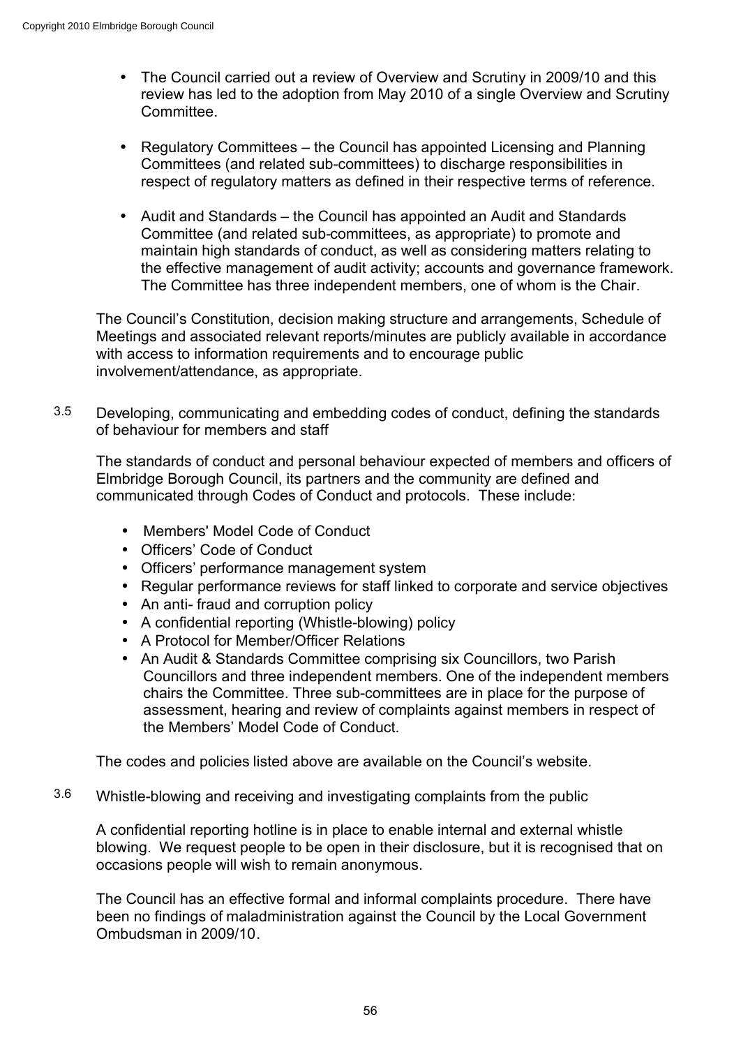- The Council carried out a review of Overview and Scrutiny in 2009/10 and this review has led to the adoption from May 2010 of a single Overview and Scrutiny Committee.
- Regulatory Committees – the Council has appointed Licensing and Planning Committees (and related sub-committees) to discharge responsibilities in respect of regulatory matters as defined in their respective terms of reference.
- Audit and Standards – the Council has appointed an Audit and Standards Committee (and related sub-committees, as appropriate) to promote and maintain high standards of conduct, as well as considering matters relating to the effective management of audit activity; accounts and governance framework. The Committee has three independent members, one of whom is the Chair.

The Council's Constitution, decision making structure and arrangements, Schedule of Meetings and associated relevant reports/minutes are publicly available in accordance with access to information requirements and to encourage public involvement/attendance, as appropriate.

3.5 Developing, communicating and embedding codes of conduct, defining the standards of behaviour for members and staff

The standards of conduct and personal behaviour expected of members and officers of Elmbridge Borough Council, its partners and the community are defined and communicated through Codes of Conduct and protocols. These include:

- Members' Model Code of Conduct
- Officers' Code of Conduct
- Officers' performance management system
- Regular performance reviews for staff linked to corporate and service objectives
- An anti- fraud and corruption policy
- A confidential reporting (Whistle-blowing) policy
- A Protocol for Member/Officer Relations
- An Audit & Standards Committee comprising six Councillors, two Parish Councillors and three independent members. One of the independent members chairs the Committee. Three sub-committees are in place for the purpose of assessment, hearing and review of complaints against members in respect of the Members' Model Code of Conduct.

The codes and policies listed above are available on the Council's website.

3.6 Whistle-blowing and receiving and investigating complaints from the public

A confidential reporting hotline is in place to enable internal and external whistle blowing. We request people to be open in their disclosure, but it is recognised that on occasions people will wish to remain anonymous.

The Council has an effective formal and informal complaints procedure. There have been no findings of maladministration against the Council by the Local Government Ombudsman in 2009/10.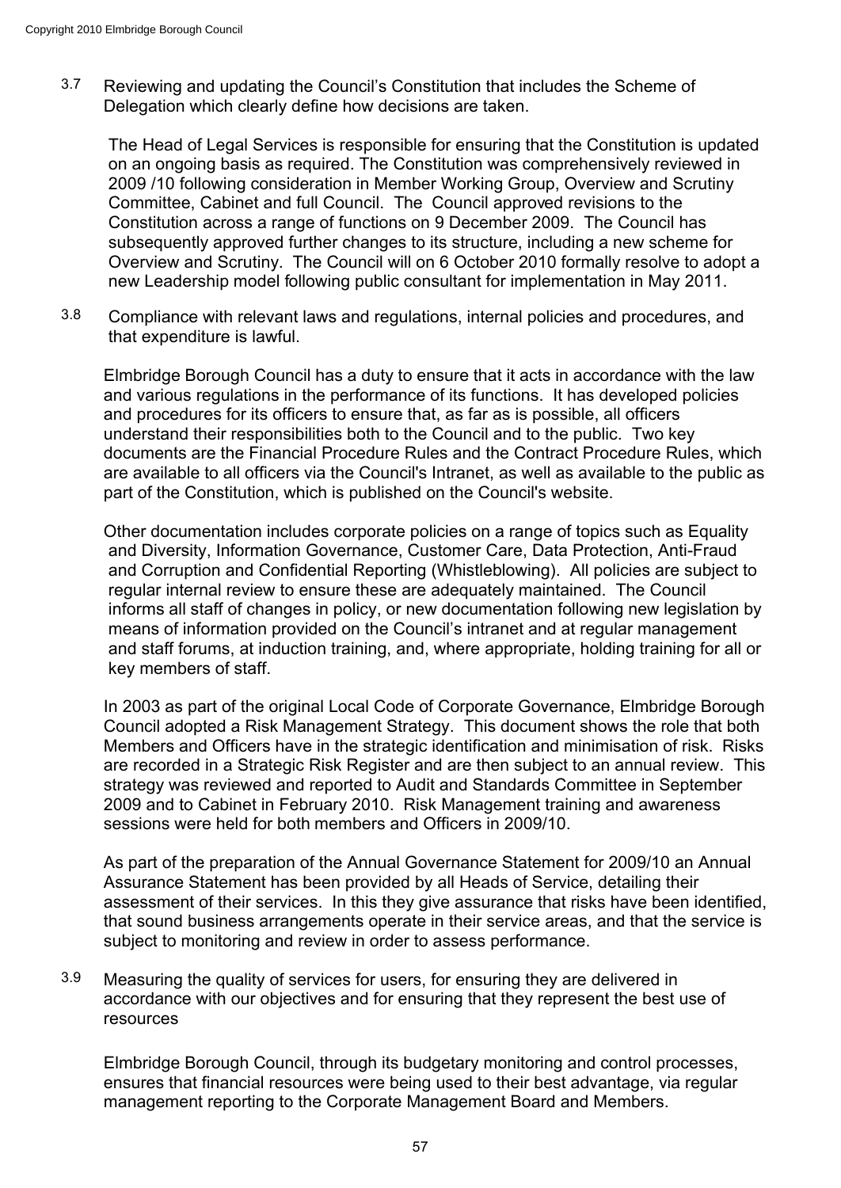3.7 Reviewing and updating the Council's Constitution that includes the Scheme of Delegation which clearly define how decisions are taken.

The Head of Legal Services is responsible for ensuring that the Constitution is updated on an ongoing basis as required. The Constitution was comprehensively reviewed in 2009 /10 following consideration in Member Working Group, Overview and Scrutiny Committee, Cabinet and full Council. The Council approved revisions to the Constitution across a range of functions on 9 December 2009. The Council has subsequently approved further changes to its structure, including a new scheme for Overview and Scrutiny. The Council will on 6 October 2010 formally resolve to adopt a new Leadership model following public consultant for implementation in May 2011.

3.8 Compliance with relevant laws and regulations, internal policies and procedures, and that expenditure is lawful.

Elmbridge Borough Council has a duty to ensure that it acts in accordance with the law and various regulations in the performance of its functions. It has developed policies and procedures for its officers to ensure that, as far as is possible, all officers understand their responsibilities both to the Council and to the public. Two key documents are the Financial Procedure Rules and the Contract Procedure Rules, which are available to all officers via the Council's Intranet, as well as available to the public as part of the Constitution, which is published on the Council's website.

Other documentation includes corporate policies on a range of topics such as Equality and Diversity, Information Governance, Customer Care, Data Protection, Anti-Fraud and Corruption and Confidential Reporting (Whistleblowing). All policies are subject to regular internal review to ensure these are adequately maintained. The Council informs all staff of changes in policy, or new documentation following new legislation by means of information provided on the Council's intranet and at regular management and staff forums, at induction training, and, where appropriate, holding training for all or key members of staff.

In 2003 as part of the original Local Code of Corporate Governance, Elmbridge Borough Council adopted a Risk Management Strategy. This document shows the role that both Members and Officers have in the strategic identification and minimisation of risk. Risks are recorded in a Strategic Risk Register and are then subject to an annual review. This strategy was reviewed and reported to Audit and Standards Committee in September 2009 and to Cabinet in February 2010. Risk Management training and awareness sessions were held for both members and Officers in 2009/10.

As part of the preparation of the Annual Governance Statement for 2009/10 an Annual Assurance Statement has been provided by all Heads of Service, detailing their assessment of their services. In this they give assurance that risks have been identified, that sound business arrangements operate in their service areas, and that the service is subject to monitoring and review in order to assess performance.

3.9 Measuring the quality of services for users, for ensuring they are delivered in accordance with our objectives and for ensuring that they represent the best use of resources

Elmbridge Borough Council, through its budgetary monitoring and control processes, ensures that financial resources were being used to their best advantage, via regular management reporting to the Corporate Management Board and Members.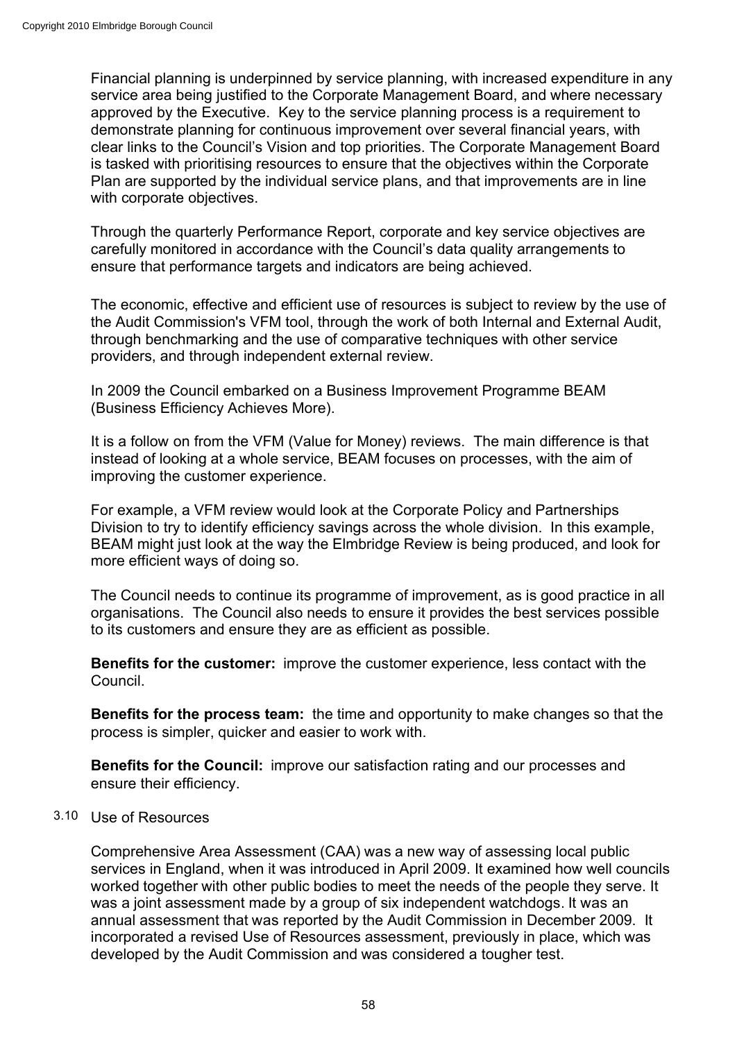Financial planning is underpinned by service planning, with increased expenditure in any service area being justified to the Corporate Management Board, and where necessary approved by the Executive. Key to the service planning process is a requirement to demonstrate planning for continuous improvement over several financial years, with clear links to the Council's Vision and top priorities. The Corporate Management Board is tasked with prioritising resources to ensure that the objectives within the Corporate Plan are supported by the individual service plans, and that improvements are in line with corporate objectives.

Through the quarterly Performance Report, corporate and key service objectives are carefully monitored in accordance with the Council's data quality arrangements to ensure that performance targets and indicators are being achieved.

The economic, effective and efficient use of resources is subject to review by the use of the Audit Commission's VFM tool, through the work of both Internal and External Audit, through benchmarking and the use of comparative techniques with other service providers, and through independent external review.

In 2009 the Council embarked on a Business Improvement Programme BEAM (Business Efficiency Achieves More).

It is a follow on from the VFM (Value for Money) reviews. The main difference is that instead of looking at a whole service, BEAM focuses on processes, with the aim of improving the customer experience.

For example, a VFM review would look at the Corporate Policy and Partnerships Division to try to identify efficiency savings across the whole division. In this example, BEAM might just look at the way the Elmbridge Review is being produced, and look for more efficient ways of doing so.

The Council needs to continue its programme of improvement, as is good practice in all organisations. The Council also needs to ensure it provides the best services possible to its customers and ensure they are as efficient as possible.

**Benefits for the customer:** improve the customer experience, less contact with the Council.

**Benefits for the process team:** the time and opportunity to make changes so that the process is simpler, quicker and easier to work with.

**Benefits for the Council:** improve our satisfaction rating and our processes and ensure their efficiency.

3.10 Use of Resources

Comprehensive Area Assessment (CAA) was a new way of assessing local public services in England, when it was introduced in April 2009. It examined how well councils worked together with other public bodies to meet the needs of the people they serve. It was a joint assessment made by a group of six independent watchdogs. It was an annual assessment that was reported by the Audit Commission in December 2009. It incorporated a revised Use of Resources assessment, previously in place, which was developed by the Audit Commission and was considered a tougher test.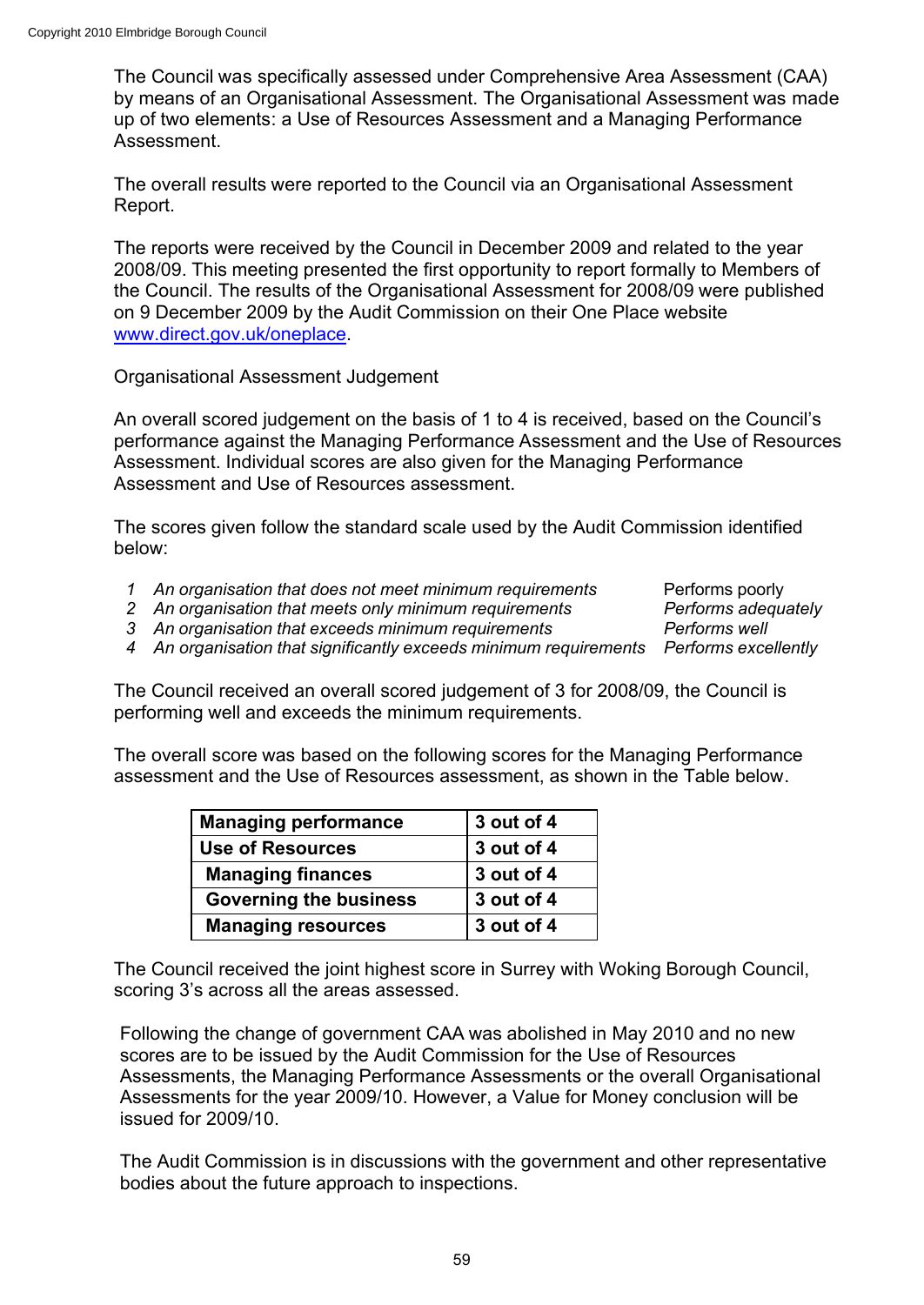The Council was specifically assessed under Comprehensive Area Assessment (CAA) by means of an Organisational Assessment. The Organisational Assessment was made up of two elements: a Use of Resources Assessment and a Managing Performance Assessment.

The overall results were reported to the Council via an Organisational Assessment Report.

The reports were received by the Council in December 2009 and related to the year 2008/09. This meeting presented the first opportunity to report formally to Members of the Council. The results of the Organisational Assessment for 2008/09 were published on 9 December 2009 by the Audit Commission on their One Place website www.direct.gov.uk/oneplace.

Organisational Assessment Judgement

An overall scored judgement on the basis of 1 to 4 is received, based on the Council's performance against the Managing Performance Assessment and the Use of Resources Assessment. Individual scores are also given for the Managing Performance Assessment and Use of Resources assessment.

The scores given follow the standard scale used by the Audit Commission identified below:

1. *An organisation that does not meet minimum requirements* — Performs poorly
2. *An organisation that meets only minimum requirements* — *Performs adequately*
3. *An organisation that exceeds minimum requirements* — *Performs well*
4. *An organisation that significantly exceeds minimum requirements* — *Performs excellently*

The Council received an overall scored judgement of 3 for 2008/09, the Council is performing well and exceeds the minimum requirements.

The overall score was based on the following scores for the Managing Performance assessment and the Use of Resources assessment, as shown in the Table below.

| | |
|---|---|
| **Managing performance** | **3 out of 4** |
| **Use of Resources** | **3 out of 4** |
| **Managing finances** | **3 out of 4** |
| **Governing the business** | **3 out of 4** |
| **Managing resources** | **3 out of 4** |

The Council received the joint highest score in Surrey with Woking Borough Council, scoring 3's across all the areas assessed.

Following the change of government CAA was abolished in May 2010 and no new scores are to be issued by the Audit Commission for the Use of Resources Assessments, the Managing Performance Assessments or the overall Organisational Assessments for the year 2009/10. However, a Value for Money conclusion will be issued for 2009/10.

The Audit Commission is in discussions with the government and other representative bodies about the future approach to inspections.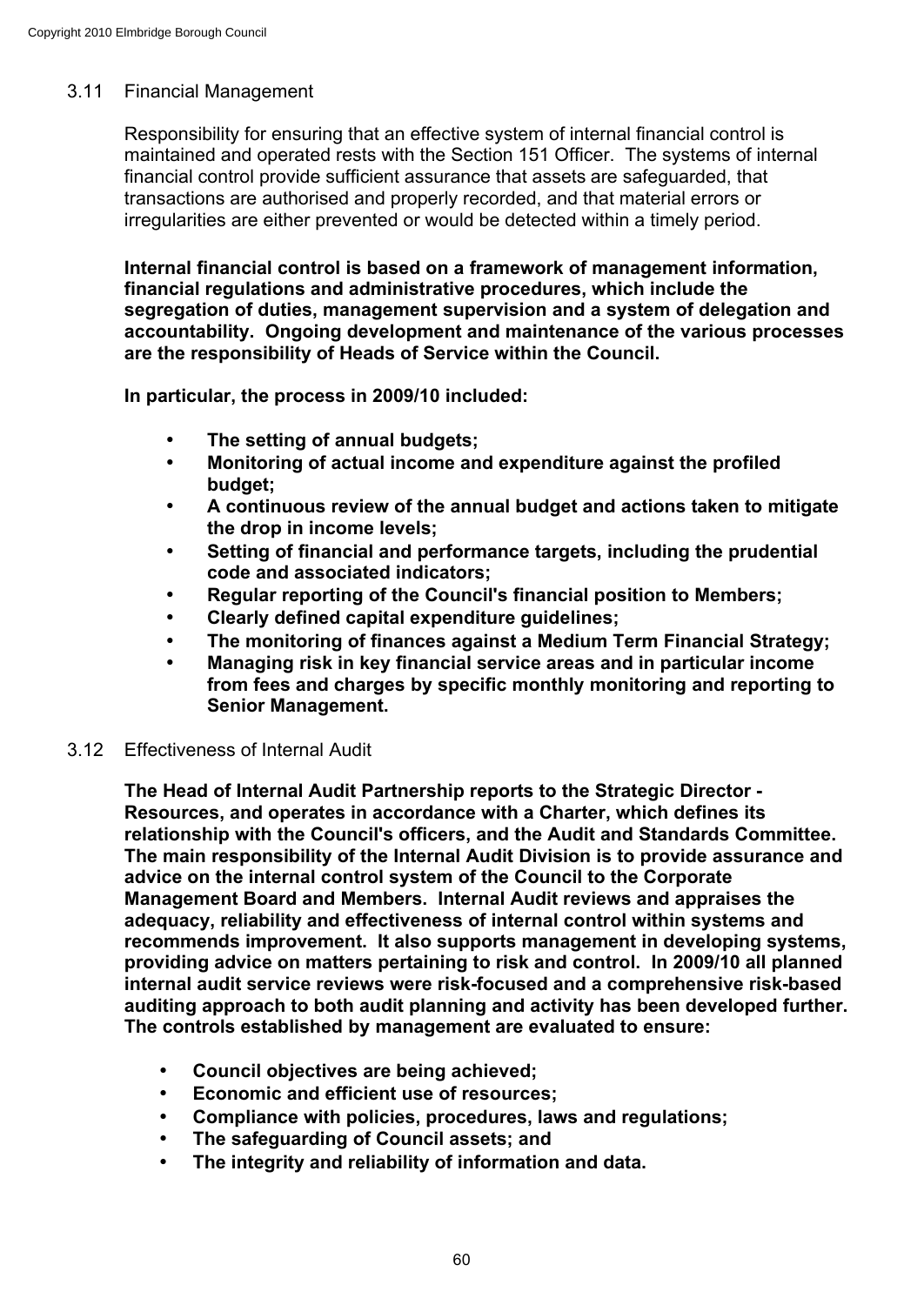### 3.11 Financial Management

Responsibility for ensuring that an effective system of internal financial control is maintained and operated rests with the Section 151 Officer. The systems of internal financial control provide sufficient assurance that assets are safeguarded, that transactions are authorised and properly recorded, and that material errors or irregularities are either prevented or would be detected within a timely period.

**Internal financial control is based on a framework of management information, financial regulations and administrative procedures, which include the segregation of duties, management supervision and a system of delegation and accountability. Ongoing development and maintenance of the various processes are the responsibility of Heads of Service within the Council.**

**In particular, the process in 2009/10 included:**

- **The setting of annual budgets;**
- **Monitoring of actual income and expenditure against the profiled budget;**
- **A continuous review of the annual budget and actions taken to mitigate the drop in income levels;**
- **Setting of financial and performance targets, including the prudential code and associated indicators;**
- **Regular reporting of the Council's financial position to Members;**
- **Clearly defined capital expenditure guidelines;**
- **The monitoring of finances against a Medium Term Financial Strategy;**
- **Managing risk in key financial service areas and in particular income from fees and charges by specific monthly monitoring and reporting to Senior Management.**

### 3.12 Effectiveness of Internal Audit

**The Head of Internal Audit Partnership reports to the Strategic Director - Resources, and operates in accordance with a Charter, which defines its relationship with the Council's officers, and the Audit and Standards Committee. The main responsibility of the Internal Audit Division is to provide assurance and advice on the internal control system of the Council to the Corporate Management Board and Members. Internal Audit reviews and appraises the adequacy, reliability and effectiveness of internal control within systems and recommends improvement. It also supports management in developing systems, providing advice on matters pertaining to risk and control. In 2009/10 all planned internal audit service reviews were risk-focused and a comprehensive risk-based auditing approach to both audit planning and activity has been developed further. The controls established by management are evaluated to ensure:**

- **Council objectives are being achieved;**
- **Economic and efficient use of resources;**
- **Compliance with policies, procedures, laws and regulations;**
- **The safeguarding of Council assets; and**
- **The integrity and reliability of information and data.**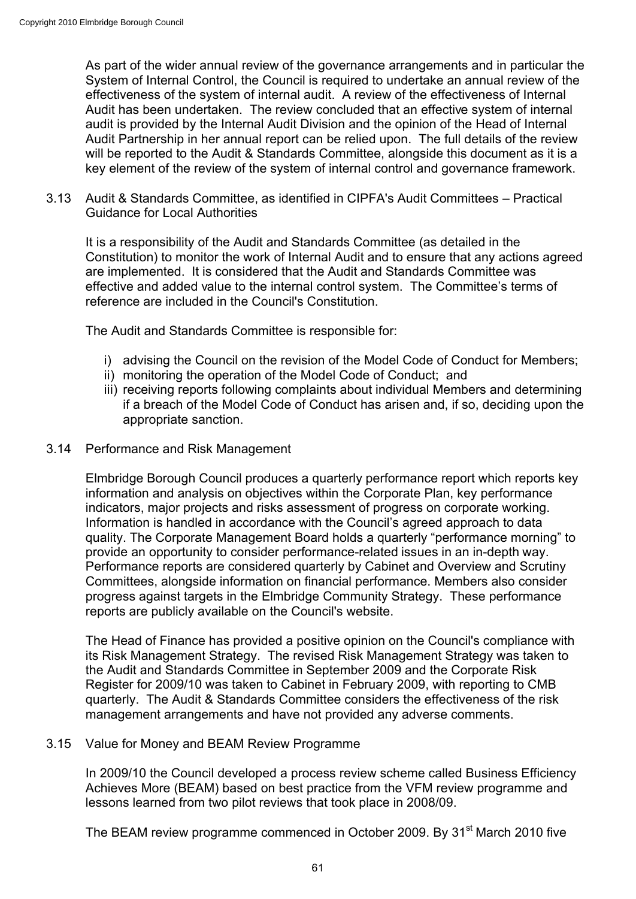As part of the wider annual review of the governance arrangements and in particular the System of Internal Control, the Council is required to undertake an annual review of the effectiveness of the system of internal audit. A review of the effectiveness of Internal Audit has been undertaken. The review concluded that an effective system of internal audit is provided by the Internal Audit Division and the opinion of the Head of Internal Audit Partnership in her annual report can be relied upon. The full details of the review will be reported to the Audit & Standards Committee, alongside this document as it is a key element of the review of the system of internal control and governance framework.

3.13 Audit & Standards Committee, as identified in CIPFA's Audit Committees – Practical Guidance for Local Authorities

It is a responsibility of the Audit and Standards Committee (as detailed in the Constitution) to monitor the work of Internal Audit and to ensure that any actions agreed are implemented. It is considered that the Audit and Standards Committee was effective and added value to the internal control system. The Committee's terms of reference are included in the Council's Constitution.

The Audit and Standards Committee is responsible for:

i) advising the Council on the revision of the Model Code of Conduct for Members;
ii) monitoring the operation of the Model Code of Conduct; and
iii) receiving reports following complaints about individual Members and determining if a breach of the Model Code of Conduct has arisen and, if so, deciding upon the appropriate sanction.

3.14 Performance and Risk Management

Elmbridge Borough Council produces a quarterly performance report which reports key information and analysis on objectives within the Corporate Plan, key performance indicators, major projects and risks assessment of progress on corporate working. Information is handled in accordance with the Council's agreed approach to data quality. The Corporate Management Board holds a quarterly "performance morning" to provide an opportunity to consider performance-related issues in an in-depth way. Performance reports are considered quarterly by Cabinet and Overview and Scrutiny Committees, alongside information on financial performance. Members also consider progress against targets in the Elmbridge Community Strategy. These performance reports are publicly available on the Council's website.

The Head of Finance has provided a positive opinion on the Council's compliance with its Risk Management Strategy. The revised Risk Management Strategy was taken to the Audit and Standards Committee in September 2009 and the Corporate Risk Register for 2009/10 was taken to Cabinet in February 2009, with reporting to CMB quarterly. The Audit & Standards Committee considers the effectiveness of the risk management arrangements and have not provided any adverse comments.

3.15 Value for Money and BEAM Review Programme

In 2009/10 the Council developed a process review scheme called Business Efficiency Achieves More (BEAM) based on best practice from the VFM review programme and lessons learned from two pilot reviews that took place in 2008/09.

The BEAM review programme commenced in October 2009. By 31st March 2010 five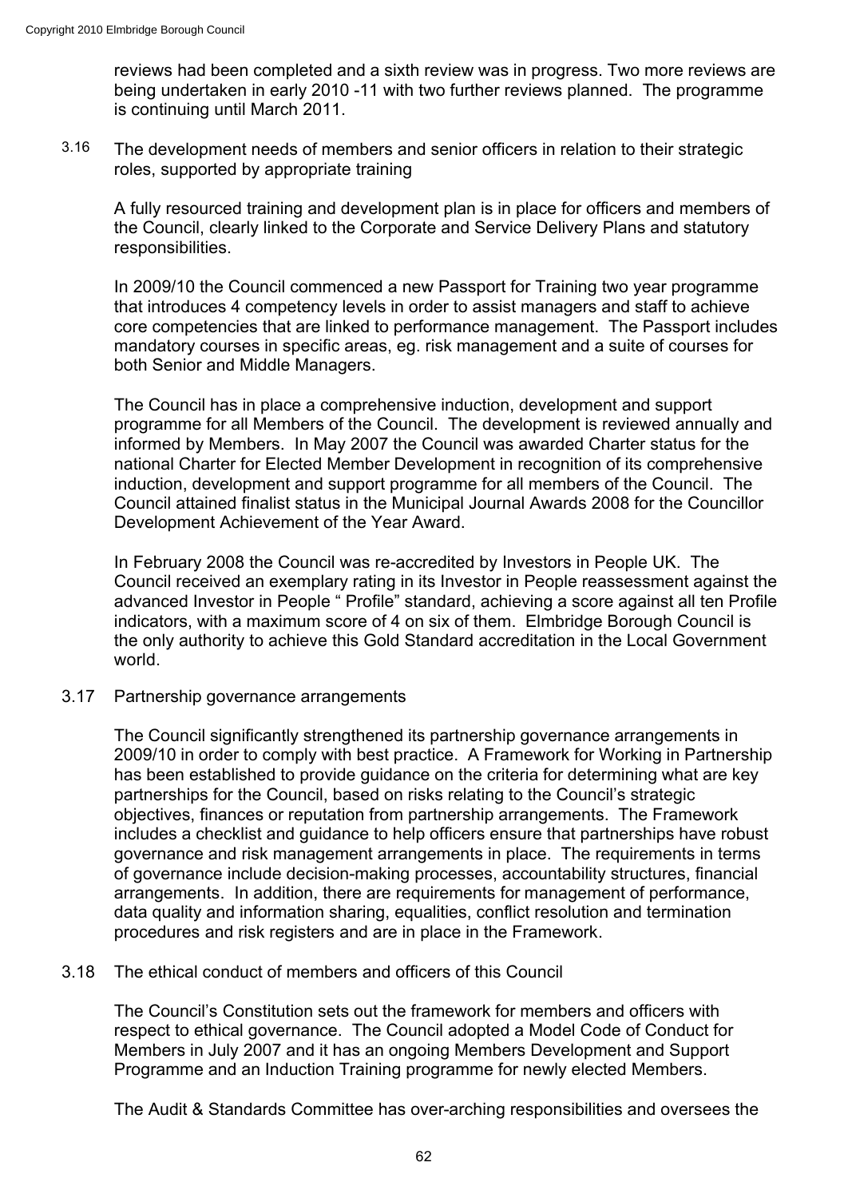reviews had been completed and a sixth review was in progress. Two more reviews are being undertaken in early 2010 -11 with two further reviews planned. The programme is continuing until March 2011.

3.16 The development needs of members and senior officers in relation to their strategic roles, supported by appropriate training

A fully resourced training and development plan is in place for officers and members of the Council, clearly linked to the Corporate and Service Delivery Plans and statutory responsibilities.

In 2009/10 the Council commenced a new Passport for Training two year programme that introduces 4 competency levels in order to assist managers and staff to achieve core competencies that are linked to performance management. The Passport includes mandatory courses in specific areas, eg. risk management and a suite of courses for both Senior and Middle Managers.

The Council has in place a comprehensive induction, development and support programme for all Members of the Council. The development is reviewed annually and informed by Members. In May 2007 the Council was awarded Charter status for the national Charter for Elected Member Development in recognition of its comprehensive induction, development and support programme for all members of the Council. The Council attained finalist status in the Municipal Journal Awards 2008 for the Councillor Development Achievement of the Year Award.

In February 2008 the Council was re-accredited by Investors in People UK. The Council received an exemplary rating in its Investor in People reassessment against the advanced Investor in People " Profile" standard, achieving a score against all ten Profile indicators, with a maximum score of 4 on six of them. Elmbridge Borough Council is the only authority to achieve this Gold Standard accreditation in the Local Government world.

3.17 Partnership governance arrangements

The Council significantly strengthened its partnership governance arrangements in 2009/10 in order to comply with best practice. A Framework for Working in Partnership has been established to provide guidance on the criteria for determining what are key partnerships for the Council, based on risks relating to the Council's strategic objectives, finances or reputation from partnership arrangements. The Framework includes a checklist and guidance to help officers ensure that partnerships have robust governance and risk management arrangements in place. The requirements in terms of governance include decision-making processes, accountability structures, financial arrangements. In addition, there are requirements for management of performance, data quality and information sharing, equalities, conflict resolution and termination procedures and risk registers and are in place in the Framework.

3.18 The ethical conduct of members and officers of this Council

The Council's Constitution sets out the framework for members and officers with respect to ethical governance. The Council adopted a Model Code of Conduct for Members in July 2007 and it has an ongoing Members Development and Support Programme and an Induction Training programme for newly elected Members.

The Audit & Standards Committee has over-arching responsibilities and oversees the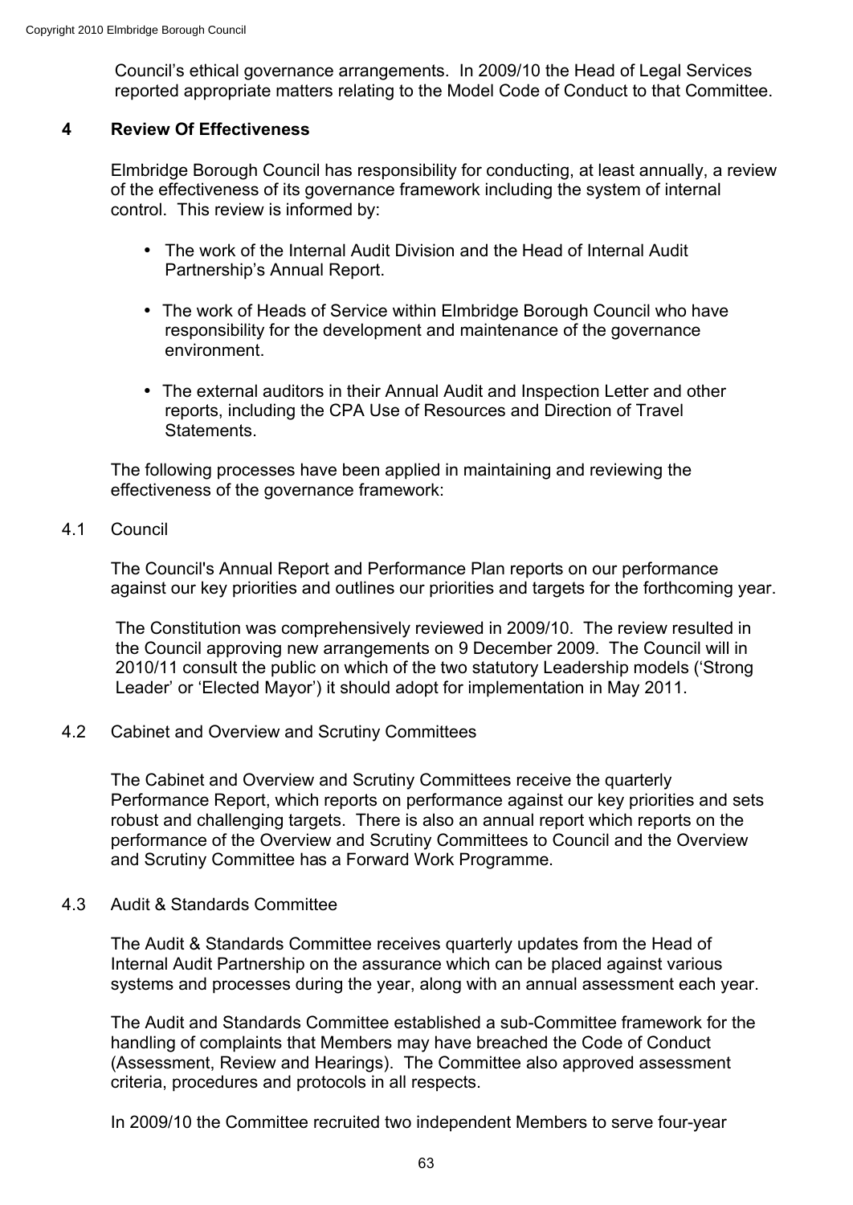Council's ethical governance arrangements. In 2009/10 the Head of Legal Services reported appropriate matters relating to the Model Code of Conduct to that Committee.

## 4 Review Of Effectiveness

Elmbridge Borough Council has responsibility for conducting, at least annually, a review of the effectiveness of its governance framework including the system of internal control. This review is informed by:

- The work of the Internal Audit Division and the Head of Internal Audit Partnership's Annual Report.
- The work of Heads of Service within Elmbridge Borough Council who have responsibility for the development and maintenance of the governance environment.
- The external auditors in their Annual Audit and Inspection Letter and other reports, including the CPA Use of Resources and Direction of Travel Statements.

The following processes have been applied in maintaining and reviewing the effectiveness of the governance framework:

### 4.1 Council

The Council's Annual Report and Performance Plan reports on our performance against our key priorities and outlines our priorities and targets for the forthcoming year.

The Constitution was comprehensively reviewed in 2009/10. The review resulted in the Council approving new arrangements on 9 December 2009. The Council will in 2010/11 consult the public on which of the two statutory Leadership models ('Strong Leader' or 'Elected Mayor') it should adopt for implementation in May 2011.

### 4.2 Cabinet and Overview and Scrutiny Committees

The Cabinet and Overview and Scrutiny Committees receive the quarterly Performance Report, which reports on performance against our key priorities and sets robust and challenging targets. There is also an annual report which reports on the performance of the Overview and Scrutiny Committees to Council and the Overview and Scrutiny Committee has a Forward Work Programme.

### 4.3 Audit & Standards Committee

The Audit & Standards Committee receives quarterly updates from the Head of Internal Audit Partnership on the assurance which can be placed against various systems and processes during the year, along with an annual assessment each year.

The Audit and Standards Committee established a sub-Committee framework for the handling of complaints that Members may have breached the Code of Conduct (Assessment, Review and Hearings). The Committee also approved assessment criteria, procedures and protocols in all respects.

In 2009/10 the Committee recruited two independent Members to serve four-year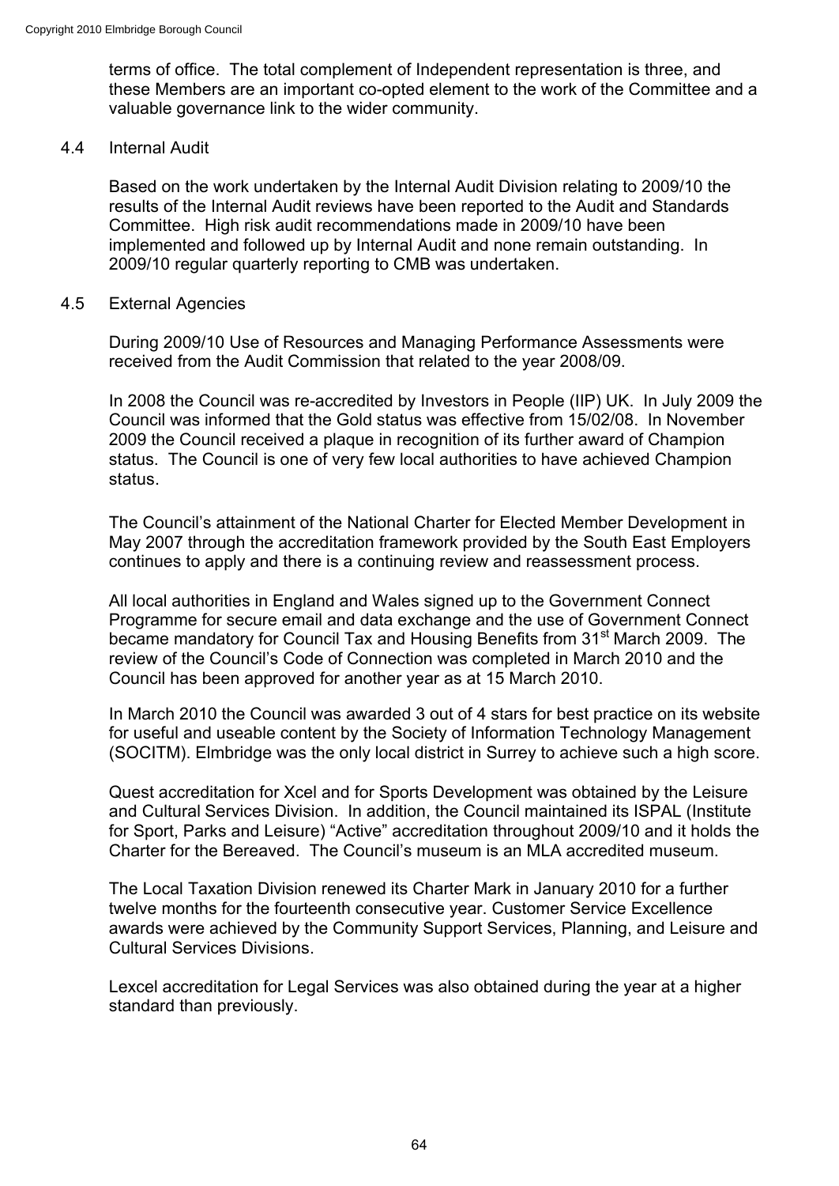terms of office. The total complement of Independent representation is three, and these Members are an important co-opted element to the work of the Committee and a valuable governance link to the wider community.

### 4.4 Internal Audit

Based on the work undertaken by the Internal Audit Division relating to 2009/10 the results of the Internal Audit reviews have been reported to the Audit and Standards Committee. High risk audit recommendations made in 2009/10 have been implemented and followed up by Internal Audit and none remain outstanding. In 2009/10 regular quarterly reporting to CMB was undertaken.

### 4.5 External Agencies

During 2009/10 Use of Resources and Managing Performance Assessments were received from the Audit Commission that related to the year 2008/09.

In 2008 the Council was re-accredited by Investors in People (IIP) UK. In July 2009 the Council was informed that the Gold status was effective from 15/02/08. In November 2009 the Council received a plaque in recognition of its further award of Champion status. The Council is one of very few local authorities to have achieved Champion status.

The Council's attainment of the National Charter for Elected Member Development in May 2007 through the accreditation framework provided by the South East Employers continues to apply and there is a continuing review and reassessment process.

All local authorities in England and Wales signed up to the Government Connect Programme for secure email and data exchange and the use of Government Connect became mandatory for Council Tax and Housing Benefits from 31st March 2009. The review of the Council's Code of Connection was completed in March 2010 and the Council has been approved for another year as at 15 March 2010.

In March 2010 the Council was awarded 3 out of 4 stars for best practice on its website for useful and useable content by the Society of Information Technology Management (SOCITM). Elmbridge was the only local district in Surrey to achieve such a high score.

Quest accreditation for Xcel and for Sports Development was obtained by the Leisure and Cultural Services Division. In addition, the Council maintained its ISPAL (Institute for Sport, Parks and Leisure) "Active" accreditation throughout 2009/10 and it holds the Charter for the Bereaved. The Council's museum is an MLA accredited museum.

The Local Taxation Division renewed its Charter Mark in January 2010 for a further twelve months for the fourteenth consecutive year. Customer Service Excellence awards were achieved by the Community Support Services, Planning, and Leisure and Cultural Services Divisions.

Lexcel accreditation for Legal Services was also obtained during the year at a higher standard than previously.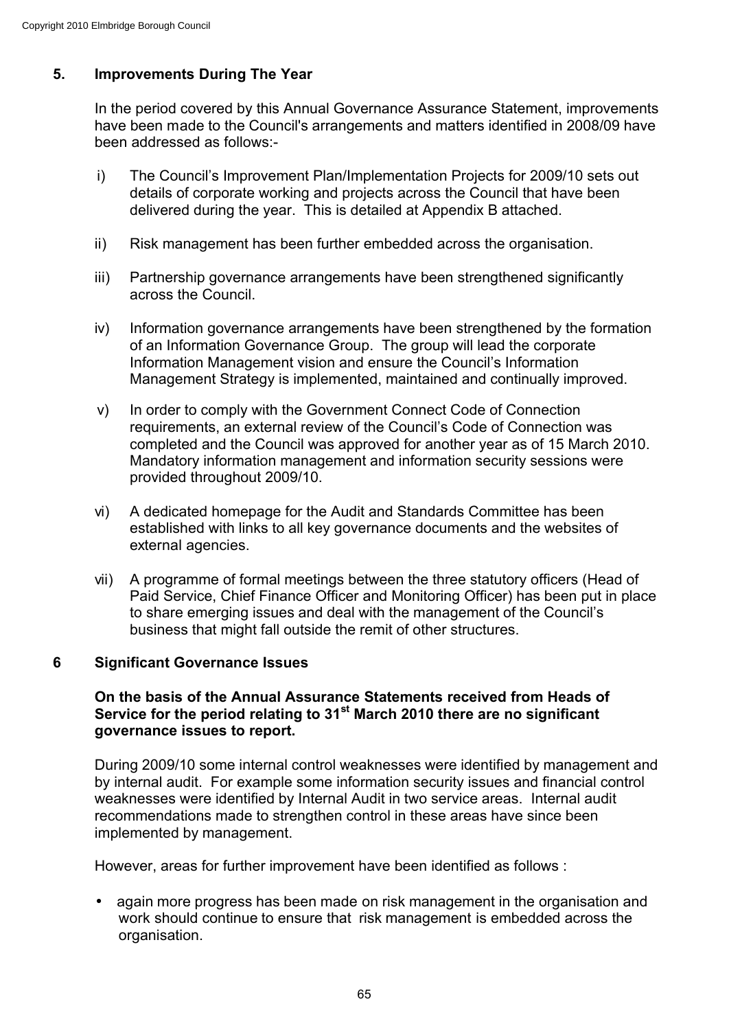## 5. Improvements During The Year

In the period covered by this Annual Governance Assurance Statement, improvements have been made to the Council's arrangements and matters identified in 2008/09 have been addressed as follows:-

i) The Council's Improvement Plan/Implementation Projects for 2009/10 sets out details of corporate working and projects across the Council that have been delivered during the year. This is detailed at Appendix B attached.

ii) Risk management has been further embedded across the organisation.

iii) Partnership governance arrangements have been strengthened significantly across the Council.

iv) Information governance arrangements have been strengthened by the formation of an Information Governance Group. The group will lead the corporate Information Management vision and ensure the Council's Information Management Strategy is implemented, maintained and continually improved.

v) In order to comply with the Government Connect Code of Connection requirements, an external review of the Council's Code of Connection was completed and the Council was approved for another year as of 15 March 2010. Mandatory information management and information security sessions were provided throughout 2009/10.

vi) A dedicated homepage for the Audit and Standards Committee has been established with links to all key governance documents and the websites of external agencies.

vii) A programme of formal meetings between the three statutory officers (Head of Paid Service, Chief Finance Officer and Monitoring Officer) has been put in place to share emerging issues and deal with the management of the Council's business that might fall outside the remit of other structures.

## 6 Significant Governance Issues

**On the basis of the Annual Assurance Statements received from Heads of Service for the period relating to 31st March 2010 there are no significant governance issues to report.**

During 2009/10 some internal control weaknesses were identified by management and by internal audit. For example some information security issues and financial control weaknesses were identified by Internal Audit in two service areas. Internal audit recommendations made to strengthen control in these areas have since been implemented by management.

However, areas for further improvement have been identified as follows :

- again more progress has been made on risk management in the organisation and work should continue to ensure that risk management is embedded across the organisation.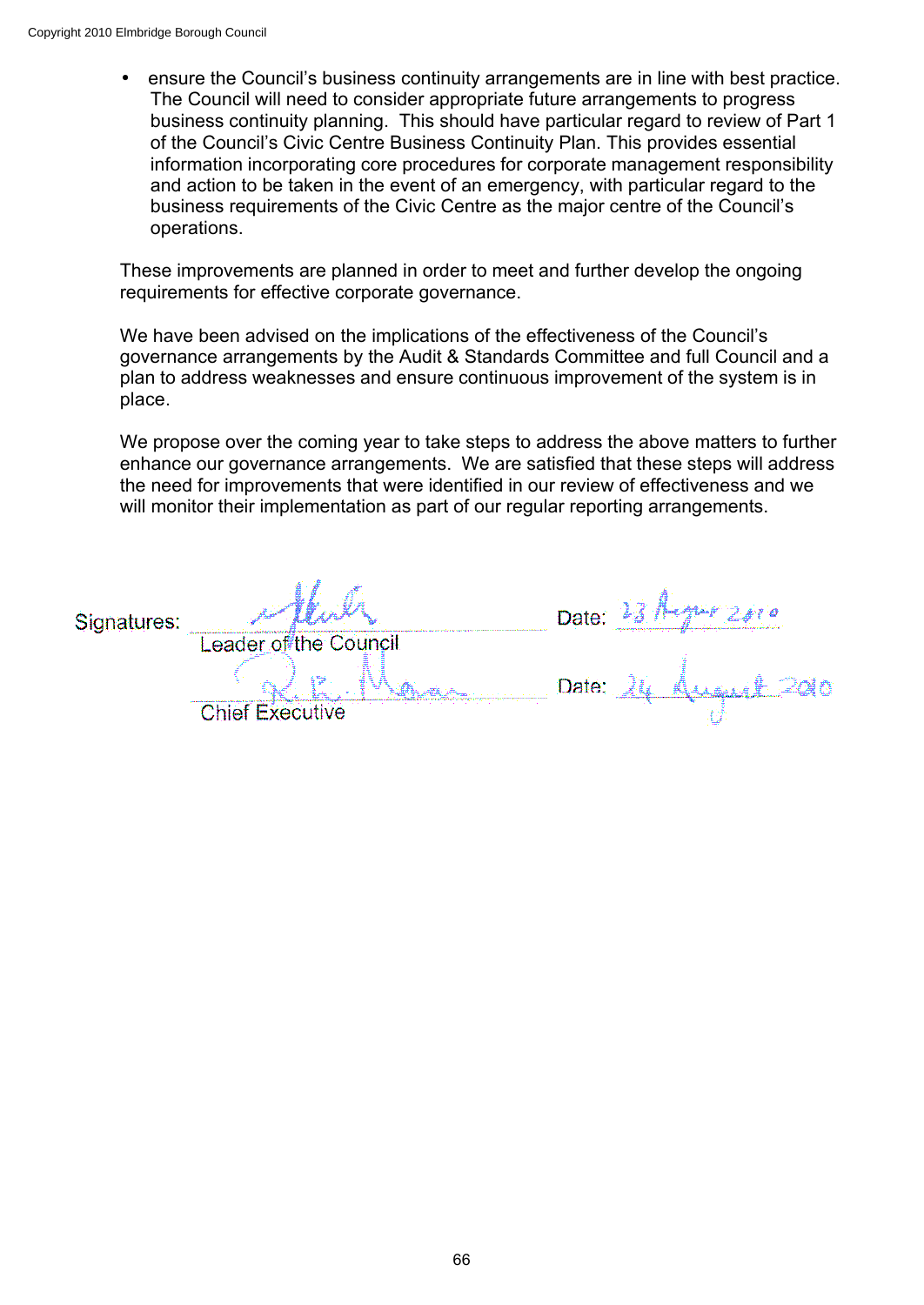- ensure the Council's business continuity arrangements are in line with best practice. The Council will need to consider appropriate future arrangements to progress business continuity planning. This should have particular regard to review of Part 1 of the Council's Civic Centre Business Continuity Plan. This provides essential information incorporating core procedures for corporate management responsibility and action to be taken in the event of an emergency, with particular regard to the business requirements of the Civic Centre as the major centre of the Council's operations.

These improvements are planned in order to meet and further develop the ongoing requirements for effective corporate governance.

We have been advised on the implications of the effectiveness of the Council's governance arrangements by the Audit & Standards Committee and full Council and a plan to address weaknesses and ensure continuous improvement of the system is in place.

We propose over the coming year to take steps to address the above matters to further enhance our governance arrangements. We are satisfied that these steps will address the need for improvements that were identified in our review of effectiveness and we will monitor their implementation as part of our regular reporting arrangements.

Signatures: ............................................ Date: 23 August 2010
Leader of the Council

............................................ Date: 24 August 2010
Chief Executive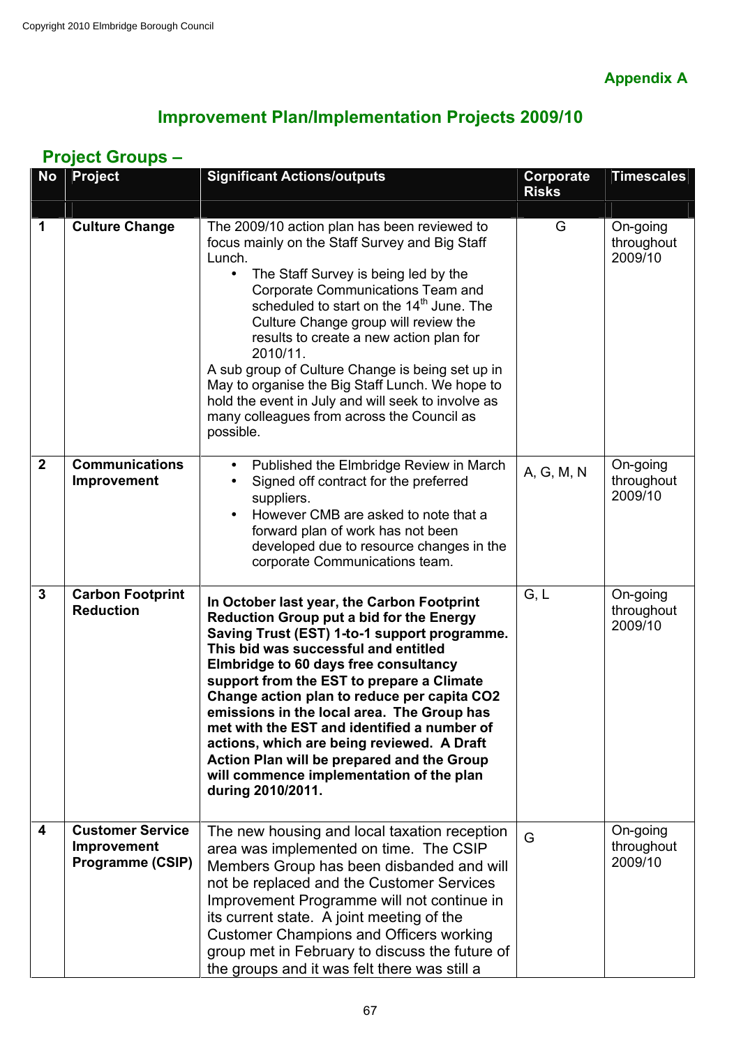Copyright 2010 Elmbridge Borough Council

**Appendix A**

## Improvement Plan/Implementation Projects 2009/10

### Project Groups –

| No | Project | Significant Actions/outputs | Corporate Risks | Timescales |
|---|---|---|---|---|
| | | | | |
| **1** | **Culture Change** | The 2009/10 action plan has been reviewed to focus mainly on the Staff Survey and Big Staff Lunch.<br>• The Staff Survey is being led by the Corporate Communications Team and scheduled to start on the 14th June. The Culture Change group will review the results to create a new action plan for 2010/11.<br>A sub group of Culture Change is being set up in May to organise the Big Staff Lunch. We hope to hold the event in July and will seek to involve as many colleagues from across the Council as possible. | G | On-going throughout 2009/10 |
| **2** | **Communications Improvement** | • Published the Elmbridge Review in March<br>• Signed off contract for the preferred suppliers.<br>• However CMB are asked to note that a forward plan of work has not been developed due to resource changes in the corporate Communications team. | A, G, M, N | On-going throughout 2009/10 |
| **3** | **Carbon Footprint Reduction** | **In October last year, the Carbon Footprint Reduction Group put a bid for the Energy Saving Trust (EST) 1-to-1 support programme. This bid was successful and entitled Elmbridge to 60 days free consultancy support from the EST to prepare a Climate Change action plan to reduce per capita CO2 emissions in the local area. The Group has met with the EST and identified a number of actions, which are being reviewed. A Draft Action Plan will be prepared and the Group will commence implementation of the plan during 2010/2011.** | G, L | On-going throughout 2009/10 |
| **4** | **Customer Service Improvement Programme (CSIP)** | The new housing and local taxation reception area was implemented on time. The CSIP Members Group has been disbanded and will not be replaced and the Customer Services Improvement Programme will not continue in its current state. A joint meeting of the Customer Champions and Officers working group met in February to discuss the future of the groups and it was felt there was still a | G | On-going throughout 2009/10 |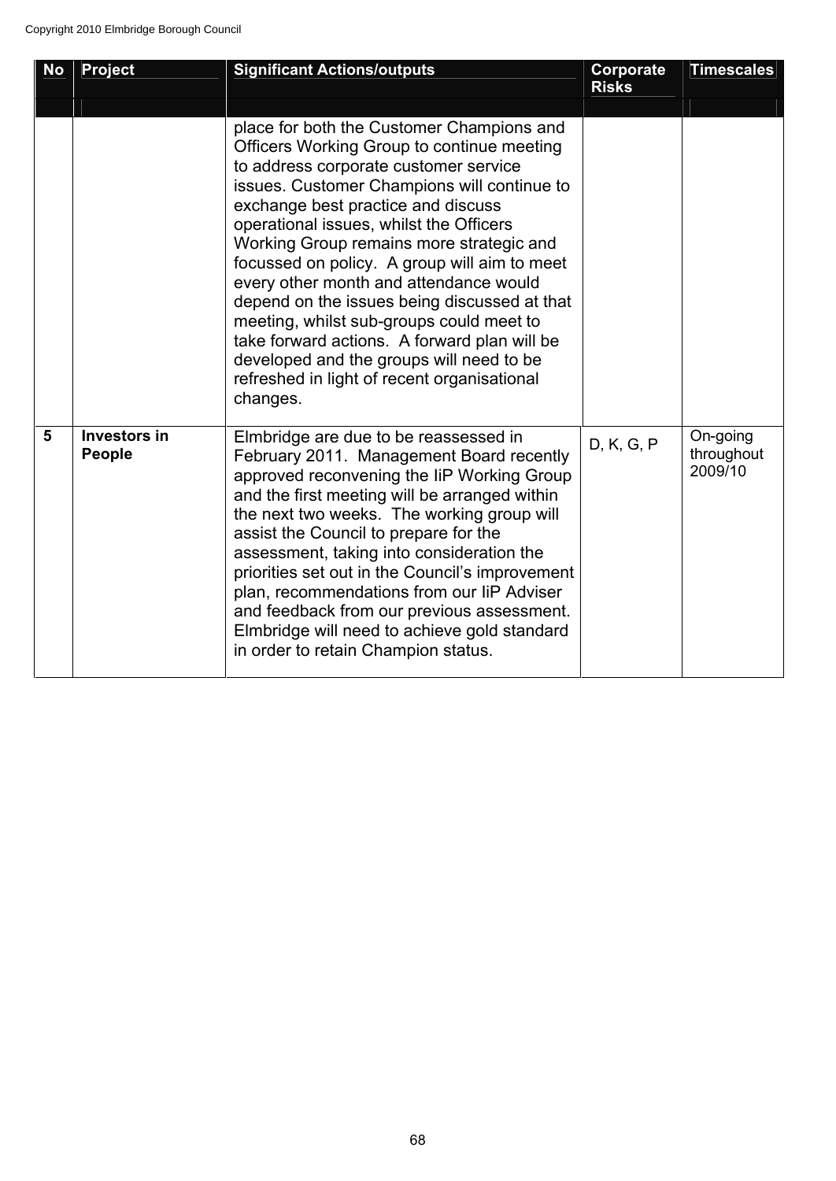| No | Project | Significant Actions/outputs | Corporate Risks | Timescales |
|---|---|---|---|---|
| | | place for both the Customer Champions and Officers Working Group to continue meeting to address corporate customer service issues. Customer Champions will continue to exchange best practice and discuss operational issues, whilst the Officers Working Group remains more strategic and focussed on policy. A group will aim to meet every other month and attendance would depend on the issues being discussed at that meeting, whilst sub-groups could meet to take forward actions. A forward plan will be developed and the groups will need to be refreshed in light of recent organisational changes. | | |
| **5** | **Investors in People** | Elmbridge are due to be reassessed in February 2011. Management Board recently approved reconvening the IiP Working Group and the first meeting will be arranged within the next two weeks. The working group will assist the Council to prepare for the assessment, taking into consideration the priorities set out in the Council's improvement plan, recommendations from our IiP Adviser and feedback from our previous assessment. Elmbridge will need to achieve gold standard in order to retain Champion status. | D, K, G, P | On-going throughout 2009/10 |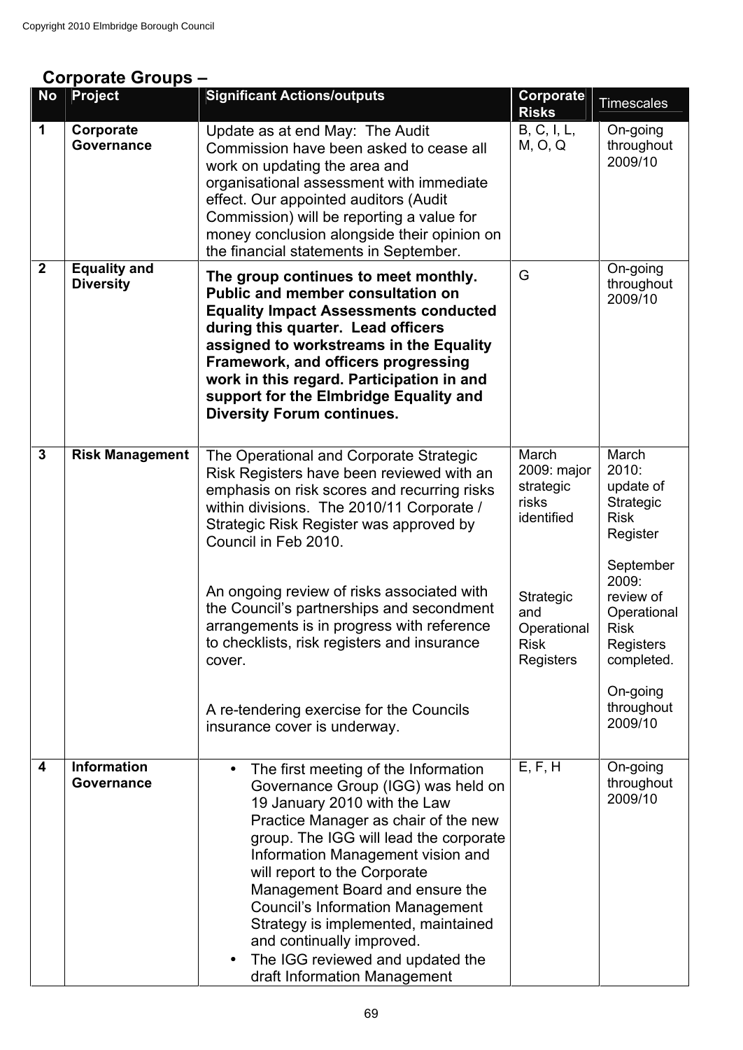Copyright 2010 Elmbridge Borough Council

## Corporate Groups –

| No | Project | Significant Actions/outputs | Corporate Risks | Timescales |
|---|---|---|---|---|
| 1 | **Corporate Governance** | Update as at end May: The Audit Commission have been asked to cease all work on updating the area and organisational assessment with immediate effect. Our appointed auditors (Audit Commission) will be reporting a value for money conclusion alongside their opinion on the financial statements in September. | B, C, I, L, M, O, Q | On-going throughout 2009/10 |
| 2 | **Equality and Diversity** | **The group continues to meet monthly. Public and member consultation on Equality Impact Assessments conducted during this quarter. Lead officers assigned to workstreams in the Equality Framework, and officers progressing work in this regard. Participation in and support for the Elmbridge Equality and Diversity Forum continues.** | G | On-going throughout 2009/10 |
| 3 | **Risk Management** | The Operational and Corporate Strategic Risk Registers have been reviewed with an emphasis on risk scores and recurring risks within divisions. The 2010/11 Corporate / Strategic Risk Register was approved by Council in Feb 2010.<br><br>An ongoing review of risks associated with the Council's partnerships and secondment arrangements is in progress with reference to checklists, risk registers and insurance cover.<br><br>A re-tendering exercise for the Councils insurance cover is underway. | March 2009: major strategic risks identified<br><br>Strategic and Operational Risk Registers | March 2010: update of Strategic Risk Register<br><br>September 2009: review of Operational Risk Registers completed.<br><br>On-going throughout 2009/10 |
| 4 | **Information Governance** | • The first meeting of the Information Governance Group (IGG) was held on 19 January 2010 with the Law Practice Manager as chair of the new group. The IGG will lead the corporate Information Management vision and will report to the Corporate Management Board and ensure the Council's Information Management Strategy is implemented, maintained and continually improved.<br>• The IGG reviewed and updated the draft Information Management | E, F, H | On-going throughout 2009/10 |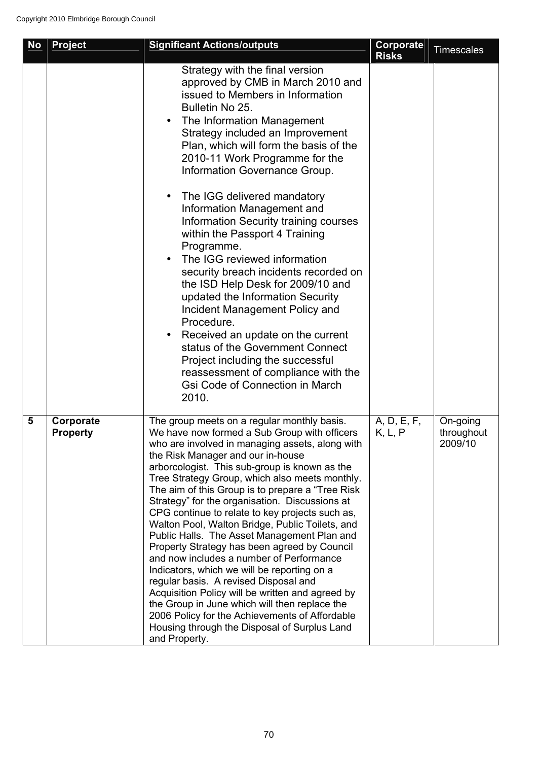Copyright 2010 Elmbridge Borough Council

| No | Project | Significant Actions/outputs | Corporate Risks | Timescales |
|---|---|---|---|---|
| | | Strategy with the final version approved by CMB in March 2010 and issued to Members in Information Bulletin No 25.<br>• The Information Management Strategy included an Improvement Plan, which will form the basis of the 2010-11 Work Programme for the Information Governance Group.<br>• The IGG delivered mandatory Information Management and Information Security training courses within the Passport 4 Training Programme.<br>• The IGG reviewed information security breach incidents recorded on the ISD Help Desk for 2009/10 and updated the Information Security Incident Management Policy and Procedure.<br>• Received an update on the current status of the Government Connect Project including the successful reassessment of compliance with the Gsi Code of Connection in March 2010. | | |
| **5** | **Corporate Property** | The group meets on a regular monthly basis. We have now formed a Sub Group with officers who are involved in managing assets, along with the Risk Manager and our in-house arborcologist. This sub-group is known as the Tree Strategy Group, which also meets monthly. The aim of this Group is to prepare a "Tree Risk Strategy" for the organisation. Discussions at CPG continue to relate to key projects such as, Walton Pool, Walton Bridge, Public Toilets, and Public Halls. The Asset Management Plan and Property Strategy has been agreed by Council and now includes a number of Performance Indicators, which we will be reporting on a regular basis. A revised Disposal and Acquisition Policy will be written and agreed by the Group in June which will then replace the 2006 Policy for the Achievements of Affordable Housing through the Disposal of Surplus Land and Property. | A, D, E, F, K, L, P | On-going throughout 2009/10 |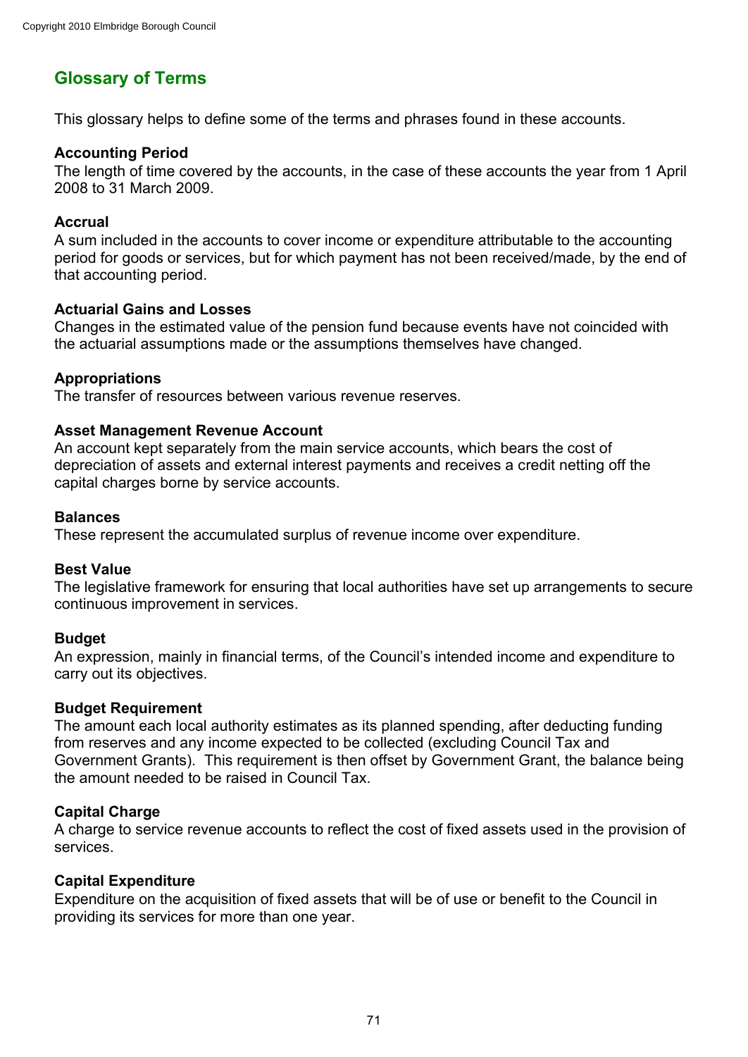## Glossary of Terms

This glossary helps to define some of the terms and phrases found in these accounts.

**Accounting Period**
The length of time covered by the accounts, in the case of these accounts the year from 1 April 2008 to 31 March 2009.

**Accrual**
A sum included in the accounts to cover income or expenditure attributable to the accounting period for goods or services, but for which payment has not been received/made, by the end of that accounting period.

**Actuarial Gains and Losses**
Changes in the estimated value of the pension fund because events have not coincided with the actuarial assumptions made or the assumptions themselves have changed.

**Appropriations**
The transfer of resources between various revenue reserves.

**Asset Management Revenue Account**
An account kept separately from the main service accounts, which bears the cost of depreciation of assets and external interest payments and receives a credit netting off the capital charges borne by service accounts.

**Balances**
These represent the accumulated surplus of revenue income over expenditure.

**Best Value**
The legislative framework for ensuring that local authorities have set up arrangements to secure continuous improvement in services.

**Budget**
An expression, mainly in financial terms, of the Council's intended income and expenditure to carry out its objectives.

**Budget Requirement**
The amount each local authority estimates as its planned spending, after deducting funding from reserves and any income expected to be collected (excluding Council Tax and Government Grants). This requirement is then offset by Government Grant, the balance being the amount needed to be raised in Council Tax.

**Capital Charge**
A charge to service revenue accounts to reflect the cost of fixed assets used in the provision of services.

**Capital Expenditure**
Expenditure on the acquisition of fixed assets that will be of use or benefit to the Council in providing its services for more than one year.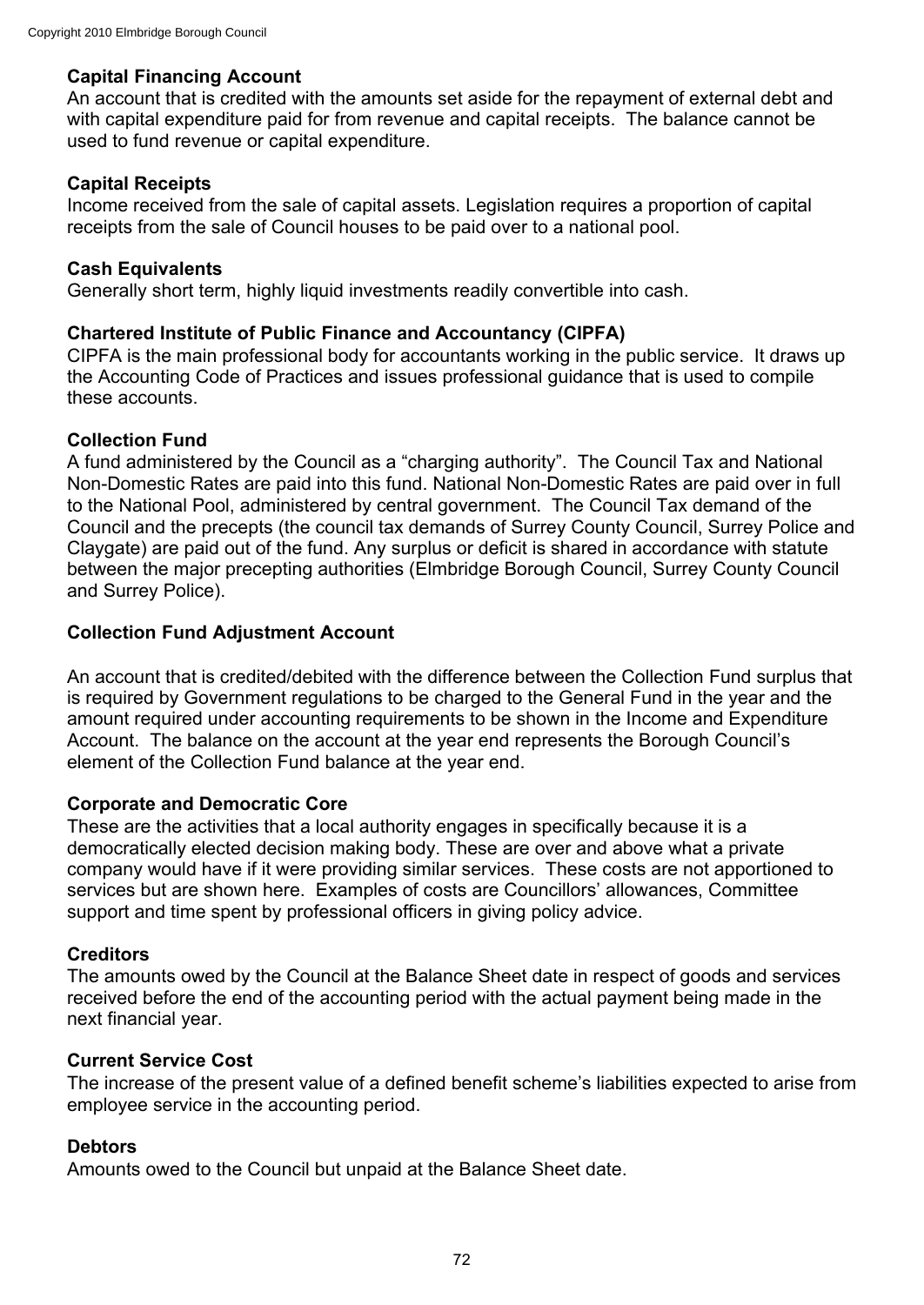**Capital Financing Account**
An account that is credited with the amounts set aside for the repayment of external debt and with capital expenditure paid for from revenue and capital receipts. The balance cannot be used to fund revenue or capital expenditure.

**Capital Receipts**
Income received from the sale of capital assets. Legislation requires a proportion of capital receipts from the sale of Council houses to be paid over to a national pool.

**Cash Equivalents**
Generally short term, highly liquid investments readily convertible into cash.

**Chartered Institute of Public Finance and Accountancy (CIPFA)**
CIPFA is the main professional body for accountants working in the public service. It draws up the Accounting Code of Practices and issues professional guidance that is used to compile these accounts.

**Collection Fund**
A fund administered by the Council as a "charging authority". The Council Tax and National Non-Domestic Rates are paid into this fund. National Non-Domestic Rates are paid over in full to the National Pool, administered by central government. The Council Tax demand of the Council and the precepts (the council tax demands of Surrey County Council, Surrey Police and Claygate) are paid out of the fund. Any surplus or deficit is shared in accordance with statute between the major precepting authorities (Elmbridge Borough Council, Surrey County Council and Surrey Police).

**Collection Fund Adjustment Account**

An account that is credited/debited with the difference between the Collection Fund surplus that is required by Government regulations to be charged to the General Fund in the year and the amount required under accounting requirements to be shown in the Income and Expenditure Account. The balance on the account at the year end represents the Borough Council's element of the Collection Fund balance at the year end.

**Corporate and Democratic Core**
These are the activities that a local authority engages in specifically because it is a democratically elected decision making body. These are over and above what a private company would have if it were providing similar services. These costs are not apportioned to services but are shown here. Examples of costs are Councillors' allowances, Committee support and time spent by professional officers in giving policy advice.

**Creditors**
The amounts owed by the Council at the Balance Sheet date in respect of goods and services received before the end of the accounting period with the actual payment being made in the next financial year.

**Current Service Cost**
The increase of the present value of a defined benefit scheme's liabilities expected to arise from employee service in the accounting period.

**Debtors**
Amounts owed to the Council but unpaid at the Balance Sheet date.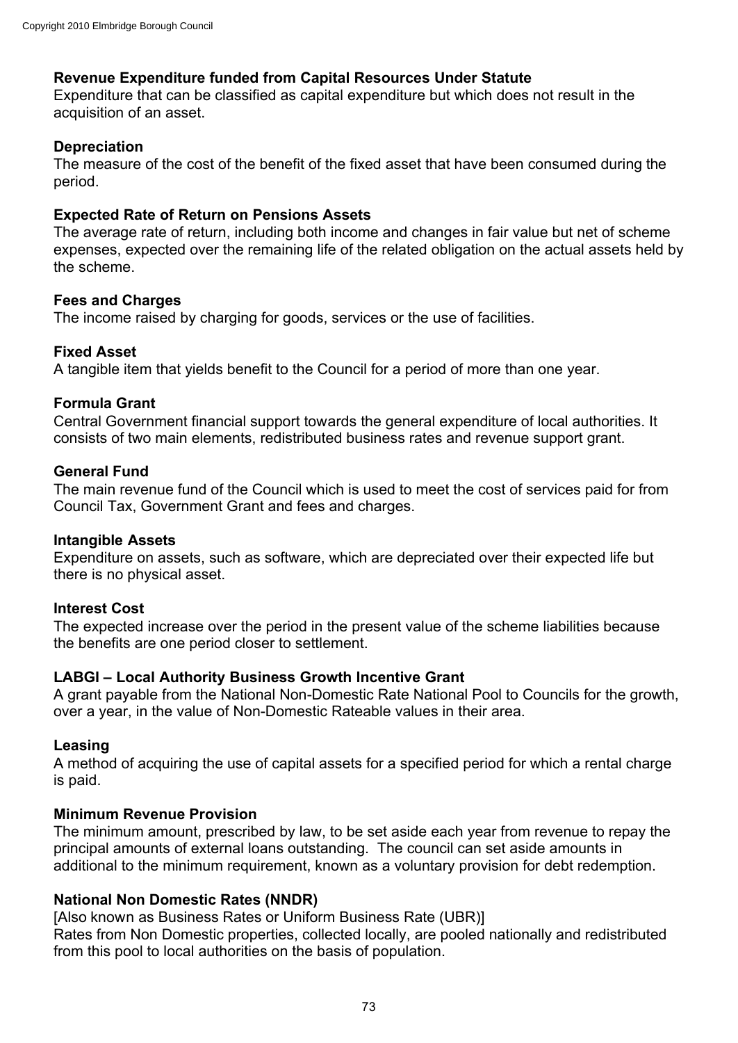**Revenue Expenditure funded from Capital Resources Under Statute**
Expenditure that can be classified as capital expenditure but which does not result in the acquisition of an asset.

**Depreciation**
The measure of the cost of the benefit of the fixed asset that have been consumed during the period.

**Expected Rate of Return on Pensions Assets**
The average rate of return, including both income and changes in fair value but net of scheme expenses, expected over the remaining life of the related obligation on the actual assets held by the scheme.

**Fees and Charges**
The income raised by charging for goods, services or the use of facilities.

**Fixed Asset**
A tangible item that yields benefit to the Council for a period of more than one year.

**Formula Grant**
Central Government financial support towards the general expenditure of local authorities. It consists of two main elements, redistributed business rates and revenue support grant.

**General Fund**
The main revenue fund of the Council which is used to meet the cost of services paid for from Council Tax, Government Grant and fees and charges.

**Intangible Assets**
Expenditure on assets, such as software, which are depreciated over their expected life but there is no physical asset.

**Interest Cost**
The expected increase over the period in the present value of the scheme liabilities because the benefits are one period closer to settlement.

**LABGI – Local Authority Business Growth Incentive Grant**
A grant payable from the National Non-Domestic Rate National Pool to Councils for the growth, over a year, in the value of Non-Domestic Rateable values in their area.

**Leasing**
A method of acquiring the use of capital assets for a specified period for which a rental charge is paid.

**Minimum Revenue Provision**
The minimum amount, prescribed by law, to be set aside each year from revenue to repay the principal amounts of external loans outstanding. The council can set aside amounts in additional to the minimum requirement, known as a voluntary provision for debt redemption.

**National Non Domestic Rates (NNDR)**
[Also known as Business Rates or Uniform Business Rate (UBR)]
Rates from Non Domestic properties, collected locally, are pooled nationally and redistributed from this pool to local authorities on the basis of population.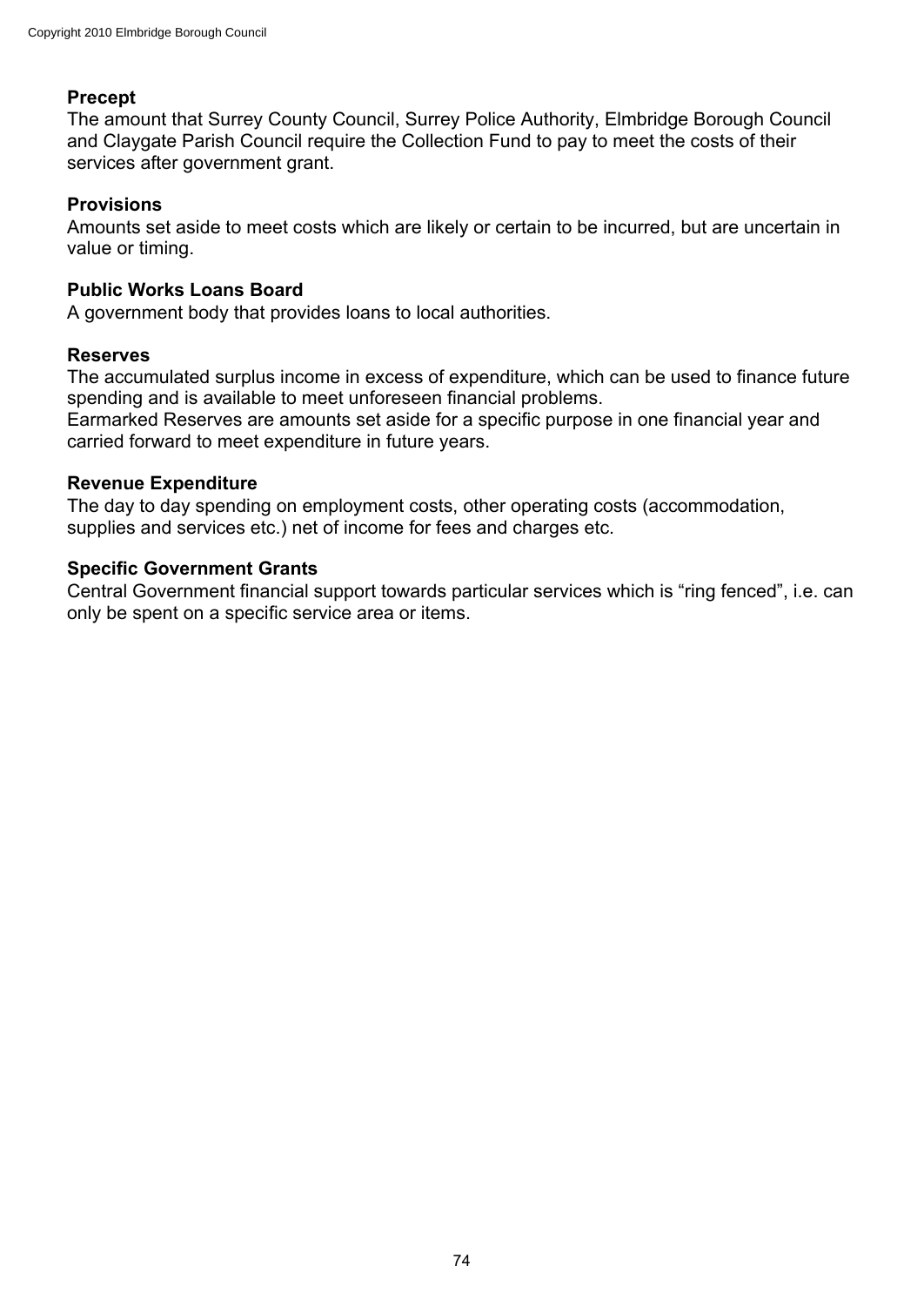**Precept**
The amount that Surrey County Council, Surrey Police Authority, Elmbridge Borough Council and Claygate Parish Council require the Collection Fund to pay to meet the costs of their services after government grant.

**Provisions**
Amounts set aside to meet costs which are likely or certain to be incurred, but are uncertain in value or timing.

**Public Works Loans Board**
A government body that provides loans to local authorities.

**Reserves**
The accumulated surplus income in excess of expenditure, which can be used to finance future spending and is available to meet unforeseen financial problems.
Earmarked Reserves are amounts set aside for a specific purpose in one financial year and carried forward to meet expenditure in future years.

**Revenue Expenditure**
The day to day spending on employment costs, other operating costs (accommodation, supplies and services etc.) net of income for fees and charges etc.

**Specific Government Grants**
Central Government financial support towards particular services which is "ring fenced", i.e. can only be spent on a specific service area or items.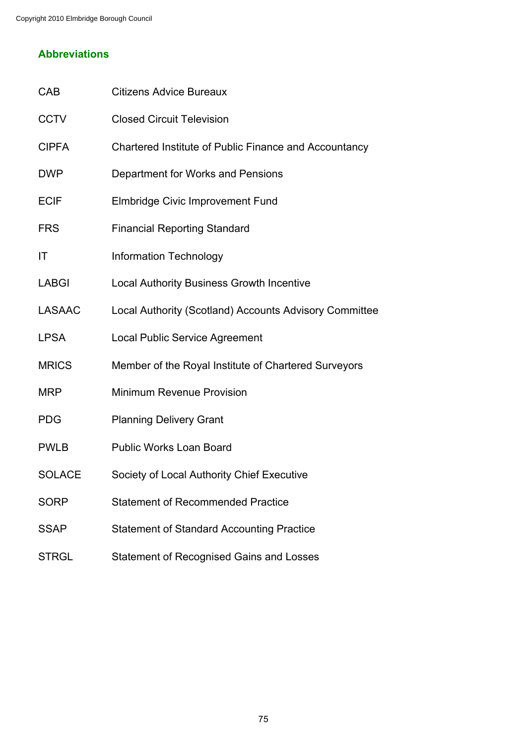## Abbreviations

| | |
|---|---|
| CAB | Citizens Advice Bureaux |
| CCTV | Closed Circuit Television |
| CIPFA | Chartered Institute of Public Finance and Accountancy |
| DWP | Department for Works and Pensions |
| ECIF | Elmbridge Civic Improvement Fund |
| FRS | Financial Reporting Standard |
| IT | Information Technology |
| LABGI | Local Authority Business Growth Incentive |
| LASAAC | Local Authority (Scotland) Accounts Advisory Committee |
| LPSA | Local Public Service Agreement |
| MRICS | Member of the Royal Institute of Chartered Surveyors |
| MRP | Minimum Revenue Provision |
| PDG | Planning Delivery Grant |
| PWLB | Public Works Loan Board |
| SOLACE | Society of Local Authority Chief Executive |
| SORP | Statement of Recommended Practice |
| SSAP | Statement of Standard Accounting Practice |
| STRGL | Statement of Recognised Gains and Losses |